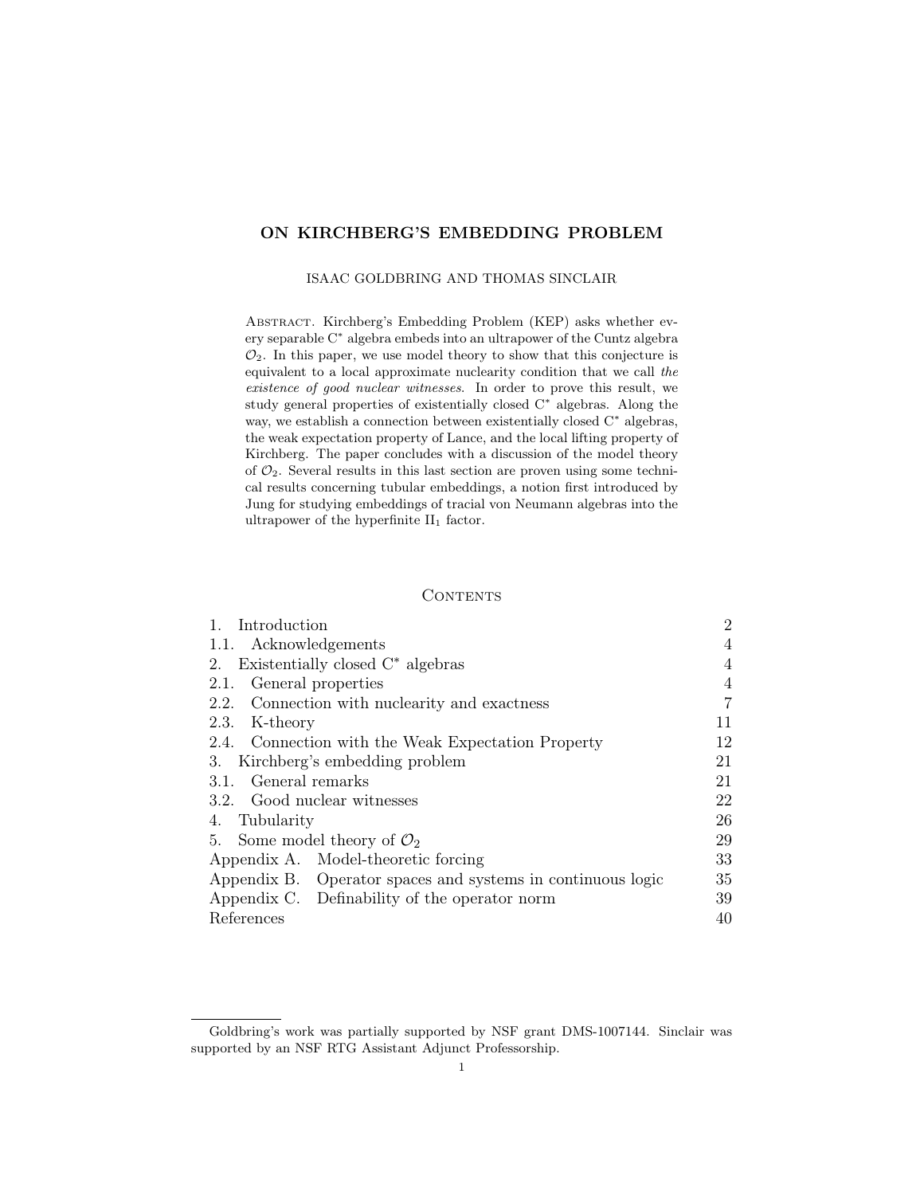# ON KIRCHBERG'S EMBEDDING PROBLEM

ISAAC GOLDBRING AND THOMAS SINCLAIR

Abstract. Kirchberg's Embedding Problem (KEP) asks whether every separable C* algebra embeds into an ultrapower of the Cuntz algebra $\mathcal{O}_2$. In this paper, we use model theory to show that this conjecture is equivalent to a local approximate nuclearity condition that we call *the existence of good nuclear witnesses*. In order to prove this result, we study general properties of existentially closed C* algebras. Along the way, we establish a connection between existentially closed C* algebras, the weak expectation property of Lance, and the local lifting property of Kirchberg. The paper concludes with a discussion of the model theory of $\mathcal{O}_2$. Several results in this last section are proven using some technical results concerning tubular embeddings, a notion first introduced by Jung for studying embeddings of tracial von Neumann algebras into the ultrapower of the hyperfinite $\text{II}_1$ factor.

## Contents

| | |
|---|---|
| 1. Introduction | 2 |
| 1.1. Acknowledgements | 4 |
| 2. Existentially closed C* algebras | 4 |
| 2.1. General properties | 4 |
| 2.2. Connection with nuclearity and exactness | 7 |
| 2.3. K-theory | 11 |
| 2.4. Connection with the Weak Expectation Property | 12 |
| 3. Kirchberg's embedding problem | 21 |
| 3.1. General remarks | 21 |
| 3.2. Good nuclear witnesses | 22 |
| 4. Tubularity | 26 |
| 5. Some model theory of $\mathcal{O}_2$ | 29 |
| Appendix A. Model-theoretic forcing | 33 |
| Appendix B. Operator spaces and systems in continuous logic | 35 |
| Appendix C. Definability of the operator norm | 39 |
| References | 40 |

Goldbring's work was partially supported by NSF grant DMS-1007144. Sinclair was supported by an NSF RTG Assistant Adjunct Professorship.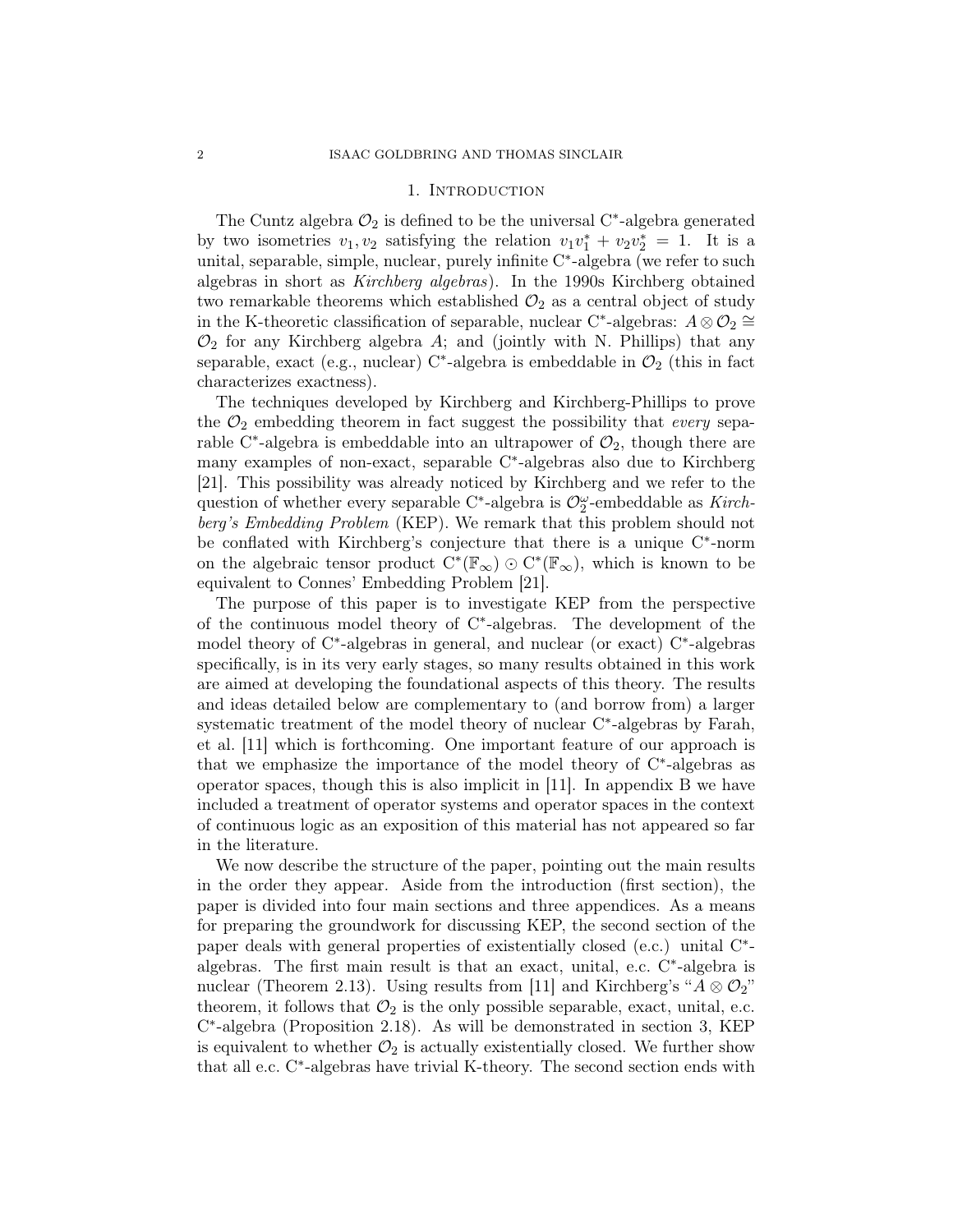## 1. Introduction

The Cuntz algebra $\mathcal{O}_2$ is defined to be the universal C$^*$-algebra generated by two isometries $v_1, v_2$ satisfying the relation $v_1v_1^* + v_2v_2^* = 1$. It is a unital, separable, simple, nuclear, purely infinite C$^*$-algebra (we refer to such algebras in short as *Kirchberg algebras*). In the 1990s Kirchberg obtained two remarkable theorems which established $\mathcal{O}_2$ as a central object of study in the K-theoretic classification of separable, nuclear C$^*$-algebras: $A \otimes \mathcal{O}_2 \cong \mathcal{O}_2$ for any Kirchberg algebra $A$; and (jointly with N. Phillips) that any separable, exact (e.g., nuclear) C$^*$-algebra is embeddable in $\mathcal{O}_2$ (this in fact characterizes exactness).

The techniques developed by Kirchberg and Kirchberg-Phillips to prove the $\mathcal{O}_2$ embedding theorem in fact suggest the possibility that *every* separable C$^*$-algebra is embeddable into an ultrapower of $\mathcal{O}_2$, though there are many examples of non-exact, separable C$^*$-algebras also due to Kirchberg [21]. This possibility was already noticed by Kirchberg and we refer to the question of whether every separable C$^*$-algebra is $\mathcal{O}_2^\omega$-embeddable as *Kirchberg's Embedding Problem* (KEP). We remark that this problem should not be conflated with Kirchberg's conjecture that there is a unique C$^*$-norm on the algebraic tensor product $\mathrm{C}^*(\mathbb{F}_\infty) \odot \mathrm{C}^*(\mathbb{F}_\infty)$, which is known to be equivalent to Connes' Embedding Problem [21].

The purpose of this paper is to investigate KEP from the perspective of the continuous model theory of C$^*$-algebras. The development of the model theory of C$^*$-algebras in general, and nuclear (or exact) C$^*$-algebras specifically, is in its very early stages, so many results obtained in this work are aimed at developing the foundational aspects of this theory. The results and ideas detailed below are complementary to (and borrow from) a larger systematic treatment of the model theory of nuclear C$^*$-algebras by Farah, et al. [11] which is forthcoming. One important feature of our approach is that we emphasize the importance of the model theory of C$^*$-algebras as operator spaces, though this is also implicit in [11]. In appendix B we have included a treatment of operator systems and operator spaces in the context of continuous logic as an exposition of this material has not appeared so far in the literature.

We now describe the structure of the paper, pointing out the main results in the order they appear. Aside from the introduction (first section), the paper is divided into four main sections and three appendices. As a means for preparing the groundwork for discussing KEP, the second section of the paper deals with general properties of existentially closed (e.c.) unital C$^*$-algebras. The first main result is that an exact, unital, e.c. C$^*$-algebra is nuclear (Theorem 2.13). Using results from [11] and Kirchberg's "$A \otimes \mathcal{O}_2$" theorem, it follows that $\mathcal{O}_2$ is the only possible separable, exact, unital, e.c. C$^*$-algebra (Proposition 2.18). As will be demonstrated in section 3, KEP is equivalent to whether $\mathcal{O}_2$ is actually existentially closed. We further show that all e.c. C$^*$-algebras have trivial K-theory. The second section ends with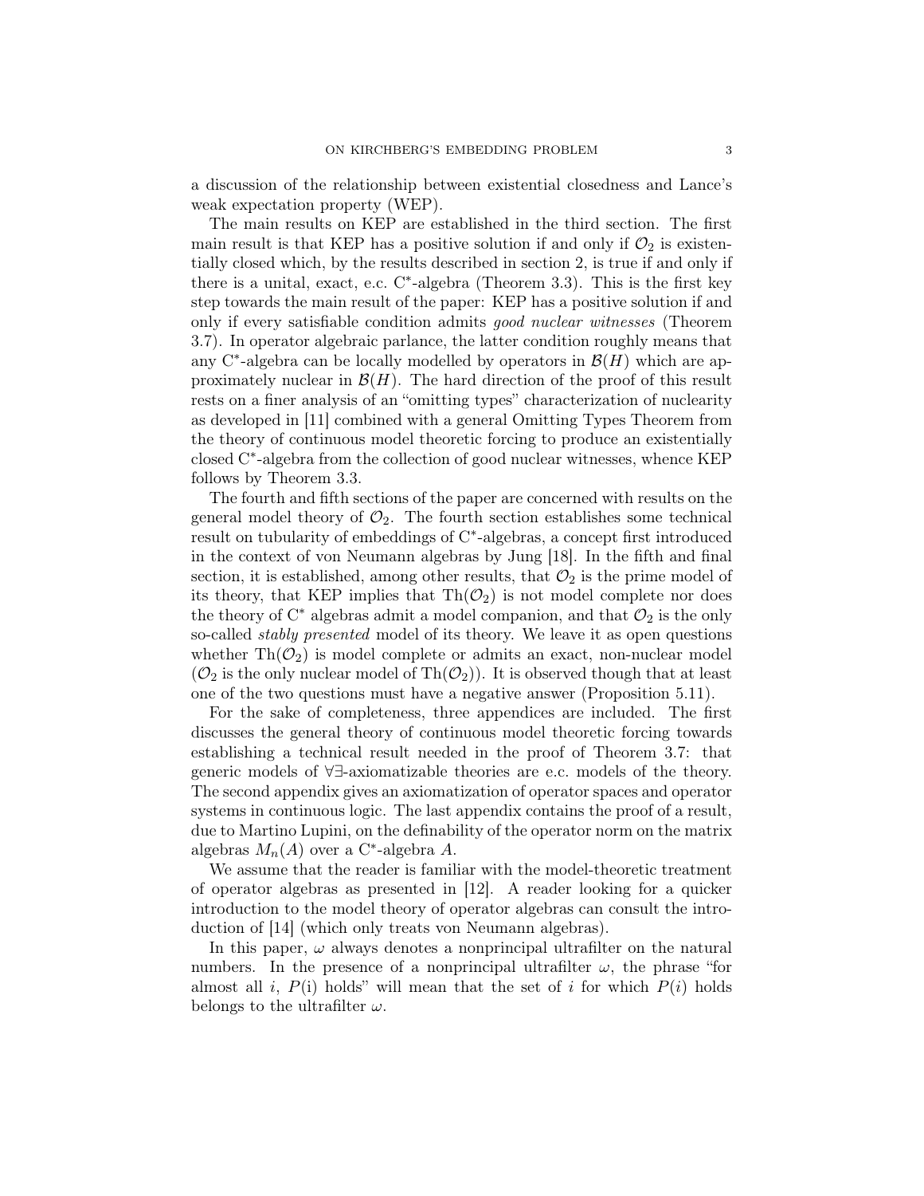a discussion of the relationship between existential closedness and Lance's weak expectation property (WEP).

The main results on KEP are established in the third section. The first main result is that KEP has a positive solution if and only if $\mathcal{O}_2$ is existentially closed which, by the results described in section 2, is true if and only if there is a unital, exact, e.c. C$^*$-algebra (Theorem 3.3). This is the first key step towards the main result of the paper: KEP has a positive solution if and only if every satisfiable condition admits *good nuclear witnesses* (Theorem 3.7). In operator algebraic parlance, the latter condition roughly means that any C$^*$-algebra can be locally modelled by operators in $\mathcal{B}(H)$ which are approximately nuclear in $\mathcal{B}(H)$. The hard direction of the proof of this result rests on a finer analysis of an "omitting types" characterization of nuclearity as developed in [11] combined with a general Omitting Types Theorem from the theory of continuous model theoretic forcing to produce an existentially closed C$^*$-algebra from the collection of good nuclear witnesses, whence KEP follows by Theorem 3.3.

The fourth and fifth sections of the paper are concerned with results on the general model theory of $\mathcal{O}_2$. The fourth section establishes some technical result on tubularity of embeddings of C$^*$-algebras, a concept first introduced in the context of von Neumann algebras by Jung [18]. In the fifth and final section, it is established, among other results, that $\mathcal{O}_2$ is the prime model of its theory, that KEP implies that $\mathrm{Th}(\mathcal{O}_2)$ is not model complete nor does the theory of C$^*$ algebras admit a model companion, and that $\mathcal{O}_2$ is the only so-called *stably presented* model of its theory. We leave it as open questions whether $\mathrm{Th}(\mathcal{O}_2)$ is model complete or admits an exact, non-nuclear model ($\mathcal{O}_2$ is the only nuclear model of $\mathrm{Th}(\mathcal{O}_2)$). It is observed though that at least one of the two questions must have a negative answer (Proposition 5.11).

For the sake of completeness, three appendices are included. The first discusses the general theory of continuous model theoretic forcing towards establishing a technical result needed in the proof of Theorem 3.7: that generic models of $\forall\exists$-axiomatizable theories are e.c. models of the theory. The second appendix gives an axiomatization of operator spaces and operator systems in continuous logic. The last appendix contains the proof of a result, due to Martino Lupini, on the definability of the operator norm on the matrix algebras $M_n(A)$ over a C$^*$-algebra $A$.

We assume that the reader is familiar with the model-theoretic treatment of operator algebras as presented in [12]. A reader looking for a quicker introduction to the model theory of operator algebras can consult the introduction of [14] (which only treats von Neumann algebras).

In this paper, $\omega$ always denotes a nonprincipal ultrafilter on the natural numbers. In the presence of a nonprincipal ultrafilter $\omega$, the phrase "for almost all $i$, $P$(i) holds" will mean that the set of $i$ for which $P(i)$ holds belongs to the ultrafilter $\omega$.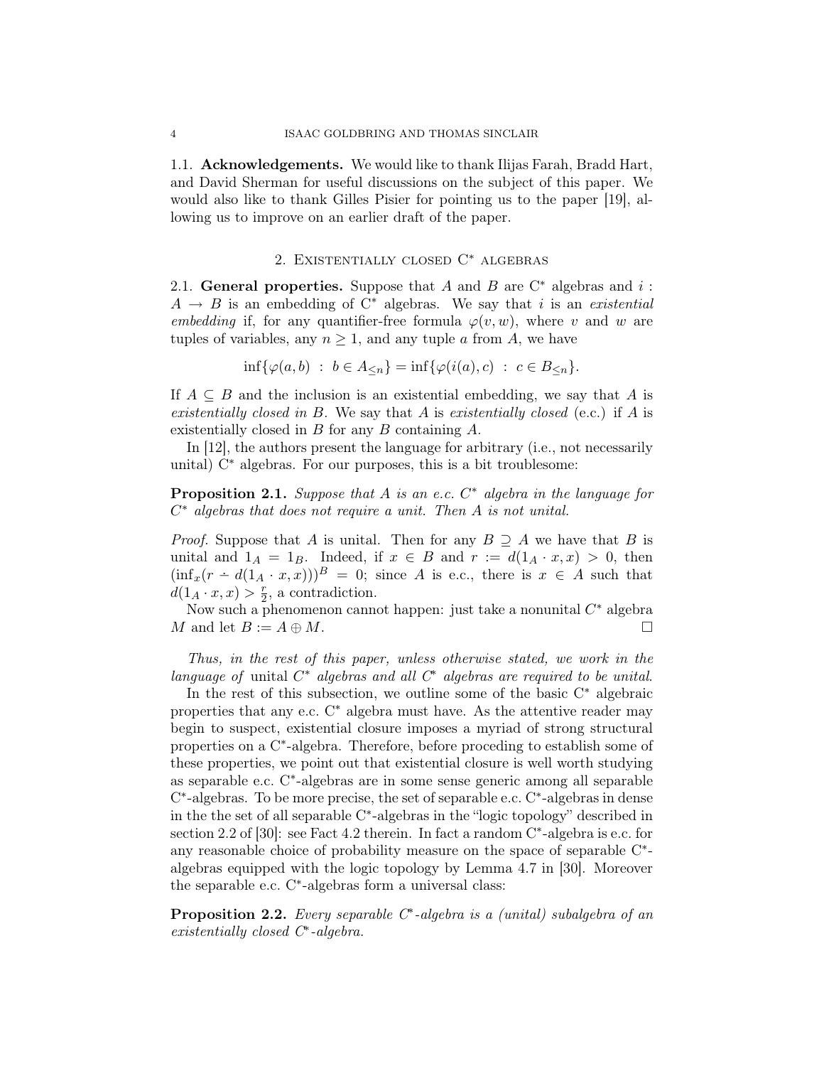### 1.1. Acknowledgements.

We would like to thank Ilijas Farah, Bradd Hart, and David Sherman for useful discussions on the subject of this paper. We would also like to thank Gilles Pisier for pointing us to the paper [19], allowing us to improve on an earlier draft of the paper.

## 2. Existentially closed C* algebras

### 2.1. General properties.

Suppose that $A$ and $B$ are C* algebras and $i : A \to B$ is an embedding of C* algebras. We say that $i$ is an *existential embedding* if, for any quantifier-free formula $\varphi(v, w)$, where $v$ and $w$ are tuples of variables, any $n \geq 1$, and any tuple $a$ from $A$, we have

$$\inf\{\varphi(a, b) \ : \ b \in A_{\leq n}\} = \inf\{\varphi(i(a), c) \ : \ c \in B_{\leq n}\}.$$

If $A \subseteq B$ and the inclusion is an existential embedding, we say that $A$ is *existentially closed in* $B$. We say that $A$ is *existentially closed* (e.c.) if $A$ is existentially closed in $B$ for any $B$ containing $A$.

In [12], the authors present the language for arbitrary (i.e., not necessarily unital) C* algebras. For our purposes, this is a bit troublesome:

**Proposition 2.1.** *Suppose that $A$ is an e.c. $C^*$ algebra in the language for $C^*$ algebras that does not require a unit. Then $A$ is not unital.*

*Proof.* Suppose that $A$ is unital. Then for any $B \supseteq A$ we have that $B$ is unital and $1_A = 1_B$. Indeed, if $x \in B$ and $r := d(1_A \cdot x, x) > 0$, then $(\inf_x(r \dot{-} d(1_A \cdot x, x)))^B = 0$; since $A$ is e.c., there is $x \in A$ such that $d(1_A \cdot x, x) > \frac{r}{2}$, a contradiction.

Now such a phenomenon cannot happen: just take a nonunital $C^*$ algebra $M$ and let $B := A \oplus M$. □

*Thus, in the rest of this paper, unless otherwise stated, we work in the language of* unital *$C^*$ algebras and all $C^*$ algebras are required to be unital.*

In the rest of this subsection, we outline some of the basic C* algebraic properties that any e.c. C* algebra must have. As the attentive reader may begin to suspect, existential closure imposes a myriad of strong structural properties on a C*-algebra. Therefore, before proceding to establish some of these properties, we point out that existential closure is well worth studying as separable e.c. C*-algebras are in some sense generic among all separable C*-algebras. To be more precise, the set of separable e.c. C*-algebras in dense in the the set of all separable C*-algebras in the "logic topology" described in section 2.2 of [30]: see Fact 4.2 therein. In fact a random C*-algebra is e.c. for any reasonable choice of probability measure on the space of separable C*-algebras equipped with the logic topology by Lemma 4.7 in [30]. Moreover the separable e.c. C*-algebras form a universal class:

**Proposition 2.2.** *Every separable C*-algebra is a (unital) subalgebra of an existentially closed C*-algebra.*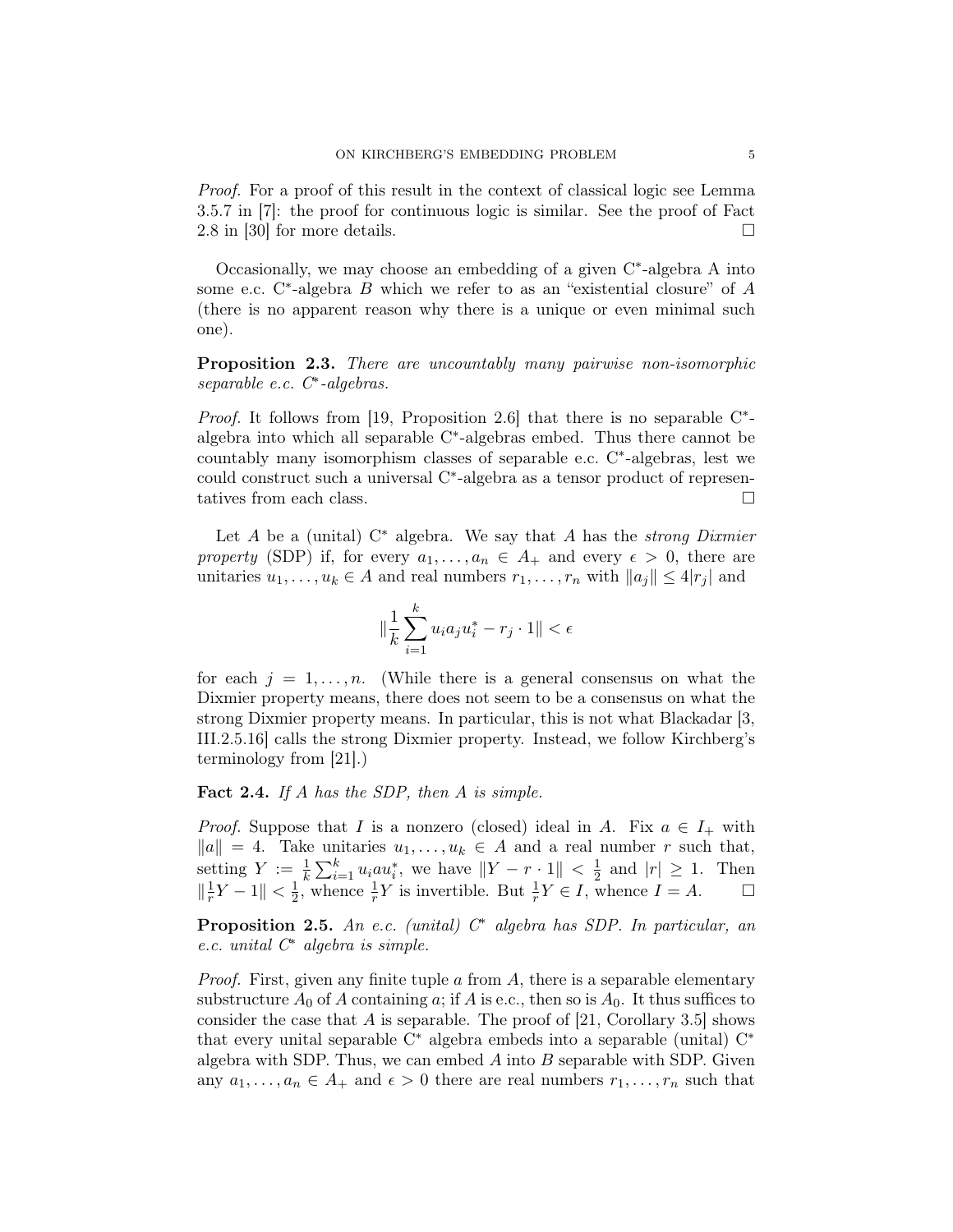*Proof.* For a proof of this result in the context of classical logic see Lemma 3.5.7 in [7]: the proof for continuous logic is similar. See the proof of Fact 2.8 in [30] for more details. □

Occasionally, we may choose an embedding of a given C*-algebra A into some e.c. C*-algebra $B$ which we refer to as an "existential closure" of $A$ (there is no apparent reason why there is a unique or even minimal such one).

**Proposition 2.3.** *There are uncountably many pairwise non-isomorphic separable e.c. C*-algebras.*

*Proof.* It follows from [19, Proposition 2.6] that there is no separable C*-algebra into which all separable C*-algebras embed. Thus there cannot be countably many isomorphism classes of separable e.c. C*-algebras, lest we could construct such a universal C*-algebra as a tensor product of representatives from each class. □

Let $A$ be a (unital) C* algebra. We say that $A$ has the *strong Dixmier property* (SDP) if, for every $a_1, \ldots, a_n \in A_+$ and every $\epsilon > 0$, there are unitaries $u_1, \ldots, u_k \in A$ and real numbers $r_1, \ldots, r_n$ with $\|a_j\| \leq 4|r_j|$ and

$$\left\| \frac{1}{k} \sum_{i=1}^{k} u_i a_j u_i^* - r_j \cdot 1 \right\| < \epsilon$$

for each $j = 1, \ldots, n$. (While there is a general consensus on what the Dixmier property means, there does not seem to be a consensus on what the strong Dixmier property means. In particular, this is not what Blackadar [3, III.2.5.16] calls the strong Dixmier property. Instead, we follow Kirchberg's terminology from [21].)

**Fact 2.4.** *If $A$ has the SDP, then $A$ is simple.*

*Proof.* Suppose that $I$ is a nonzero (closed) ideal in $A$. Fix $a \in I_+$ with $\|a\| = 4$. Take unitaries $u_1, \ldots, u_k \in A$ and a real number $r$ such that, setting $Y := \frac{1}{k} \sum_{i=1}^{k} u_i a u_i^*$, we have $\|Y - r \cdot 1\| < \frac{1}{2}$ and $|r| \geq 1$. Then $\|\frac{1}{r} Y - 1\| < \frac{1}{2}$, whence $\frac{1}{r} Y$ is invertible. But $\frac{1}{r} Y \in I$, whence $I = A$. □

**Proposition 2.5.** *An e.c. (unital) C* algebra has SDP. In particular, an e.c. unital C* algebra is simple.*

*Proof.* First, given any finite tuple $a$ from $A$, there is a separable elementary substructure $A_0$ of $A$ containing $a$; if $A$ is e.c., then so is $A_0$. It thus suffices to consider the case that $A$ is separable. The proof of [21, Corollary 3.5] shows that every unital separable C* algebra embeds into a separable (unital) C* algebra with SDP. Thus, we can embed $A$ into $B$ separable with SDP. Given any $a_1, \ldots, a_n \in A_+$ and $\epsilon > 0$ there are real numbers $r_1, \ldots, r_n$ such that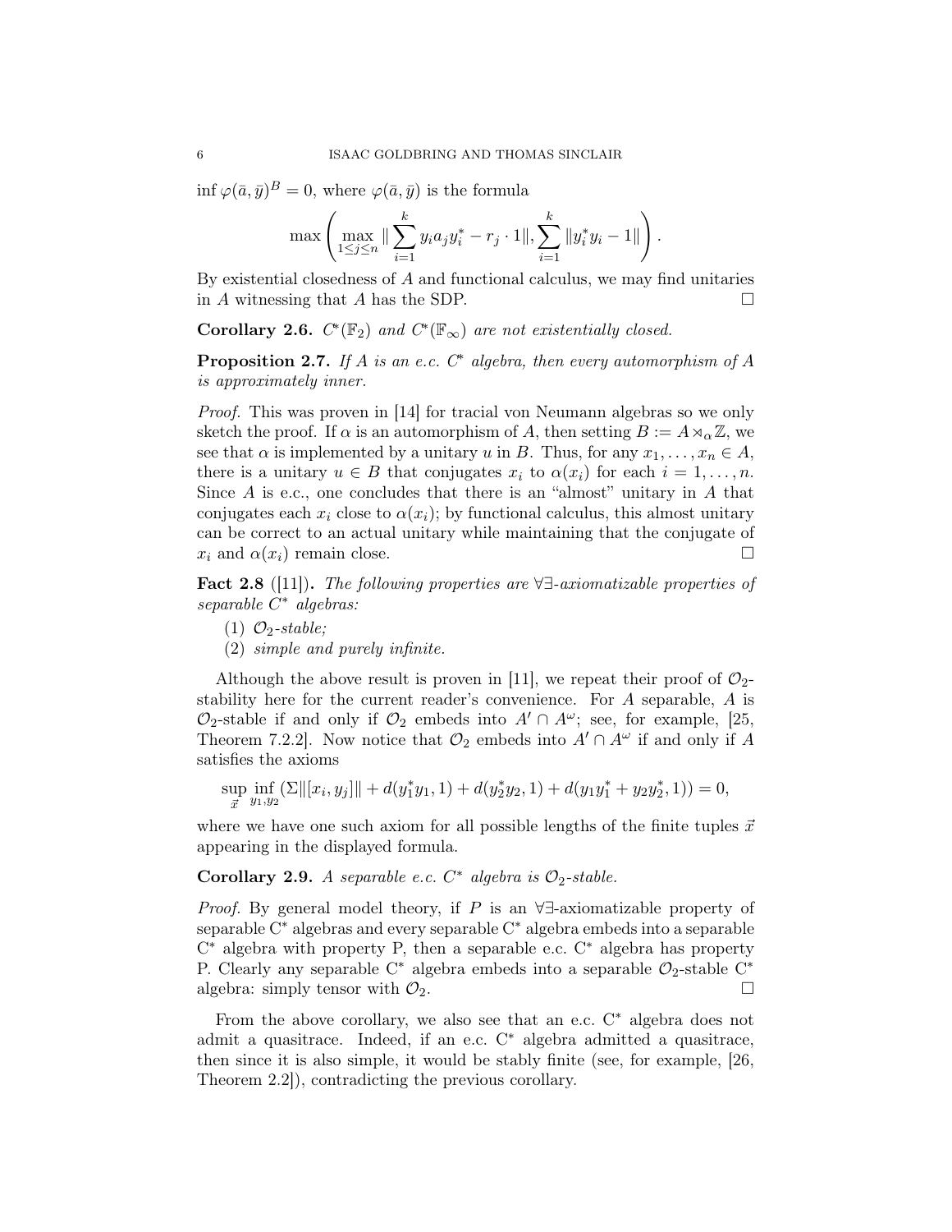$\inf \varphi(\bar{a}, \bar{y})^B = 0$, where $\varphi(\bar{a}, \bar{y})$ is the formula

$$\max\left(\max_{1 \leq j \leq n} \| \sum_{i=1}^{k} y_i a_j y_i^* - r_j \cdot 1\|, \sum_{i=1}^{k} \|y_i^* y_i - 1\|\right).$$

By existential closedness of $A$ and functional calculus, we may find unitaries in $A$ witnessing that $A$ has the SDP. $\square$

**Corollary 2.6.** *$C^*(\mathbb{F}_2)$ and $C^*(\mathbb{F}_\infty)$ are not existentially closed.*

**Proposition 2.7.** *If $A$ is an e.c. $C^*$ algebra, then every automorphism of $A$ is approximately inner.*

*Proof.* This was proven in [14] for tracial von Neumann algebras so we only sketch the proof. If $\alpha$ is an automorphism of $A$, then setting $B := A \rtimes_\alpha \mathbb{Z}$, we see that $\alpha$ is implemented by a unitary $u$ in $B$. Thus, for any $x_1, \ldots, x_n \in A$, there is a unitary $u \in B$ that conjugates $x_i$ to $\alpha(x_i)$ for each $i = 1, \ldots, n$. Since $A$ is e.c., one concludes that there is an "almost" unitary in $A$ that conjugates each $x_i$ close to $\alpha(x_i)$; by functional calculus, this almost unitary can be correct to an actual unitary while maintaining that the conjugate of $x_i$ and $\alpha(x_i)$ remain close. $\square$

**Fact 2.8** ([11])**.** *The following properties are $\forall\exists$-axiomatizable properties of separable $C^*$ algebras:*

1. *$\mathcal{O}_2$-stable;*
2. *simple and purely infinite.*

Although the above result is proven in [11], we repeat their proof of $\mathcal{O}_2$-stability here for the current reader's convenience. For $A$ separable, $A$ is $\mathcal{O}_2$-stable if and only if $\mathcal{O}_2$ embeds into $A' \cap A^\omega$; see, for example, [25, Theorem 7.2.2]. Now notice that $\mathcal{O}_2$ embeds into $A' \cap A^\omega$ if and only if $A$ satisfies the axioms

$$\sup_{\vec{x}} \inf_{y_1, y_2} (\Sigma \|[x_i, y_j]\| + d(y_1^* y_1, 1) + d(y_2^* y_2, 1) + d(y_1 y_1^* + y_2 y_2^*, 1)) = 0,$$

where we have one such axiom for all possible lengths of the finite tuples $\vec{x}$ appearing in the displayed formula.

**Corollary 2.9.** *A separable e.c. $C^*$ algebra is $\mathcal{O}_2$-stable.*

*Proof.* By general model theory, if $P$ is an $\forall\exists$-axiomatizable property of separable C$^*$ algebras and every separable C$^*$ algebra embeds into a separable C$^*$ algebra with property P, then a separable e.c. C$^*$ algebra has property P. Clearly any separable C$^*$ algebra embeds into a separable $\mathcal{O}_2$-stable C$^*$ algebra: simply tensor with $\mathcal{O}_2$. $\square$

From the above corollary, we also see that an e.c. C$^*$ algebra does not admit a quasitrace. Indeed, if an e.c. C$^*$ algebra admitted a quasitrace, then since it is also simple, it would be stably finite (see, for example, [26, Theorem 2.2]), contradicting the previous corollary.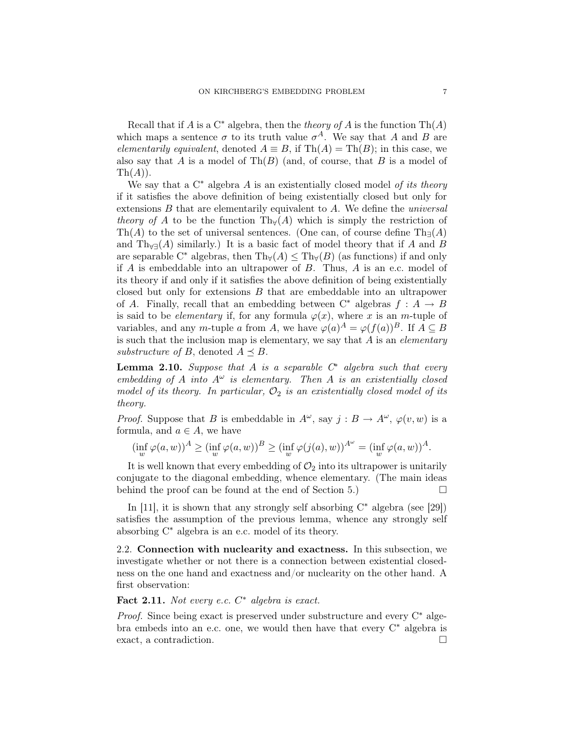Recall that if $A$ is a C$^*$ algebra, then the *theory of* $A$ is the function $\mathrm{Th}(A)$ which maps a sentence $\sigma$ to its truth value $\sigma^A$. We say that $A$ and $B$ are *elementarily equivalent*, denoted $A \equiv B$, if $\mathrm{Th}(A) = \mathrm{Th}(B)$; in this case, we also say that $A$ is a model of $\mathrm{Th}(B)$ (and, of course, that $B$ is a model of $\mathrm{Th}(A)$).

We say that a C$^*$ algebra $A$ is an existentially closed model *of its theory* if it satisfies the above definition of being existentially closed but only for extensions $B$ that are elementarily equivalent to $A$. We define the *universal theory of* $A$ to be the function $\mathrm{Th}_\forall(A)$ which is simply the restriction of $\mathrm{Th}(A)$ to the set of universal sentences. (One can, of course define $\mathrm{Th}_\exists(A)$ and $\mathrm{Th}_{\forall\exists}(A)$ similarly.) It is a basic fact of model theory that if $A$ and $B$ are separable C$^*$ algebras, then $\mathrm{Th}_\forall(A) \leq \mathrm{Th}_\forall(B)$ (as functions) if and only if $A$ is embeddable into an ultrapower of $B$. Thus, $A$ is an e.c. model of its theory if and only if it satisfies the above definition of being existentially closed but only for extensions $B$ that are embeddable into an ultrapower of $A$. Finally, recall that an embedding between C$^*$ algebras $f : A \to B$ is said to be *elementary* if, for any formula $\varphi(x)$, where $x$ is an $m$-tuple of variables, and any $m$-tuple $a$ from $A$, we have $\varphi(a)^A = \varphi(f(a))^B$. If $A \subseteq B$ is such that the inclusion map is elementary, we say that $A$ is an *elementary substructure of* $B$, denoted $A \preceq B$.

**Lemma 2.10.** *Suppose that $A$ is a separable C$^*$ algebra such that every embedding of $A$ into $A^\omega$ is elementary. Then $A$ is an existentially closed model of its theory. In particular, $\mathcal{O}_2$ is an existentially closed model of its theory.*

*Proof.* Suppose that $B$ is embeddable in $A^\omega$, say $j : B \to A^\omega$, $\varphi(v, w)$ is a formula, and $a \in A$, we have

$$(\inf_w \varphi(a, w))^A \geq (\inf_w \varphi(a, w))^B \geq (\inf_w \varphi(j(a), w))^{A^\omega} = (\inf_w \varphi(a, w))^A.$$

It is well known that every embedding of $\mathcal{O}_2$ into its ultrapower is unitarily conjugate to the diagonal embedding, whence elementary. (The main ideas behind the proof can be found at the end of Section 5.) $\square$

In [11], it is shown that any strongly self absorbing C$^*$ algebra (see [29]) satisfies the assumption of the previous lemma, whence any strongly self absorbing C$^*$ algebra is an e.c. model of its theory.

2.2. **Connection with nuclearity and exactness.** In this subsection, we investigate whether or not there is a connection between existential closedness on the one hand and exactness and/or nuclearity on the other hand. A first observation:

**Fact 2.11.** *Not every e.c. C$^*$ algebra is exact.*

*Proof.* Since being exact is preserved under substructure and every C$^*$ algebra embeds into an e.c. one, we would then have that every C$^*$ algebra is exact, a contradiction. $\square$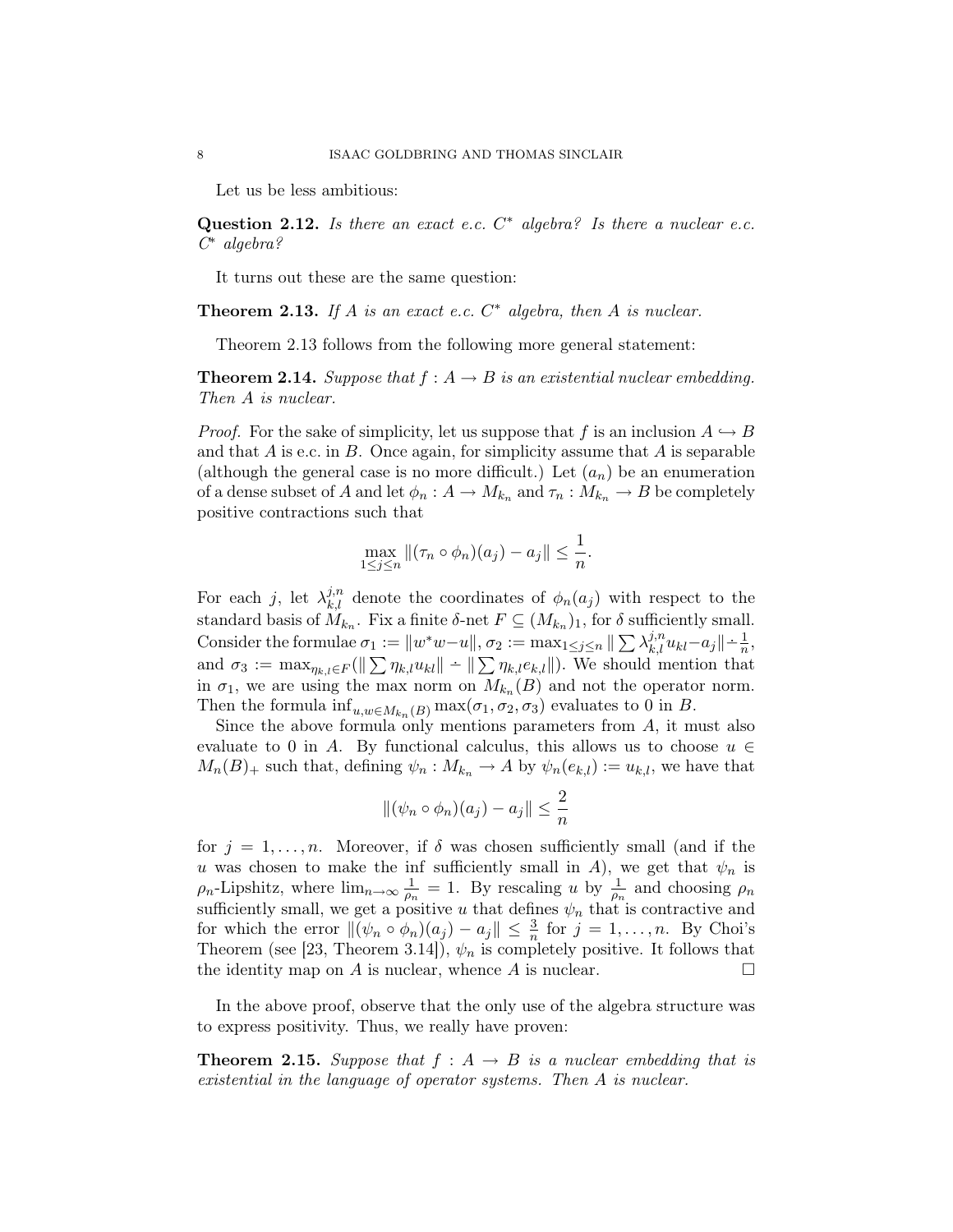Let us be less ambitious:

**Question 2.12.** *Is there an exact e.c. $C^*$ algebra? Is there a nuclear e.c. $C^*$ algebra?*

It turns out these are the same question:

**Theorem 2.13.** *If $A$ is an exact e.c. $C^*$ algebra, then $A$ is nuclear.*

Theorem 2.13 follows from the following more general statement:

**Theorem 2.14.** *Suppose that $f : A \to B$ is an existential nuclear embedding. Then $A$ is nuclear.*

*Proof.* For the sake of simplicity, let us suppose that $f$ is an inclusion $A \hookrightarrow B$ and that $A$ is e.c. in $B$. Once again, for simplicity assume that $A$ is separable (although the general case is no more difficult.) Let $(a_n)$ be an enumeration of a dense subset of $A$ and let $\phi_n : A \to M_{k_n}$ and $\tau_n : M_{k_n} \to B$ be completely positive contractions such that

$$\max_{1\leq j\leq n} \|(\tau_n \circ \phi_n)(a_j) - a_j\| \leq \frac{1}{n}.$$

For each $j$, let $\lambda_{k,l}^{j,n}$ denote the coordinates of $\phi_n(a_j)$ with respect to the standard basis of $M_{k_n}$. Fix a finite $\delta$-net $F \subseteq (M_{k_n})_1$, for $\delta$ sufficiently small. Consider the formulae $\sigma_1 := \|w^*w - u\|$, $\sigma_2 := \max_{1\leq j\leq n} \|\sum \lambda_{k,l}^{j,n} u_{kl} - a_j\| \dot{-} \frac{1}{n}$, and $\sigma_3 := \max_{\eta_{k,l}\in F}(\|\sum \eta_{k,l}u_{kl}\| \dot{-} \|\sum \eta_{k,l}e_{k,l}\|)$. We should mention that in $\sigma_1$, we are using the max norm on $M_{k_n}(B)$ and not the operator norm. Then the formula $\inf_{u,w\in M_{k_n}(B)} \max(\sigma_1, \sigma_2, \sigma_3)$ evaluates to 0 in $B$.

Since the above formula only mentions parameters from $A$, it must also evaluate to 0 in $A$. By functional calculus, this allows us to choose $u \in M_n(B)_+$ such that, defining $\psi_n : M_{k_n} \to A$ by $\psi_n(e_{k,l}) := u_{k,l}$, we have that

$$\|(\psi_n \circ \phi_n)(a_j) - a_j\| \leq \frac{2}{n}$$

for $j = 1, \ldots, n$. Moreover, if $\delta$ was chosen sufficiently small (and if the $u$ was chosen to make the inf sufficiently small in $A$), we get that $\psi_n$ is $\rho_n$-Lipshitz, where $\lim_{n\to\infty} \frac{1}{\rho_n} = 1$. By rescaling $u$ by $\frac{1}{\rho_n}$ and choosing $\rho_n$ sufficiently small, we get a positive $u$ that defines $\psi_n$ that is contractive and for which the error $\|(\psi_n \circ \phi_n)(a_j) - a_j\| \leq \frac{3}{n}$ for $j = 1, \ldots, n$. By Choi's Theorem (see [23, Theorem 3.14]), $\psi_n$ is completely positive. It follows that the identity map on $A$ is nuclear, whence $A$ is nuclear. $\square$

In the above proof, observe that the only use of the algebra structure was to express positivity. Thus, we really have proven:

**Theorem 2.15.** *Suppose that $f : A \to B$ is a nuclear embedding that is existential in the language of operator systems. Then $A$ is nuclear.*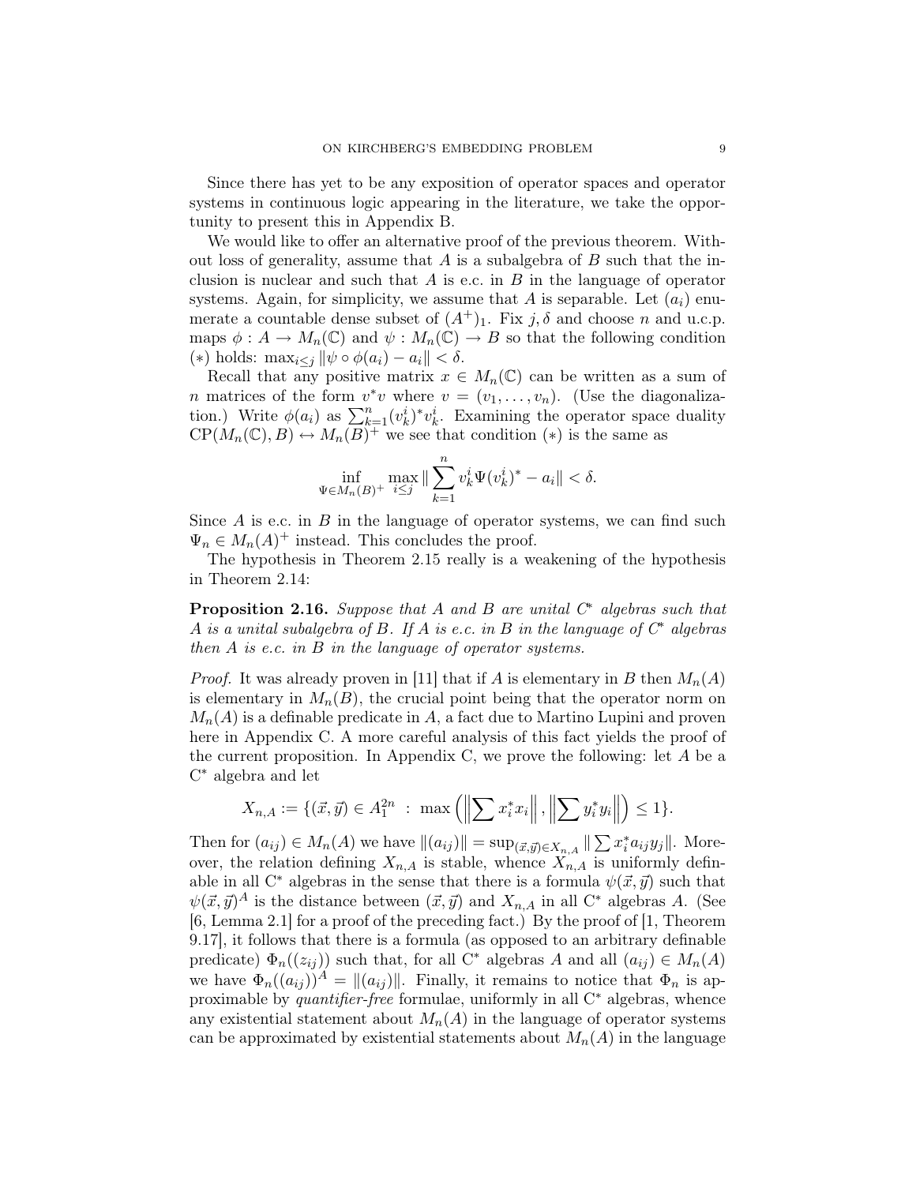Since there has yet to be any exposition of operator spaces and operator systems in continuous logic appearing in the literature, we take the opportunity to present this in Appendix B.

We would like to offer an alternative proof of the previous theorem. Without loss of generality, assume that $A$ is a subalgebra of $B$ such that the inclusion is nuclear and such that $A$ is e.c. in $B$ in the language of operator systems. Again, for simplicity, we assume that $A$ is separable. Let $(a_i)$ enumerate a countable dense subset of $(A^+)_1$. Fix $j, \delta$ and choose $n$ and u.c.p. maps $\phi : A \to M_n(\mathbb{C})$ and $\psi : M_n(\mathbb{C}) \to B$ so that the following condition $(*)$ holds: $\max_{i \le j} \|\psi \circ \phi(a_i) - a_i\| < \delta$.

Recall that any positive matrix $x \in M_n(\mathbb{C})$ can be written as a sum of $n$ matrices of the form $v^*v$ where $v = (v_1, \ldots, v_n)$. (Use the diagonalization.) Write $\phi(a_i)$ as $\sum_{k=1}^n (v_k^i)^* v_k^i$. Examining the operator space duality $\mathrm{CP}(M_n(\mathbb{C}), B) \leftrightarrow M_n(B)^+$ we see that condition $(*)$ is the same as

$$\inf_{\Psi \in M_n(B)^+} \max_{i \le j} \| \sum_{k=1}^n v_k^i \Psi(v_k^i)^* - a_i \| < \delta.$$

Since $A$ is e.c. in $B$ in the language of operator systems, we can find such $\Psi_n \in M_n(A)^+$ instead. This concludes the proof.

The hypothesis in Theorem 2.15 really is a weakening of the hypothesis in Theorem 2.14:

**Proposition 2.16.** *Suppose that $A$ and $B$ are unital C\* algebras such that $A$ is a unital subalgebra of $B$. If $A$ is e.c. in $B$ in the language of C\* algebras then $A$ is e.c. in $B$ in the language of operator systems.*

*Proof.* It was already proven in [11] that if $A$ is elementary in $B$ then $M_n(A)$ is elementary in $M_n(B)$, the crucial point being that the operator norm on $M_n(A)$ is a definable predicate in $A$, a fact due to Martino Lupini and proven here in Appendix C. A more careful analysis of this fact yields the proof of the current proposition. In Appendix C, we prove the following: let $A$ be a C\* algebra and let

$$X_{n,A} := \{(\vec{x}, \vec{y}) \in A_1^{2n} \ : \ \max\left(\left\|\sum x_i^* x_i\right\|, \left\|\sum y_i^* y_i\right\|\right) \le 1\}.$$

Then for $(a_{ij}) \in M_n(A)$ we have $\|(a_{ij})\| = \sup_{(\vec{x},\vec{y}) \in X_{n,A}} \| \sum x_i^* a_{ij} y_j \|$. Moreover, the relation defining $X_{n,A}$ is stable, whence $X_{n,A}$ is uniformly definable in all C\* algebras in the sense that there is a formula $\psi(\vec{x}, \vec{y})$ such that $\psi(\vec{x}, \vec{y})^A$ is the distance between $(\vec{x}, \vec{y})$ and $X_{n,A}$ in all C\* algebras $A$. (See [6, Lemma 2.1] for a proof of the preceding fact.) By the proof of [1, Theorem 9.17], it follows that there is a formula (as opposed to an arbitrary definable predicate) $\Phi_n((z_{ij}))$ such that, for all C\* algebras $A$ and all $(a_{ij}) \in M_n(A)$ we have $\Phi_n((a_{ij}))^A = \|(a_{ij})\|$. Finally, it remains to notice that $\Phi_n$ is approximable by *quantifier-free* formulae, uniformly in all C\* algebras, whence any existential statement about $M_n(A)$ in the language of operator systems can be approximated by existential statements about $M_n(A)$ in the language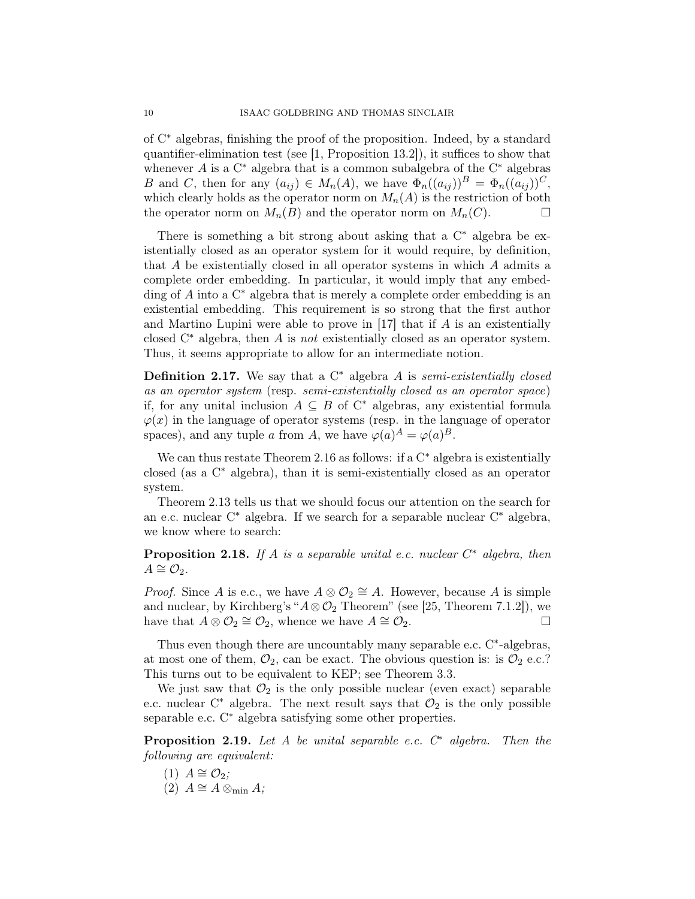of C* algebras, finishing the proof of the proposition. Indeed, by a standard quantifier-elimination test (see [1, Proposition 13.2]), it suffices to show that whenever $A$ is a C* algebra that is a common subalgebra of the C* algebras $B$ and $C$, then for any $(a_{ij}) \in M_n(A)$, we have $\Phi_n((a_{ij}))^B = \Phi_n((a_{ij}))^C$, which clearly holds as the operator norm on $M_n(A)$ is the restriction of both the operator norm on $M_n(B)$ and the operator norm on $M_n(C)$. □

There is something a bit strong about asking that a C* algebra be existentially closed as an operator system for it would require, by definition, that $A$ be existentially closed in all operator systems in which $A$ admits a complete order embedding. In particular, it would imply that any embedding of $A$ into a C* algebra that is merely a complete order embedding is an existential embedding. This requirement is so strong that the first author and Martino Lupini were able to prove in [17] that if $A$ is an existentially closed C* algebra, then $A$ is *not* existentially closed as an operator system. Thus, it seems appropriate to allow for an intermediate notion.

**Definition 2.17.** We say that a C* algebra $A$ is *semi-existentially closed as an operator system* (resp. *semi-existentially closed as an operator space*) if, for any unital inclusion $A \subseteq B$ of C* algebras, any existential formula $\varphi(x)$ in the language of operator systems (resp. in the language of operator spaces), and any tuple $a$ from $A$, we have $\varphi(a)^A = \varphi(a)^B$.

We can thus restate Theorem 2.16 as follows: if a C* algebra is existentially closed (as a C* algebra), than it is semi-existentially closed as an operator system.

Theorem 2.13 tells us that we should focus our attention on the search for an e.c. nuclear C* algebra. If we search for a separable nuclear C* algebra, we know where to search:

**Proposition 2.18.** *If $A$ is a separable unital e.c. nuclear C* algebra, then $A \cong \mathcal{O}_2$.*

*Proof.* Since $A$ is e.c., we have $A \otimes \mathcal{O}_2 \cong A$. However, because $A$ is simple and nuclear, by Kirchberg's "$A \otimes \mathcal{O}_2$ Theorem" (see [25, Theorem 7.1.2]), we have that $A \otimes \mathcal{O}_2 \cong \mathcal{O}_2$, whence we have $A \cong \mathcal{O}_2$. □

Thus even though there are uncountably many separable e.c. C*-algebras, at most one of them, $\mathcal{O}_2$, can be exact. The obvious question is: is $\mathcal{O}_2$ e.c.? This turns out to be equivalent to KEP; see Theorem 3.3.

We just saw that $\mathcal{O}_2$ is the only possible nuclear (even exact) separable e.c. nuclear C* algebra. The next result says that $\mathcal{O}_2$ is the only possible separable e.c. C* algebra satisfying some other properties.

**Proposition 2.19.** *Let $A$ be unital separable e.c. C* algebra. Then the following are equivalent:*

(1) $A \cong \mathcal{O}_2$;
(2) $A \cong A \otimes_{\min} A$;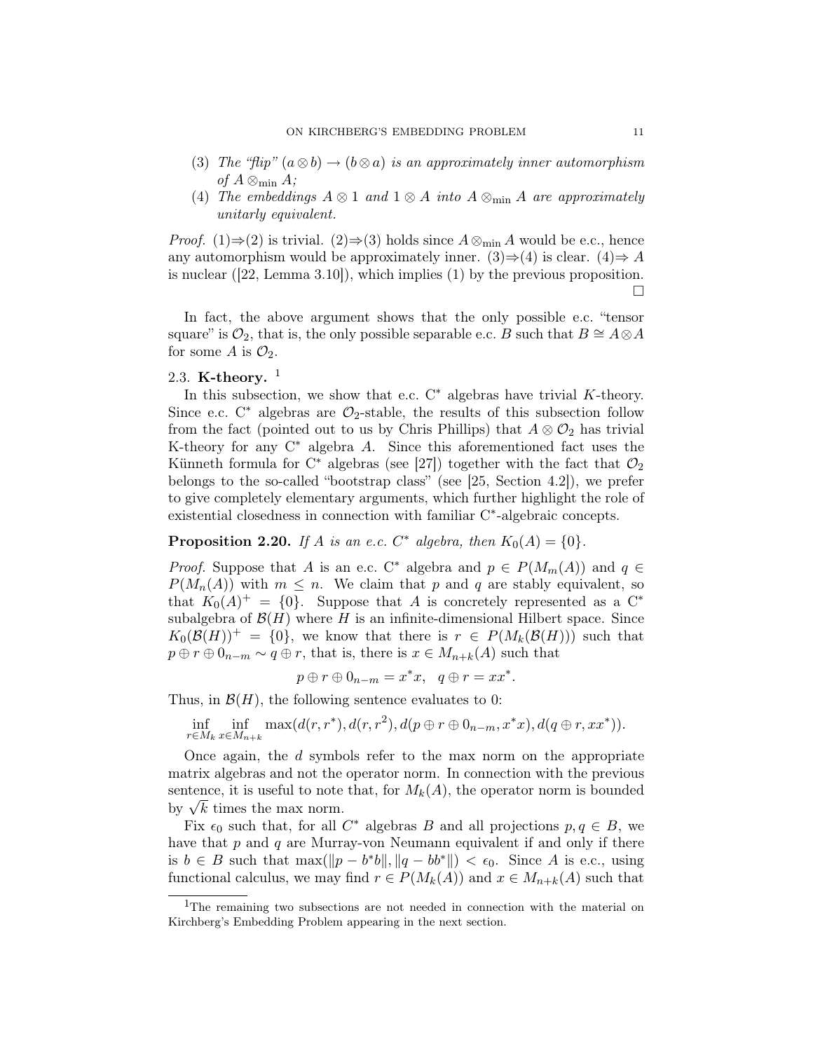(3) *The "flip" $(a \otimes b) \to (b \otimes a)$ is an approximately inner automorphism of $A \otimes_{\min} A$;*

(4) *The embeddings $A \otimes 1$ and $1 \otimes A$ into $A \otimes_{\min} A$ are approximately unitarily equivalent.*

*Proof.* (1)⇒(2) is trivial. (2)⇒(3) holds since $A \otimes_{\min} A$ would be e.c., hence any automorphism would be approximately inner. (3)⇒(4) is clear. (4)⇒ $A$ is nuclear ([22, Lemma 3.10]), which implies (1) by the previous proposition. □

In fact, the above argument shows that the only possible e.c. "tensor square" is $\mathcal{O}_2$, that is, the only possible separable e.c. $B$ such that $B \cong A \otimes A$ for some $A$ is $\mathcal{O}_2$.

### 2.3. K-theory. [1]

In this subsection, we show that e.c. C* algebras have trivial $K$-theory. Since e.c. C* algebras are $\mathcal{O}_2$-stable, the results of this subsection follow from the fact (pointed out to us by Chris Phillips) that $A \otimes \mathcal{O}_2$ has trivial K-theory for any C* algebra $A$. Since this aforementioned fact uses the Künneth formula for C* algebras (see [27]) together with the fact that $\mathcal{O}_2$ belongs to the so-called "bootstrap class" (see [25, Section 4.2]), we prefer to give completely elementary arguments, which further highlight the role of existential closedness in connection with familiar C*-algebraic concepts.

**Proposition 2.20.** *If $A$ is an e.c. $C^*$ algebra, then $K_0(A) = \{0\}$.*

*Proof.* Suppose that $A$ is an e.c. C* algebra and $p \in P(M_m(A))$ and $q \in P(M_n(A))$ with $m \leq n$. We claim that $p$ and $q$ are stably equivalent, so that $K_0(A)^+ = \{0\}$. Suppose that $A$ is concretely represented as a C* subalgebra of $\mathcal{B}(H)$ where $H$ is an infinite-dimensional Hilbert space. Since $K_0(\mathcal{B}(H))^+ = \{0\}$, we know that there is $r \in P(M_k(\mathcal{B}(H)))$ such that $p \oplus r \oplus 0_{n-m} \sim q \oplus r$, that is, there is $x \in M_{n+k}(A)$ such that

$$p \oplus r \oplus 0_{n-m} = x^*x, \quad q \oplus r = xx^*.$$

Thus, in $\mathcal{B}(H)$, the following sentence evaluates to 0:

$$\inf_{r \in M_k} \inf_{x \in M_{n+k}} \max(d(r, r^*), d(r, r^2), d(p \oplus r \oplus 0_{n-m}, x^*x), d(q \oplus r, xx^*)).$$

Once again, the $d$ symbols refer to the max norm on the appropriate matrix algebras and not the operator norm. In connection with the previous sentence, it is useful to note that, for $M_k(A)$, the operator norm is bounded by $\sqrt{k}$ times the max norm.

Fix $\epsilon_0$ such that, for all $C^*$ algebras $B$ and all projections $p, q \in B$, we have that $p$ and $q$ are Murray-von Neumann equivalent if and only if there is $b \in B$ such that $\max(\|p - b^*b\|, \|q - bb^*\|) < \epsilon_0$. Since $A$ is e.c., using functional calculus, we may find $r \in P(M_k(A))$ and $x \in M_{n+k}(A)$ such that

[1] The remaining two subsections are not needed in connection with the material on Kirchberg's Embedding Problem appearing in the next section.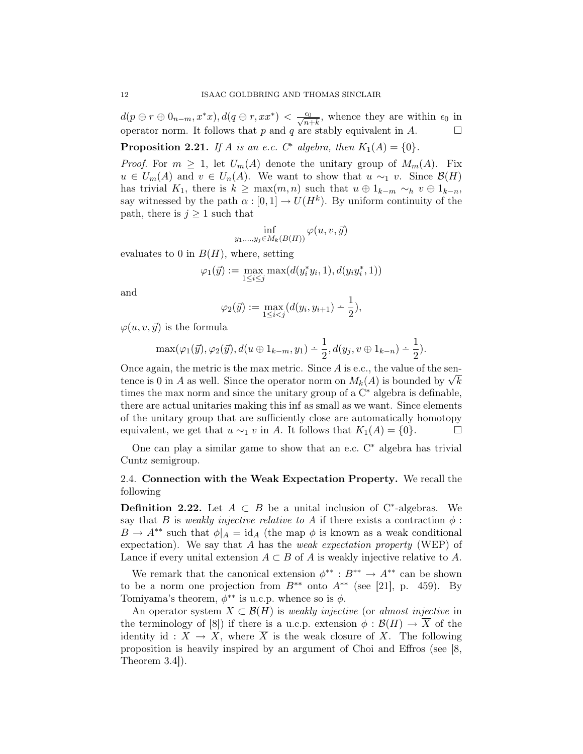$d(p \oplus r \oplus 0_{n-m}, x^*x), d(q \oplus r, xx^*) < \frac{\epsilon_0}{\sqrt{n+k}}$, whence they are within $\epsilon_0$ in operator norm. It follows that $p$ and $q$ are stably equivalent in $A$. $\square$

**Proposition 2.21.** *If $A$ is an e.c. C$^*$ algebra, then $K_1(A) = \{0\}$.*

*Proof.* For $m \geq 1$, let $U_m(A)$ denote the unitary group of $M_m(A)$. Fix $u \in U_m(A)$ and $v \in U_n(A)$. We want to show that $u \sim_1 v$. Since $\mathcal{B}(H)$ has trivial $K_1$, there is $k \geq \max(m, n)$ such that $u \oplus 1_{k-m} \sim_h v \oplus 1_{k-n}$, say witnessed by the path $\alpha : [0,1] \to U(H^k)$. By uniform continuity of the path, there is $j \geq 1$ such that

$$\inf_{y_1,\ldots,y_j \in M_k(B(H))} \varphi(u, v, \vec{y})$$

evaluates to 0 in $B(H)$, where, setting

$$\varphi_1(\vec{y}) := \max_{1 \leq i \leq j} \max(d(y_i^* y_i, 1), d(y_i y_i^*, 1))$$

and

$$\varphi_2(\vec{y}) := \max_{1 \leq i < j} (d(y_i, y_{i+1}) \dot{-} \frac{1}{2}),$$

$\varphi(u, v, \vec{y})$ is the formula

$$\max(\varphi_1(\vec{y}), \varphi_2(\vec{y}), d(u \oplus 1_{k-m}, y_1) \dot{-} \frac{1}{2}, d(y_j, v \oplus 1_{k-n}) \dot{-} \frac{1}{2}).$$

Once again, the metric is the max metric. Since $A$ is e.c., the value of the sentence is 0 in $A$ as well. Since the operator norm on $M_k(A)$ is bounded by $\sqrt{k}$ times the max norm and since the unitary group of a C$^*$ algebra is definable, there are actual unitaries making this inf as small as we want. Since elements of the unitary group that are sufficiently close are automatically homotopy equivalent, we get that $u \sim_1 v$ in $A$. It follows that $K_1(A) = \{0\}$. $\square$

One can play a similar game to show that an e.c. C$^*$ algebra has trivial Cuntz semigroup.

## 2.4. Connection with the Weak Expectation Property.

We recall the following

**Definition 2.22.** Let $A \subset B$ be a unital inclusion of C$^*$-algebras. We say that $B$ is *weakly injective relative to* $A$ if there exists a contraction $\phi : B \to A^{**}$ such that $\phi|_A = \mathrm{id}_A$ (the map $\phi$ is known as a weak conditional expectation). We say that $A$ has the *weak expectation property* (WEP) of Lance if every unital extension $A \subset B$ of $A$ is weakly injective relative to $A$.

We remark that the canonical extension $\phi^{**} : B^{**} \to A^{**}$ can be shown to be a norm one projection from $B^{**}$ onto $A^{**}$ (see [21], p. 459). By Tomiyama's theorem, $\phi^{**}$ is u.c.p. whence so is $\phi$.

An operator system $X \subset \mathcal{B}(H)$ is *weakly injective* (or *almost injective* in the terminology of [8]) if there is a u.c.p. extension $\phi : \mathcal{B}(H) \to \overline{X}$ of the identity $\mathrm{id} : X \to X$, where $\overline{X}$ is the weak closure of $X$. The following proposition is heavily inspired by an argument of Choi and Effros (see [8, Theorem 3.4]).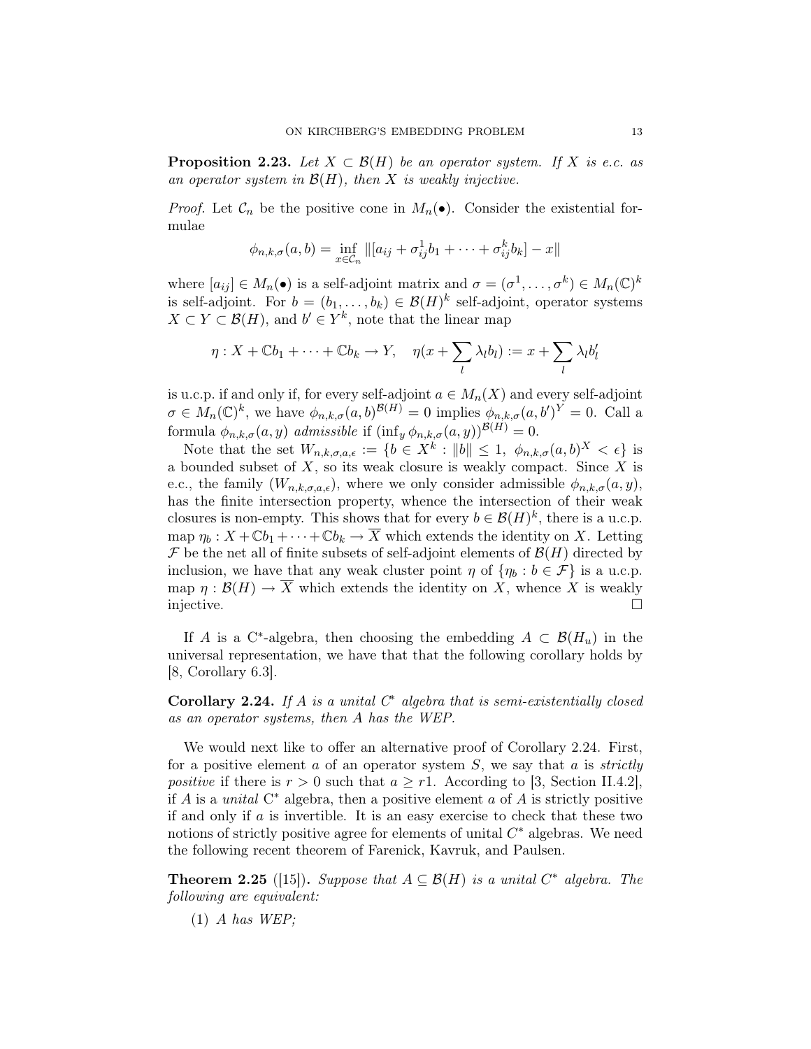**Proposition 2.23.** *Let $X \subset \mathcal{B}(H)$ be an operator system. If $X$ is e.c. as an operator system in $\mathcal{B}(H)$, then $X$ is weakly injective.*

*Proof.* Let $\mathcal{C}_n$ be the positive cone in $M_n(\bullet)$. Consider the existential formulae

$$\phi_{n,k,\sigma}(a,b) = \inf_{x \in \mathcal{C}_n} \|[a_{ij} + \sigma_{ij}^1 b_1 + \cdots + \sigma_{ij}^k b_k] - x\|$$

where $[a_{ij}] \in M_n(\bullet)$ is a self-adjoint matrix and $\sigma = (\sigma^1, \ldots, \sigma^k) \in M_n(\mathbb{C})^k$ is self-adjoint. For $b = (b_1, \ldots, b_k) \in \mathcal{B}(H)^k$ self-adjoint, operator systems $X \subset Y \subset \mathcal{B}(H)$, and $b' \in Y^k$, note that the linear map

$$\eta : X + \mathbb{C}b_1 + \cdots + \mathbb{C}b_k \to Y, \quad \eta(x + \sum_l \lambda_l b_l) := x + \sum_l \lambda_l b_l'$$

is u.c.p. if and only if, for every self-adjoint $a \in M_n(X)$ and every self-adjoint $\sigma \in M_n(\mathbb{C})^k$, we have $\phi_{n,k,\sigma}(a,b)^{\mathcal{B}(H)} = 0$ implies $\phi_{n,k,\sigma}(a,b')^Y = 0$. Call a formula $\phi_{n,k,\sigma}(a,y)$ *admissible* if $(\inf_y \phi_{n,k,\sigma}(a,y))^{\mathcal{B}(H)} = 0$.

Note that the set $W_{n,k,\sigma,a,\epsilon} := \{b \in X^k : \|b\| \leq 1, \ \phi_{n,k,\sigma}(a,b)^X < \epsilon\}$ is a bounded subset of $X$, so its weak closure is weakly compact. Since $X$ is e.c., the family $(W_{n,k,\sigma,a,\epsilon})$, where we only consider admissible $\phi_{n,k,\sigma}(a,y)$, has the finite intersection property, whence the intersection of their weak closures is non-empty. This shows that for every $b \in \mathcal{B}(H)^k$, there is a u.c.p. map $\eta_b : X + \mathbb{C}b_1 + \cdots + \mathbb{C}b_k \to \overline{X}$ which extends the identity on $X$. Letting $\mathcal{F}$ be the net all of finite subsets of self-adjoint elements of $\mathcal{B}(H)$ directed by inclusion, we have that any weak cluster point $\eta$ of $\{\eta_b : b \in \mathcal{F}\}$ is a u.c.p. map $\eta : \mathcal{B}(H) \to \overline{X}$ which extends the identity on $X$, whence $X$ is weakly injective. $\square$

If $A$ is a C*-algebra, then choosing the embedding $A \subset \mathcal{B}(H_u)$ in the universal representation, we have that that the following corollary holds by [8, Corollary 6.3].

**Corollary 2.24.** *If $A$ is a unital $C^*$ algebra that is semi-existentially closed as an operator systems, then $A$ has the WEP.*

We would next like to offer an alternative proof of Corollary 2.24. First, for a positive element $a$ of an operator system $S$, we say that $a$ is *strictly positive* if there is $r > 0$ such that $a \geq r1$. According to [3, Section II.4.2], if $A$ is a *unital* C* algebra, then a positive element $a$ of $A$ is strictly positive if and only if $a$ is invertible. It is an easy exercise to check that these two notions of strictly positive agree for elements of unital $C^*$ algebras. We need the following recent theorem of Farenick, Kavruk, and Paulsen.

**Theorem 2.25** ([15]). *Suppose that $A \subseteq \mathcal{B}(H)$ is a unital $C^*$ algebra. The following are equivalent:*

1. *$A$ has WEP;*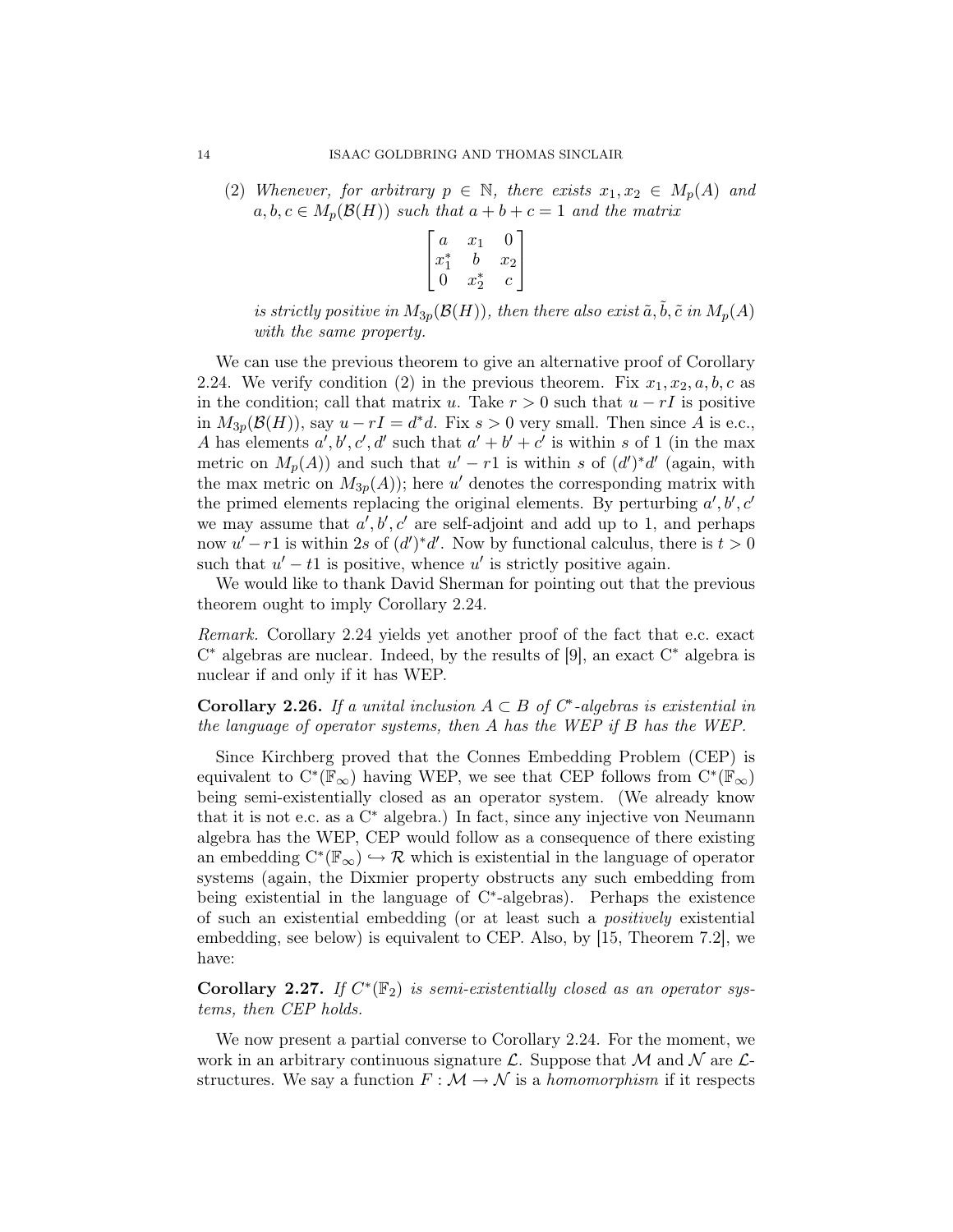(2) *Whenever, for arbitrary $p \in \mathbb{N}$, there exists $x_1, x_2 \in M_p(A)$ and $a, b, c \in M_p(\mathcal{B}(H))$ such that $a + b + c = 1$ and the matrix*

$$\begin{bmatrix} a & x_1 & 0 \\ x_1^* & b & x_2 \\ 0 & x_2^* & c \end{bmatrix}$$

*is strictly positive in $M_{3p}(\mathcal{B}(H))$, then there also exist $\tilde{a}, \tilde{b}, \tilde{c}$ in $M_p(A)$ with the same property.*

We can use the previous theorem to give an alternative proof of Corollary 2.24. We verify condition (2) in the previous theorem. Fix $x_1, x_2, a, b, c$ as in the condition; call that matrix $u$. Take $r > 0$ such that $u - rI$ is positive in $M_{3p}(\mathcal{B}(H))$, say $u - rI = d^*d$. Fix $s > 0$ very small. Then since $A$ is e.c., $A$ has elements $a', b', c', d'$ such that $a' + b' + c'$ is within $s$ of 1 (in the max metric on $M_p(A)$) and such that $u' - r1$ is within $s$ of $(d')^*d'$ (again, with the max metric on $M_{3p}(A)$); here $u'$ denotes the corresponding matrix with the primed elements replacing the original elements. By perturbing $a', b', c'$ we may assume that $a', b', c'$ are self-adjoint and add up to 1, and perhaps now $u' - r1$ is within $2s$ of $(d')^*d'$. Now by functional calculus, there is $t > 0$ such that $u' - t1$ is positive, whence $u'$ is strictly positive again.

We would like to thank David Sherman for pointing out that the previous theorem ought to imply Corollary 2.24.

*Remark.* Corollary 2.24 yields yet another proof of the fact that e.c. exact C* algebras are nuclear. Indeed, by the results of [9], an exact C* algebra is nuclear if and only if it has WEP.

**Corollary 2.26.** *If a unital inclusion $A \subset B$ of C*-algebras is existential in the language of operator systems, then $A$ has the WEP if $B$ has the WEP.*

Since Kirchberg proved that the Connes Embedding Problem (CEP) is equivalent to $C^*(\mathbb{F}_\infty)$ having WEP, we see that CEP follows from $C^*(\mathbb{F}_\infty)$ being semi-existentially closed as an operator system. (We already know that it is not e.c. as a C* algebra.) In fact, since any injective von Neumann algebra has the WEP, CEP would follow as a consequence of there existing an embedding $C^*(\mathbb{F}_\infty) \hookrightarrow \mathcal{R}$ which is existential in the language of operator systems (again, the Dixmier property obstructs any such embedding from being existential in the language of C*-algebras). Perhaps the existence of such an existential embedding (or at least such a *positively* existential embedding, see below) is equivalent to CEP. Also, by [15, Theorem 7.2], we have:

**Corollary 2.27.** *If $C^*(\mathbb{F}_2)$ is semi-existentially closed as an operator systems, then CEP holds.*

We now present a partial converse to Corollary 2.24. For the moment, we work in an arbitrary continuous signature $\mathcal{L}$. Suppose that $\mathcal{M}$ and $\mathcal{N}$ are $\mathcal{L}$-structures. We say a function $F : \mathcal{M} \to \mathcal{N}$ is a *homomorphism* if it respects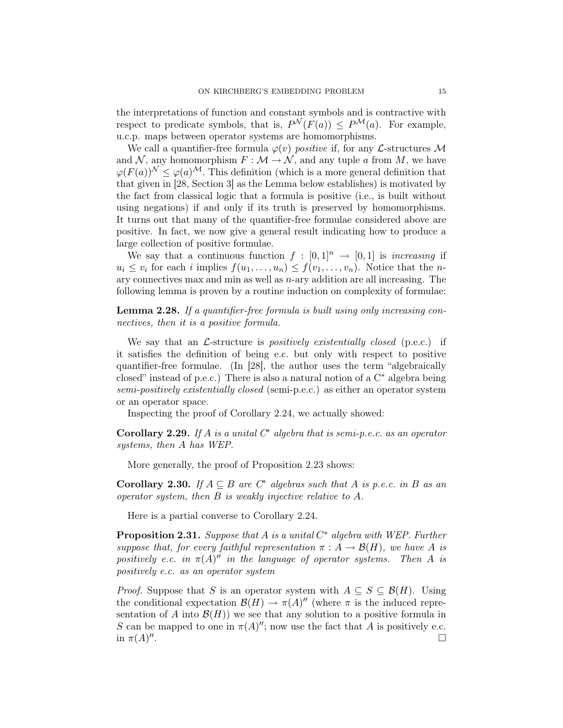the interpretations of function and constant symbols and is contractive with respect to predicate symbols, that is, $P^{\mathcal{N}}(F(a)) \leq P^{\mathcal{M}}(a)$. For example, u.c.p. maps between operator systems are homomorphisms.

We call a quantifier-free formula $\varphi(v)$ *positive* if, for any $\mathcal{L}$-structures $\mathcal{M}$ and $\mathcal{N}$, any homomorphism $F : \mathcal{M} \to \mathcal{N}$, and any tuple $a$ from $M$, we have $\varphi(F(a))^{\mathcal{N}} \leq \varphi(a)^{\mathcal{M}}$. This definition (which is a more general definition that that given in [28, Section 3] as the Lemma below establishes) is motivated by the fact from classical logic that a formula is positive (i.e., is built without using negations) if and only if its truth is preserved by homomorphisms. It turns out that many of the quantifier-free formulae considered above are positive. In fact, we now give a general result indicating how to produce a large collection of positive formulae.

We say that a continuous function $f : [0,1]^n \to [0,1]$ is *increasing* if $u_i \leq v_i$ for each $i$ implies $f(u_1, \ldots, u_n) \leq f(v_1, \ldots, v_n)$. Notice that the $n$-ary connectives max and min as well as $n$-ary addition are all increasing. The following lemma is proven by a routine induction on complexity of formulae:

**Lemma 2.28.** *If a quantifier-free formula is built using only increasing connectives, then it is a positive formula.*

We say that an $\mathcal{L}$-structure is *positively existentially closed* (p.e.c.) if it satisfies the definition of being e.c. but only with respect to positive quantifier-free formulae. (In [28], the author uses the term "algebraically closed" instead of p.e.c.) There is also a natural notion of a C* algebra being *semi-positively existentially closed* (semi-p.e.c.) as either an operator system or an operator space.

Inspecting the proof of Corollary 2.24, we actually showed:

**Corollary 2.29.** *If $A$ is a unital C\* algebra that is semi-p.e.c. as an operator systems, then $A$ has WEP.*

More generally, the proof of Proposition 2.23 shows:

**Corollary 2.30.** *If $A \subseteq B$ are C\* algebras such that $A$ is p.e.c. in $B$ as an operator system, then $B$ is weakly injective relative to $A$.*

Here is a partial converse to Corollary 2.24.

**Proposition 2.31.** *Suppose that $A$ is a unital C\* algebra with WEP. Further suppose that, for every faithful representation $\pi : A \to \mathcal{B}(H)$, we have $A$ is positively e.c. in $\pi(A)''$ in the language of operator systems. Then $A$ is positively e.c. as an operator system*

*Proof.* Suppose that $S$ is an operator system with $A \subseteq S \subseteq \mathcal{B}(H)$. Using the conditional expectation $\mathcal{B}(H) \to \pi(A)''$ (where $\pi$ is the induced representation of $A$ into $\mathcal{B}(H)$) we see that any solution to a positive formula in $S$ can be mapped to one in $\pi(A)''$; now use the fact that $A$ is positively e.c. in $\pi(A)''$. □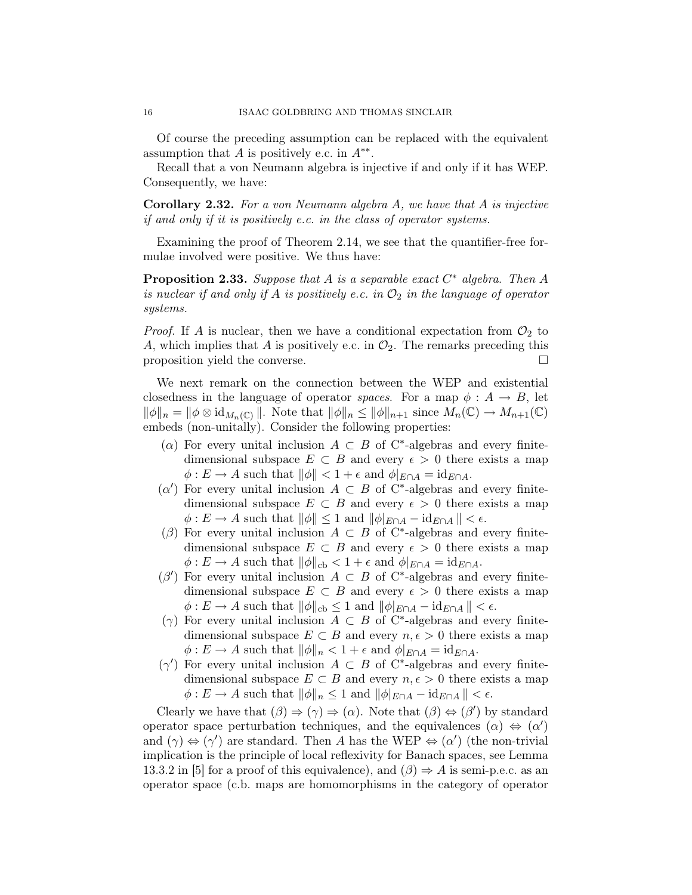Of course the preceding assumption can be replaced with the equivalent assumption that $A$ is positively e.c. in $A^{**}$.

Recall that a von Neumann algebra is injective if and only if it has WEP. Consequently, we have:

**Corollary 2.32.** *For a von Neumann algebra $A$, we have that $A$ is injective if and only if it is positively e.c. in the class of operator systems.*

Examining the proof of Theorem 2.14, we see that the quantifier-free formulae involved were positive. We thus have:

**Proposition 2.33.** *Suppose that $A$ is a separable exact $C^*$ algebra. Then $A$ is nuclear if and only if $A$ is positively e.c. in $\mathcal{O}_2$ in the language of operator systems.*

*Proof.* If $A$ is nuclear, then we have a conditional expectation from $\mathcal{O}_2$ to $A$, which implies that $A$ is positively e.c. in $\mathcal{O}_2$. The remarks preceding this proposition yield the converse. $\square$

We next remark on the connection between the WEP and existential closedness in the language of operator *spaces*. For a map $\phi : A \to B$, let $\|\phi\|_n = \|\phi \otimes \mathrm{id}_{M_n(\mathbb{C})}\|$. Note that $\|\phi\|_n \leq \|\phi\|_{n+1}$ since $M_n(\mathbb{C}) \to M_{n+1}(\mathbb{C})$ embeds (non-unitally). Consider the following properties:

- ($\alpha$) For every unital inclusion $A \subset B$ of C*-algebras and every finite-dimensional subspace $E \subset B$ and every $\epsilon > 0$ there exists a map $\phi : E \to A$ such that $\|\phi\| < 1 + \epsilon$ and $\phi|_{E\cap A} = \mathrm{id}_{E\cap A}$.
- ($\alpha'$) For every unital inclusion $A \subset B$ of C*-algebras and every finite-dimensional subspace $E \subset B$ and every $\epsilon > 0$ there exists a map $\phi : E \to A$ such that $\|\phi\| \leq 1$ and $\|\phi|_{E\cap A} - \mathrm{id}_{E\cap A}\| < \epsilon$.
- ($\beta$) For every unital inclusion $A \subset B$ of C*-algebras and every finite-dimensional subspace $E \subset B$ and every $\epsilon > 0$ there exists a map $\phi : E \to A$ such that $\|\phi\|_{\mathrm{cb}} < 1 + \epsilon$ and $\phi|_{E\cap A} = \mathrm{id}_{E\cap A}$.
- ($\beta'$) For every unital inclusion $A \subset B$ of C*-algebras and every finite-dimensional subspace $E \subset B$ and every $\epsilon > 0$ there exists a map $\phi : E \to A$ such that $\|\phi\|_{\mathrm{cb}} \leq 1$ and $\|\phi|_{E\cap A} - \mathrm{id}_{E\cap A}\| < \epsilon$.
- ($\gamma$) For every unital inclusion $A \subset B$ of C*-algebras and every finite-dimensional subspace $E \subset B$ and every $n, \epsilon > 0$ there exists a map $\phi : E \to A$ such that $\|\phi\|_n < 1 + \epsilon$ and $\phi|_{E\cap A} = \mathrm{id}_{E\cap A}$.
- ($\gamma'$) For every unital inclusion $A \subset B$ of C*-algebras and every finite-dimensional subspace $E \subset B$ and every $n, \epsilon > 0$ there exists a map $\phi : E \to A$ such that $\|\phi\|_n \leq 1$ and $\|\phi|_{E\cap A} - \mathrm{id}_{E\cap A}\| < \epsilon$.

Clearly we have that $(\beta) \Rightarrow (\gamma) \Rightarrow (\alpha)$. Note that $(\beta) \Leftrightarrow (\beta')$ by standard operator space perturbation techniques, and the equivalences $(\alpha) \Leftrightarrow (\alpha')$ and $(\gamma) \Leftrightarrow (\gamma')$ are standard. Then $A$ has the WEP $\Leftrightarrow (\alpha')$ (the non-trivial implication is the principle of local reflexivity for Banach spaces, see Lemma 13.3.2 in [5] for a proof of this equivalence), and $(\beta) \Rightarrow A$ is semi-p.e.c. as an operator space (c.b. maps are homomorphisms in the category of operator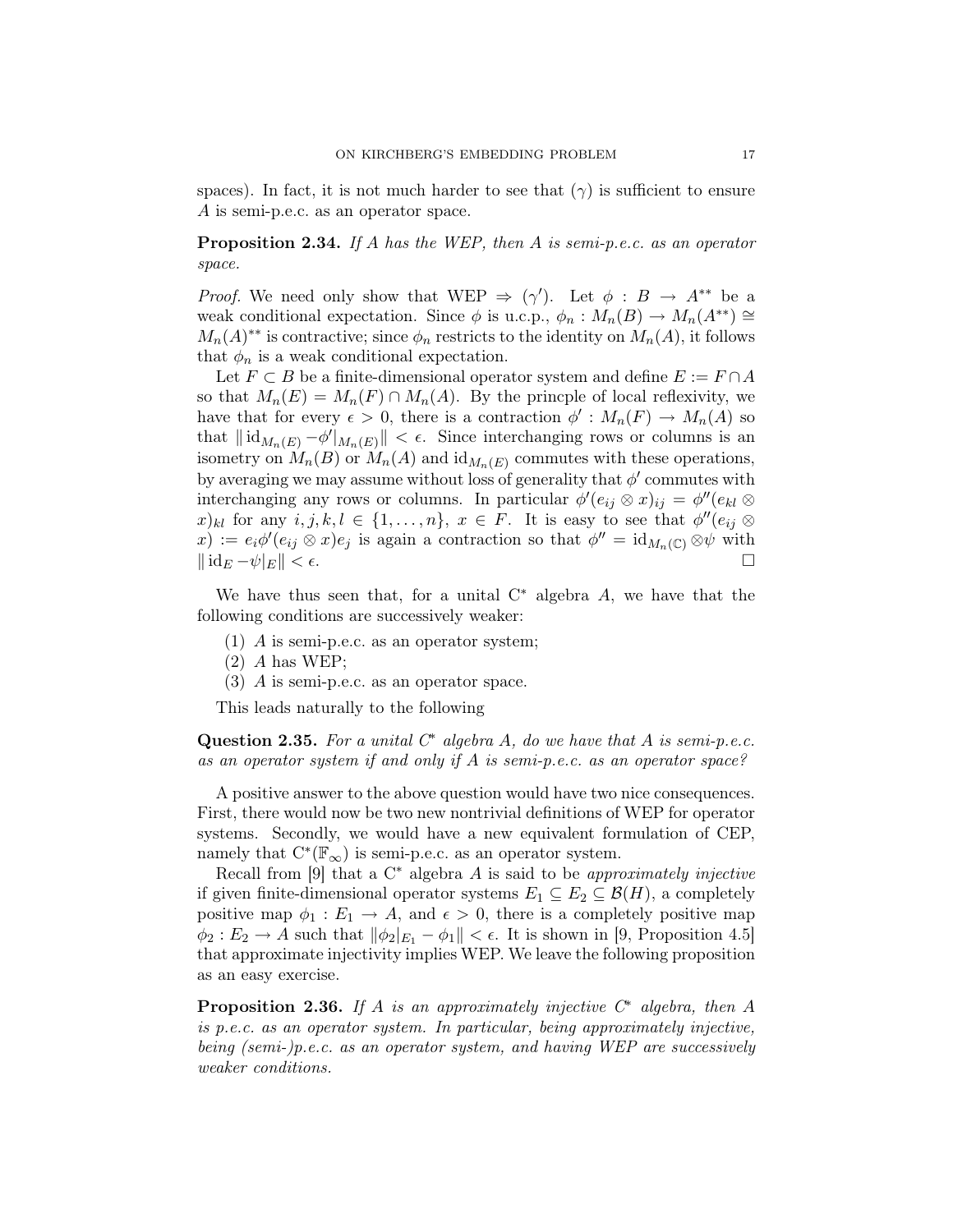spaces). In fact, it is not much harder to see that $(\gamma)$ is sufficient to ensure $A$ is semi-p.e.c. as an operator space.

**Proposition 2.34.** *If $A$ has the WEP, then $A$ is semi-p.e.c. as an operator space.*

*Proof.* We need only show that WEP $\Rightarrow$ $(\gamma')$. Let $\phi : B \to A^{**}$ be a weak conditional expectation. Since $\phi$ is u.c.p., $\phi_n : M_n(B) \to M_n(A^{**}) \cong M_n(A)^{**}$ is contractive; since $\phi_n$ restricts to the identity on $M_n(A)$, it follows that $\phi_n$ is a weak conditional expectation.

Let $F \subset B$ be a finite-dimensional operator system and define $E := F \cap A$ so that $M_n(E) = M_n(F) \cap M_n(A)$. By the princple of local reflexivity, we have that for every $\epsilon > 0$, there is a contraction $\phi' : M_n(F) \to M_n(A)$ so that $\| \mathrm{id}_{M_n(E)} - \phi'|_{M_n(E)}\| < \epsilon$. Since interchanging rows or columns is an isometry on $M_n(B)$ or $M_n(A)$ and $\mathrm{id}_{M_n(E)}$ commutes with these operations, by averaging we may assume without loss of generality that $\phi'$ commutes with interchanging any rows or columns. In particular $\phi'(e_{ij} \otimes x)_{ij} = \phi''(e_{kl} \otimes x)_{kl}$ for any $i, j, k, l \in \{1, \ldots, n\}$, $x \in F$. It is easy to see that $\phi''(e_{ij} \otimes x) := e_i \phi'(e_{ij} \otimes x) e_j$ is again a contraction so that $\phi'' = \mathrm{id}_{M_n(\mathbb{C})} \otimes \psi$ with $\| \mathrm{id}_E - \psi|_E \| < \epsilon$. $\square$

We have thus seen that, for a unital C$^*$ algebra $A$, we have that the following conditions are successively weaker:

1. $A$ is semi-p.e.c. as an operator system;
2. $A$ has WEP;
3. $A$ is semi-p.e.c. as an operator space.

This leads naturally to the following

**Question 2.35.** *For a unital C$^*$ algebra $A$, do we have that $A$ is semi-p.e.c. as an operator system if and only if $A$ is semi-p.e.c. as an operator space?*

A positive answer to the above question would have two nice consequences. First, there would now be two new nontrivial definitions of WEP for operator systems. Secondly, we would have a new equivalent formulation of CEP, namely that $\mathrm{C}^*(\mathbb{F}_\infty)$ is semi-p.e.c. as an operator system.

Recall from [9] that a C$^*$ algebra $A$ is said to be *approximately injective* if given finite-dimensional operator systems $E_1 \subseteq E_2 \subseteq \mathcal{B}(H)$, a completely positive map $\phi_1 : E_1 \to A$, and $\epsilon > 0$, there is a completely positive map $\phi_2 : E_2 \to A$ such that $\|\phi_2|_{E_1} - \phi_1\| < \epsilon$. It is shown in [9, Proposition 4.5] that approximate injectivity implies WEP. We leave the following proposition as an easy exercise.

**Proposition 2.36.** *If $A$ is an approximately injective C$^*$ algebra, then $A$ is p.e.c. as an operator system. In particular, being approximately injective, being (semi-)p.e.c. as an operator system, and having WEP are successively weaker conditions.*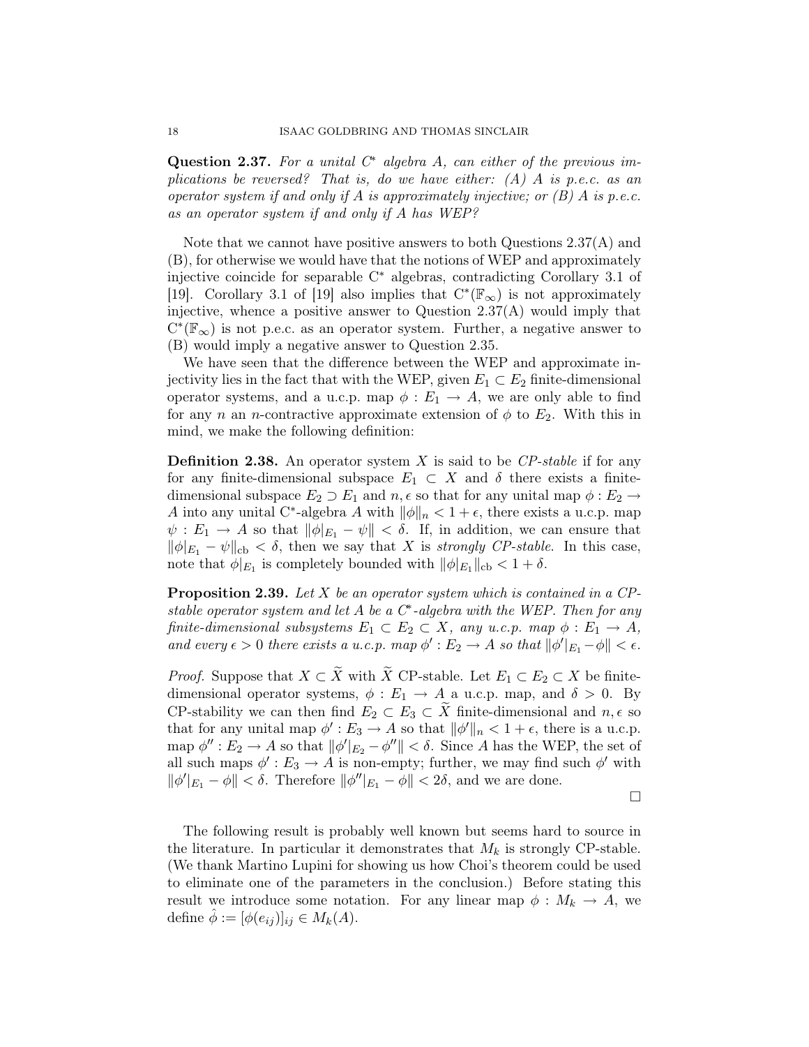**Question 2.37.** *For a unital C\* algebra $A$, can either of the previous implications be reversed? That is, do we have either: (A) $A$ is p.e.c. as an operator system if and only if $A$ is approximately injective; or (B) $A$ is p.e.c. as an operator system if and only if $A$ has WEP?*

Note that we cannot have positive answers to both Questions 2.37(A) and (B), for otherwise we would have that the notions of WEP and approximately injective coincide for separable C\* algebras, contradicting Corollary 3.1 of [19]. Corollary 3.1 of [19] also implies that $C^*(\mathbb{F}_\infty)$ is not approximately injective, whence a positive answer to Question 2.37(A) would imply that $C^*(\mathbb{F}_\infty)$ is not p.e.c. as an operator system. Further, a negative answer to (B) would imply a negative answer to Question 2.35.

We have seen that the difference between the WEP and approximate injectivity lies in the fact that with the WEP, given $E_1 \subset E_2$ finite-dimensional operator systems, and a u.c.p. map $\phi : E_1 \to A$, we are only able to find for any $n$ an $n$-contractive approximate extension of $\phi$ to $E_2$. With this in mind, we make the following definition:

**Definition 2.38.** An operator system $X$ is said to be *CP-stable* if for any for any finite-dimensional subspace $E_1 \subset X$ and $\delta$ there exists a finite-dimensional subspace $E_2 \supset E_1$ and $n, \epsilon$ so that for any unital map $\phi : E_2 \to A$ into any unital C\*-algebra $A$ with $\|\phi\|_n < 1 + \epsilon$, there exists a u.c.p. map $\psi : E_1 \to A$ so that $\|\phi|_{E_1} - \psi\| < \delta$. If, in addition, we can ensure that $\|\phi|_{E_1} - \psi\|_{\mathrm{cb}} < \delta$, then we say that $X$ is *strongly CP-stable*. In this case, note that $\phi|_{E_1}$ is completely bounded with $\|\phi|_{E_1}\|_{\mathrm{cb}} < 1 + \delta$.

**Proposition 2.39.** *Let $X$ be an operator system which is contained in a CP-stable operator system and let $A$ be a C\*-algebra with the WEP. Then for any finite-dimensional subsystems $E_1 \subset E_2 \subset X$, any u.c.p. map $\phi : E_1 \to A$, and every $\epsilon > 0$ there exists a u.c.p. map $\phi' : E_2 \to A$ so that $\|\phi'|_{E_1} - \phi\| < \epsilon$.*

*Proof.* Suppose that $X \subset \widetilde{X}$ with $\widetilde{X}$ CP-stable. Let $E_1 \subset E_2 \subset X$ be finite-dimensional operator systems, $\phi : E_1 \to A$ a u.c.p. map, and $\delta > 0$. By CP-stability we can then find $E_2 \subset E_3 \subset \widetilde{X}$ finite-dimensional and $n, \epsilon$ so that for any unital map $\phi' : E_3 \to A$ so that $\|\phi'\|_n < 1 + \epsilon$, there is a u.c.p. map $\phi'' : E_2 \to A$ so that $\|\phi'|_{E_2} - \phi''\| < \delta$. Since $A$ has the WEP, the set of all such maps $\phi' : E_3 \to A$ is non-empty; further, we may find such $\phi'$ with $\|\phi'|_{E_1} - \phi\| < \delta$. Therefore $\|\phi''|_{E_1} - \phi\| < 2\delta$, and we are done. $\square$

The following result is probably well known but seems hard to source in the literature. In particular it demonstrates that $M_k$ is strongly CP-stable. (We thank Martino Lupini for showing us how Choi's theorem could be used to eliminate one of the parameters in the conclusion.) Before stating this result we introduce some notation. For any linear map $\phi : M_k \to A$, we define $\hat{\phi} := [\phi(e_{ij})]_{ij} \in M_k(A)$.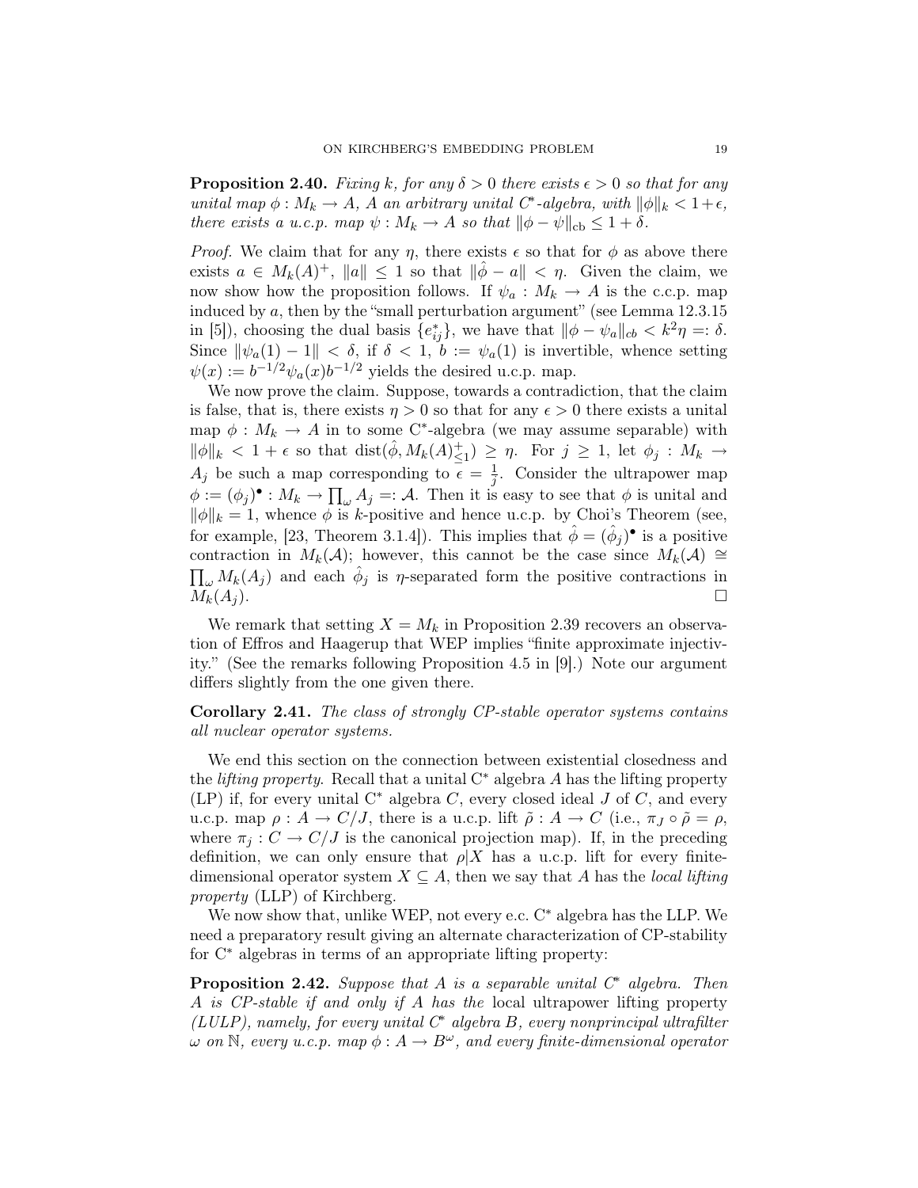**Proposition 2.40.** *Fixing $k$, for any $\delta > 0$ there exists $\epsilon > 0$ so that for any unital map $\phi : M_k \to A$, $A$ an arbitrary unital C*-algebra, with $\|\phi\|_k < 1+\epsilon$, there exists a u.c.p. map $\psi : M_k \to A$ so that $\|\phi - \psi\|_{\mathrm{cb}} \leq 1 + \delta$.*

*Proof.* We claim that for any $\eta$, there exists $\epsilon$ so that for $\phi$ as above there exists $a \in M_k(A)^+$, $\|a\| \leq 1$ so that $\|\hat{\phi} - a\| < \eta$. Given the claim, we now show how the proposition follows. If $\psi_a : M_k \to A$ is the c.c.p. map induced by $a$, then by the "small perturbation argument" (see Lemma 12.3.15 in [5]), choosing the dual basis $\{e_{ij}^*\}$, we have that $\|\phi - \psi_a\|_{cb} < k^2\eta =: \delta$. Since $\|\psi_a(1) - 1\| < \delta$, if $\delta < 1$, $b := \psi_a(1)$ is invertible, whence setting $\psi(x) := b^{-1/2}\psi_a(x)b^{-1/2}$ yields the desired u.c.p. map.

We now prove the claim. Suppose, towards a contradiction, that the claim is false, that is, there exists $\eta > 0$ so that for any $\epsilon > 0$ there exists a unital map $\phi : M_k \to A$ in to some C*-algebra (we may assume separable) with $\|\phi\|_k < 1 + \epsilon$ so that $\mathrm{dist}(\hat{\phi}, M_k(A)^+_{\leq 1}) \geq \eta$. For $j \geq 1$, let $\phi_j : M_k \to A_j$ be such a map corresponding to $\epsilon = \frac{1}{j}$. Consider the ultrapower map $\phi := (\phi_j)^\bullet : M_k \to \prod_\omega A_j =: \mathcal{A}$. Then it is easy to see that $\phi$ is unital and $\|\phi\|_k = 1$, whence $\phi$ is $k$-positive and hence u.c.p. by Choi's Theorem (see, for example, [23, Theorem 3.1.4]). This implies that $\hat{\phi} = (\hat{\phi}_j)^\bullet$ is a positive contraction in $M_k(\mathcal{A})$; however, this cannot be the case since $M_k(\mathcal{A}) \cong \prod_\omega M_k(A_j)$ and each $\hat{\phi}_j$ is $\eta$-separated form the positive contractions in $M_k(A_j)$. $\square$

We remark that setting $X = M_k$ in Proposition 2.39 recovers an observation of Effros and Haagerup that WEP implies "finite approximate injectivity." (See the remarks following Proposition 4.5 in [9].) Note our argument differs slightly from the one given there.

**Corollary 2.41.** *The class of strongly CP-stable operator systems contains all nuclear operator systems.*

We end this section on the connection between existential closedness and the *lifting property*. Recall that a unital C* algebra $A$ has the lifting property (LP) if, for every unital C* algebra $C$, every closed ideal $J$ of $C$, and every u.c.p. map $\rho : A \to C/J$, there is a u.c.p. lift $\tilde{\rho} : A \to C$ (i.e., $\pi_J \circ \tilde{\rho} = \rho$, where $\pi_j : C \to C/J$ is the canonical projection map). If, in the preceding definition, we can only ensure that $\rho|X$ has a u.c.p. lift for every finite-dimensional operator system $X \subseteq A$, then we say that $A$ has the *local lifting property* (LLP) of Kirchberg.

We now show that, unlike WEP, not every e.c. C* algebra has the LLP. We need a preparatory result giving an alternate characterization of CP-stability for C* algebras in terms of an appropriate lifting property:

**Proposition 2.42.** *Suppose that $A$ is a separable unital C* algebra. Then $A$ is CP-stable if and only if $A$ has the* local ultrapower lifting property *(LULP), namely, for every unital C* algebra $B$, every nonprincipal ultrafilter $\omega$ on $\mathbb{N}$, every u.c.p. map $\phi : A \to B^\omega$, and every finite-dimensional operator*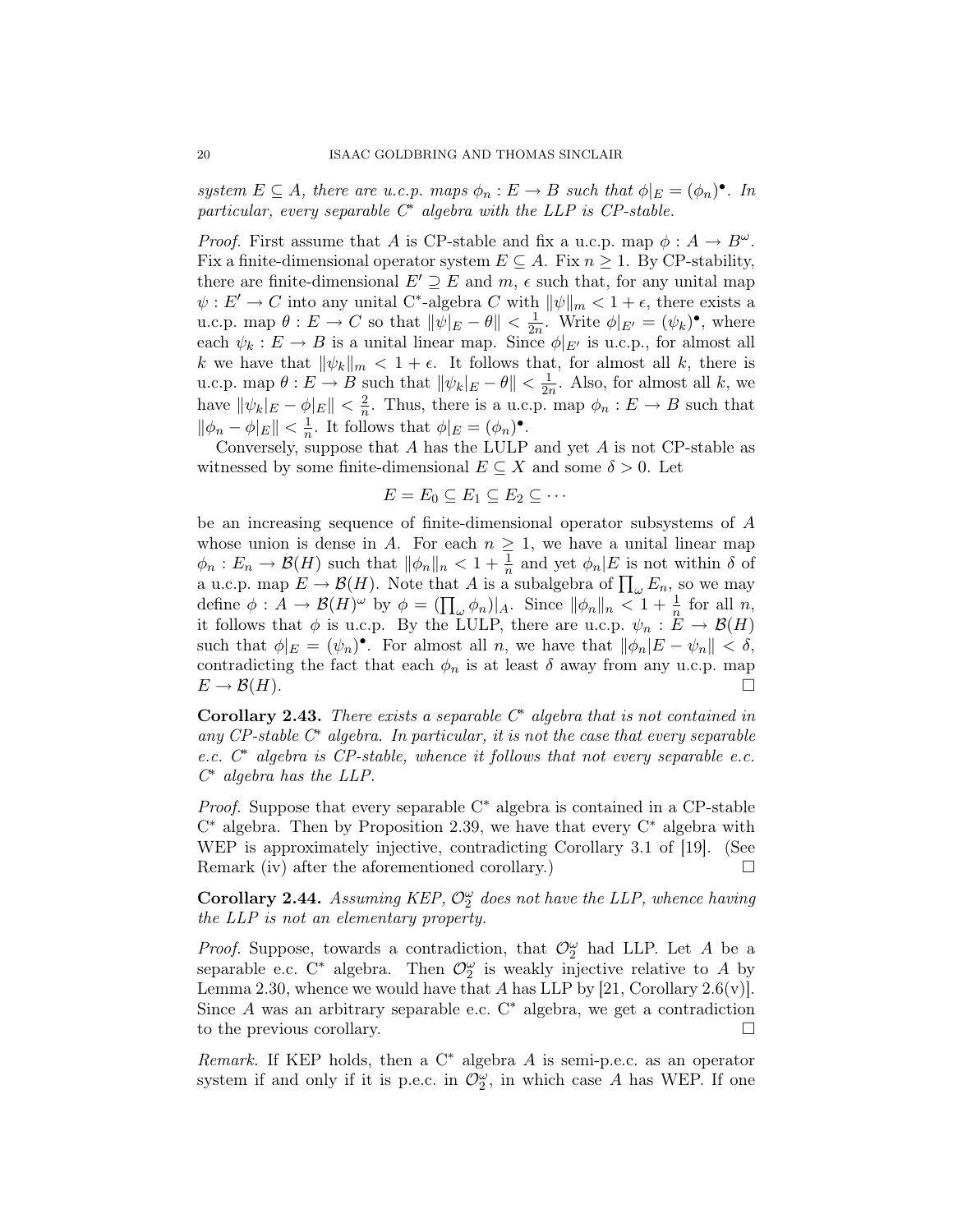*system $E \subseteq A$, there are u.c.p. maps $\phi_n : E \to B$ such that $\phi|_E = (\phi_n)^\bullet$. In particular, every separable C\* algebra with the LLP is CP-stable.*

*Proof.* First assume that $A$ is CP-stable and fix a u.c.p. map $\phi : A \to B^\omega$. Fix a finite-dimensional operator system $E \subseteq A$. Fix $n \geq 1$. By CP-stability, there are finite-dimensional $E' \supseteq E$ and $m$, $\epsilon$ such that, for any unital map $\psi : E' \to C$ into any unital C\*-algebra $C$ with $\|\psi\|_m < 1 + \epsilon$, there exists a u.c.p. map $\theta : E \to C$ so that $\|\psi|_E - \theta\| < \frac{1}{2n}$. Write $\phi|_{E'} = (\psi_k)^\bullet$, where each $\psi_k : E \to B$ is a unital linear map. Since $\phi|_{E'}$ is u.c.p., for almost all $k$ we have that $\|\psi_k\|_m < 1 + \epsilon$. It follows that, for almost all $k$, there is u.c.p. map $\theta : E \to B$ such that $\|\psi_k|_E - \theta\| < \frac{1}{2n}$. Also, for almost all $k$, we have $\|\psi_k|_E - \phi|_E\| < \frac{2}{n}$. Thus, there is a u.c.p. map $\phi_n : E \to B$ such that $\|\phi_n - \phi|_E\| < \frac{1}{n}$. It follows that $\phi|_E = (\phi_n)^\bullet$.

Conversely, suppose that $A$ has the LULP and yet $A$ is not CP-stable as witnessed by some finite-dimensional $E \subseteq X$ and some $\delta > 0$. Let

$$E = E_0 \subseteq E_1 \subseteq E_2 \subseteq \cdots$$

be an increasing sequence of finite-dimensional operator subsystems of $A$ whose union is dense in $A$. For each $n \geq 1$, we have a unital linear map $\phi_n : E_n \to \mathcal{B}(H)$ such that $\|\phi_n\|_n < 1 + \frac{1}{n}$ and yet $\phi_n|E$ is not within $\delta$ of a u.c.p. map $E \to \mathcal{B}(H)$. Note that $A$ is a subalgebra of $\prod_\omega E_n$, so we may define $\phi : A \to \mathcal{B}(H)^\omega$ by $\phi = (\prod_\omega \phi_n)|_A$. Since $\|\phi_n\|_n < 1 + \frac{1}{n}$ for all $n$, it follows that $\phi$ is u.c.p. By the LULP, there are u.c.p. $\psi_n : E \to \mathcal{B}(H)$ such that $\phi|_E = (\psi_n)^\bullet$. For almost all $n$, we have that $\|\phi_n|E - \psi_n\| < \delta$, contradicting the fact that each $\phi_n$ is at least $\delta$ away from any u.c.p. map $E \to \mathcal{B}(H)$. $\square$

**Corollary 2.43.** *There exists a separable C\* algebra that is not contained in any CP-stable C\* algebra. In particular, it is not the case that every separable e.c. C\* algebra is CP-stable, whence it follows that not every separable e.c. C\* algebra has the LLP.*

*Proof.* Suppose that every separable C\* algebra is contained in a CP-stable C\* algebra. Then by Proposition 2.39, we have that every C\* algebra with WEP is approximately injective, contradicting Corollary 3.1 of [19]. (See Remark (iv) after the aforementioned corollary.) $\square$

**Corollary 2.44.** *Assuming KEP, $\mathcal{O}_2^\omega$ does not have the LLP, whence having the LLP is not an elementary property.*

*Proof.* Suppose, towards a contradiction, that $\mathcal{O}_2^\omega$ had LLP. Let $A$ be a separable e.c. C\* algebra. Then $\mathcal{O}_2^\omega$ is weakly injective relative to $A$ by Lemma 2.30, whence we would have that $A$ has LLP by [21, Corollary 2.6(v)]. Since $A$ was an arbitrary separable e.c. C\* algebra, we get a contradiction to the previous corollary. $\square$

*Remark.* If KEP holds, then a C\* algebra $A$ is semi-p.e.c. as an operator system if and only if it is p.e.c. in $\mathcal{O}_2^\omega$, in which case $A$ has WEP. If one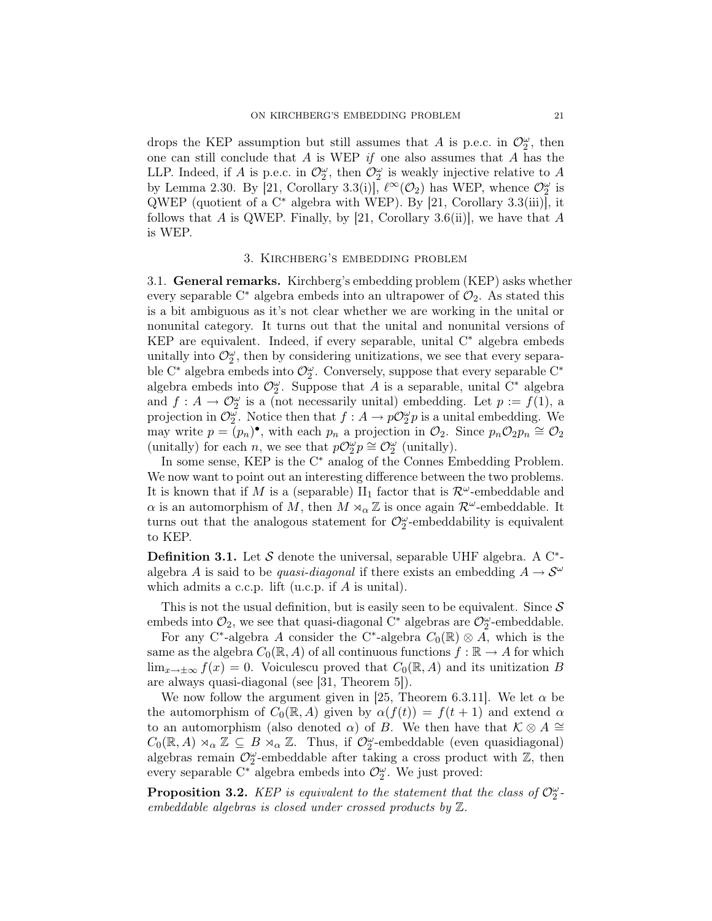drops the KEP assumption but still assumes that $A$ is p.e.c. in $\mathcal{O}_2^\omega$, then one can still conclude that $A$ is WEP *if* one also assumes that $A$ has the LLP. Indeed, if $A$ is p.e.c. in $\mathcal{O}_2^\omega$, then $\mathcal{O}_2^\omega$ is weakly injective relative to $A$ by Lemma 2.30. By [21, Corollary 3.3(i)], $\ell^\infty(\mathcal{O}_2)$ has WEP, whence $\mathcal{O}_2^\omega$ is QWEP (quotient of a C* algebra with WEP). By [21, Corollary 3.3(iii)], it follows that $A$ is QWEP. Finally, by [21, Corollary 3.6(ii)], we have that $A$ is WEP.

## 3. Kirchberg's embedding problem

3.1. **General remarks.** Kirchberg's embedding problem (KEP) asks whether every separable C* algebra embeds into an ultrapower of $\mathcal{O}_2$. As stated this is a bit ambiguous as it's not clear whether we are working in the unital or nonunital category. It turns out that the unital and nonunital versions of KEP are equivalent. Indeed, if every separable, unital C* algebra embeds unitally into $\mathcal{O}_2^\omega$, then by considering unitizations, we see that every separable C* algebra embeds into $\mathcal{O}_2^\omega$. Conversely, suppose that every separable C* algebra embeds into $\mathcal{O}_2^\omega$. Suppose that $A$ is a separable, unital C* algebra and $f : A \to \mathcal{O}_2^\omega$ is a (not necessarily unital) embedding. Let $p := f(1)$, a projection in $\mathcal{O}_2^\omega$. Notice then that $f : A \to p\mathcal{O}_2^\omega p$ is a unital embedding. We may write $p = (p_n)^\bullet$, with each $p_n$ a projection in $\mathcal{O}_2$. Since $p_n\mathcal{O}_2 p_n \cong \mathcal{O}_2$ (unitally) for each $n$, we see that $p\mathcal{O}_2^\omega p \cong \mathcal{O}_2^\omega$ (unitally).

In some sense, KEP is the C* analog of the Connes Embedding Problem. We now want to point out an interesting difference between the two problems. It is known that if $M$ is a (separable) $\mathrm{II}_1$ factor that is $\mathcal{R}^\omega$-embeddable and $\alpha$ is an automorphism of $M$, then $M \rtimes_\alpha \mathbb{Z}$ is once again $\mathcal{R}^\omega$-embeddable. It turns out that the analogous statement for $\mathcal{O}_2^\omega$-embeddability is equivalent to KEP.

**Definition 3.1.** Let $\mathcal{S}$ denote the universal, separable UHF algebra. A C*-algebra $A$ is said to be *quasi-diagonal* if there exists an embedding $A \to \mathcal{S}^\omega$ which admits a c.c.p. lift (u.c.p. if $A$ is unital).

This is not the usual definition, but is easily seen to be equivalent. Since $\mathcal{S}$ embeds into $\mathcal{O}_2$, we see that quasi-diagonal C* algebras are $\mathcal{O}_2^\omega$-embeddable.

For any C*-algebra $A$ consider the C*-algebra $C_0(\mathbb{R}) \otimes A$, which is the same as the algebra $C_0(\mathbb{R}, A)$ of all continuous functions $f : \mathbb{R} \to A$ for which $\lim_{x\to\pm\infty} f(x) = 0$. Voiculescu proved that $C_0(\mathbb{R}, A)$ and its unitization $B$ are always quasi-diagonal (see [31, Theorem 5]).

We now follow the argument given in [25, Theorem 6.3.11]. We let $\alpha$ be the automorphism of $C_0(\mathbb{R}, A)$ given by $\alpha(f(t)) = f(t + 1)$ and extend $\alpha$ to an automorphism (also denoted $\alpha$) of $B$. We then have that $\mathcal{K} \otimes A \cong C_0(\mathbb{R}, A) \rtimes_\alpha \mathbb{Z} \subseteq B \rtimes_\alpha \mathbb{Z}$. Thus, if $\mathcal{O}_2^\omega$-embeddable (even quasidiagonal) algebras remain $\mathcal{O}_2^\omega$-embeddable after taking a cross product with $\mathbb{Z}$, then every separable C* algebra embeds into $\mathcal{O}_2^\omega$. We just proved:

**Proposition 3.2.** *KEP is equivalent to the statement that the class of $\mathcal{O}_2^\omega$-embeddable algebras is closed under crossed products by $\mathbb{Z}$.*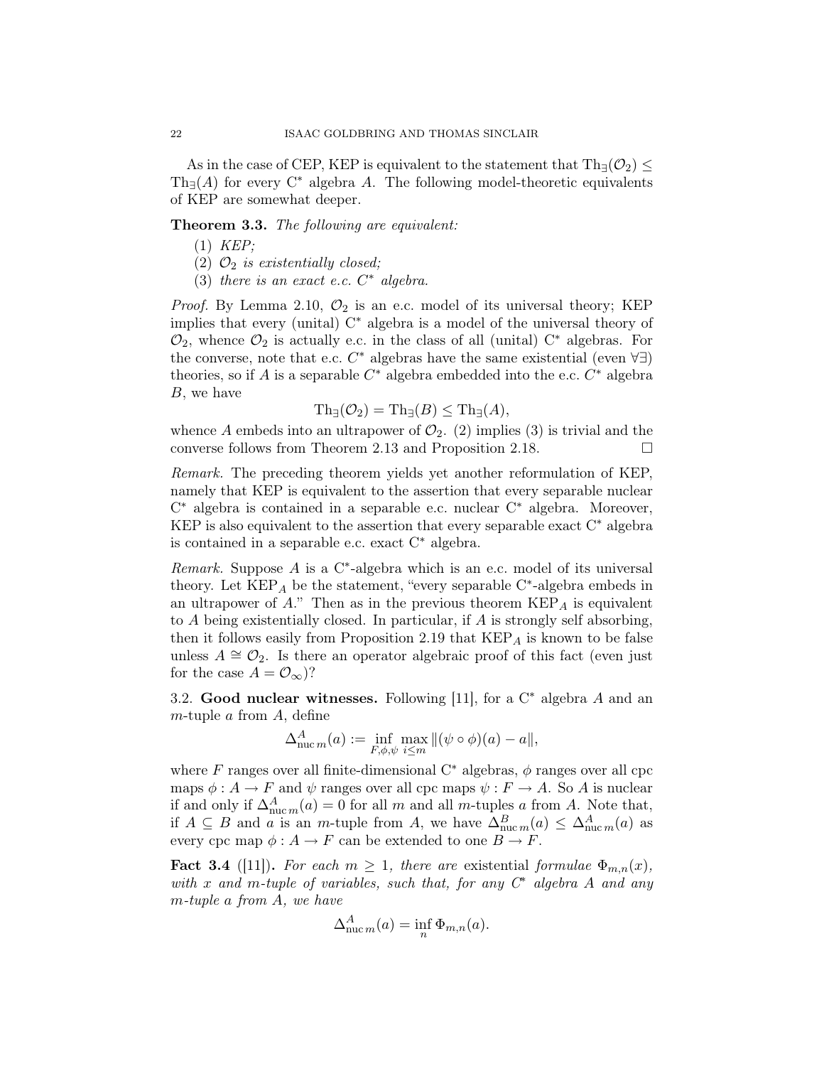As in the case of CEP, KEP is equivalent to the statement that $\mathrm{Th}_\exists(\mathcal{O}_2) \leq \mathrm{Th}_\exists(A)$ for every C$^*$ algebra $A$. The following model-theoretic equivalents of KEP are somewhat deeper.

**Theorem 3.3.** *The following are equivalent:*

1. *KEP;*
2. *$\mathcal{O}_2$ is existentially closed;*
3. *there is an exact e.c. C$^*$ algebra.*

*Proof.* By Lemma 2.10, $\mathcal{O}_2$ is an e.c. model of its universal theory; KEP implies that every (unital) C$^*$ algebra is a model of the universal theory of $\mathcal{O}_2$, whence $\mathcal{O}_2$ is actually e.c. in the class of all (unital) C$^*$ algebras. For the converse, note that e.c. $C^*$ algebras have the same existential (even $\forall\exists$) theories, so if $A$ is a separable $C^*$ algebra embedded into the e.c. $C^*$ algebra $B$, we have

$$\mathrm{Th}_\exists(\mathcal{O}_2) = \mathrm{Th}_\exists(B) \leq \mathrm{Th}_\exists(A),$$

whence $A$ embeds into an ultrapower of $\mathcal{O}_2$. (2) implies (3) is trivial and the converse follows from Theorem 2.13 and Proposition 2.18. □

*Remark.* The preceding theorem yields yet another reformulation of KEP, namely that KEP is equivalent to the assertion that every separable nuclear C$^*$ algebra is contained in a separable e.c. nuclear C$^*$ algebra. Moreover, KEP is also equivalent to the assertion that every separable exact C$^*$ algebra is contained in a separable e.c. exact C$^*$ algebra.

*Remark.* Suppose $A$ is a C$^*$-algebra which is an e.c. model of its universal theory. Let $\mathrm{KEP}_A$ be the statement, "every separable C$^*$-algebra embeds in an ultrapower of $A$." Then as in the previous theorem $\mathrm{KEP}_A$ is equivalent to $A$ being existentially closed. In particular, if $A$ is strongly self absorbing, then it follows easily from Proposition 2.19 that $\mathrm{KEP}_A$ is known to be false unless $A \cong \mathcal{O}_2$. Is there an operator algebraic proof of this fact (even just for the case $A = \mathcal{O}_\infty$)?

### 3.2. Good nuclear witnesses.

Following [11], for a C$^*$ algebra $A$ and an $m$-tuple $a$ from $A$, define

$$\Delta^A_{\mathrm{nuc}\, m}(a) := \inf_{F,\phi,\psi} \max_{i\leq m} \|(\psi \circ \phi)(a) - a\|,$$

where $F$ ranges over all finite-dimensional C$^*$ algebras, $\phi$ ranges over all cpc maps $\phi : A \to F$ and $\psi$ ranges over all cpc maps $\psi : F \to A$. So $A$ is nuclear if and only if $\Delta^A_{\mathrm{nuc}\, m}(a) = 0$ for all $m$ and all $m$-tuples $a$ from $A$. Note that, if $A \subseteq B$ and $a$ is an $m$-tuple from $A$, we have $\Delta^B_{\mathrm{nuc}\, m}(a) \leq \Delta^A_{\mathrm{nuc}\, m}(a)$ as every cpc map $\phi : A \to F$ can be extended to one $B \to F$.

**Fact 3.4** ([11])**.** *For each $m \geq 1$, there are* existential *formulae $\Phi_{m,n}(x)$, with $x$ and $m$-tuple of variables, such that, for any $C^*$ algebra $A$ and any $m$-tuple $a$ from $A$, we have*

$$\Delta^A_{\mathrm{nuc}\, m}(a) = \inf_n \Phi_{m,n}(a).$$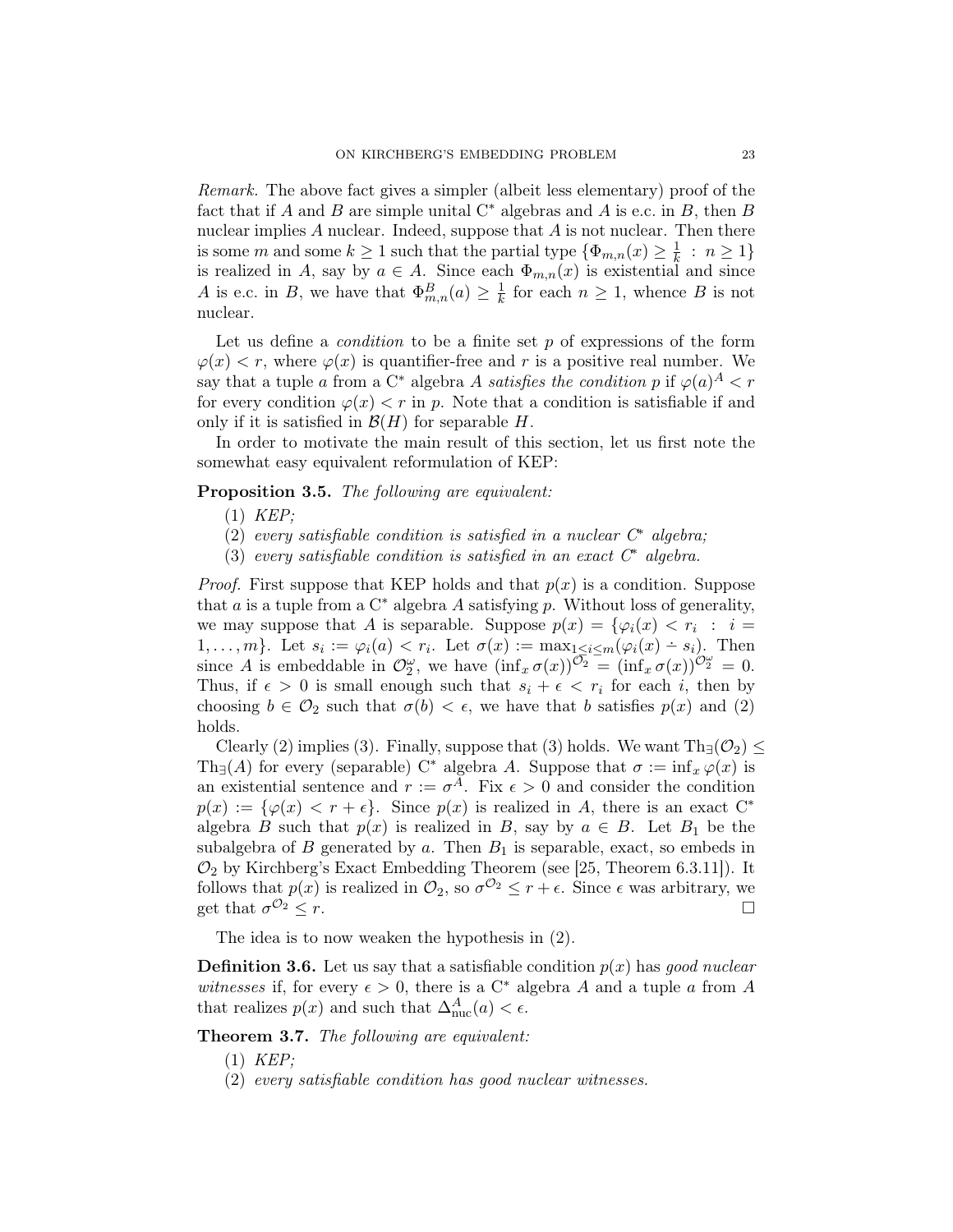*Remark.* The above fact gives a simpler (albeit less elementary) proof of the fact that if $A$ and $B$ are simple unital C* algebras and $A$ is e.c. in $B$, then $B$ nuclear implies $A$ nuclear. Indeed, suppose that $A$ is not nuclear. Then there is some $m$ and some $k \geq 1$ such that the partial type $\{\Phi_{m,n}(x) \geq \frac{1}{k} \ : \ n \geq 1\}$ is realized in $A$, say by $a \in A$. Since each $\Phi_{m,n}(x)$ is existential and since $A$ is e.c. in $B$, we have that $\Phi^B_{m,n}(a) \geq \frac{1}{k}$ for each $n \geq 1$, whence $B$ is not nuclear.

Let us define a *condition* to be a finite set $p$ of expressions of the form $\varphi(x) < r$, where $\varphi(x)$ is quantifier-free and $r$ is a positive real number. We say that a tuple $a$ from a C* algebra $A$ *satisfies the condition* $p$ if $\varphi(a)^A < r$ for every condition $\varphi(x) < r$ in $p$. Note that a condition is satisfiable if and only if it is satisfied in $\mathcal{B}(H)$ for separable $H$.

In order to motivate the main result of this section, let us first note the somewhat easy equivalent reformulation of KEP:

**Proposition 3.5.** *The following are equivalent:*

1. *KEP;*
2. *every satisfiable condition is satisfied in a nuclear C* algebra;*
3. *every satisfiable condition is satisfied in an exact C* algebra.*

*Proof.* First suppose that KEP holds and that $p(x)$ is a condition. Suppose that $a$ is a tuple from a C* algebra $A$ satisfying $p$. Without loss of generality, we may suppose that $A$ is separable. Suppose $p(x) = \{\varphi_i(x) < r_i \ : \ i = 1, \ldots, m\}$. Let $s_i := \varphi_i(a) < r_i$. Let $\sigma(x) := \max_{1 \leq i \leq m}(\varphi_i(x) \dot{-} s_i)$. Then since $A$ is embeddable in $\mathcal{O}_2^\omega$, we have $(\inf_x \sigma(x))^{\mathcal{O}_2} = (\inf_x \sigma(x))^{\mathcal{O}_2^\omega} = 0$. Thus, if $\epsilon > 0$ is small enough such that $s_i + \epsilon < r_i$ for each $i$, then by choosing $b \in \mathcal{O}_2$ such that $\sigma(b) < \epsilon$, we have that $b$ satisfies $p(x)$ and (2) holds.

Clearly (2) implies (3). Finally, suppose that (3) holds. We want $\text{Th}_\exists(\mathcal{O}_2) \leq \text{Th}_\exists(A)$ for every (separable) C* algebra $A$. Suppose that $\sigma := \inf_x \varphi(x)$ is an existential sentence and $r := \sigma^A$. Fix $\epsilon > 0$ and consider the condition $p(x) := \{\varphi(x) < r + \epsilon\}$. Since $p(x)$ is realized in $A$, there is an exact C* algebra $B$ such that $p(x)$ is realized in $B$, say by $a \in B$. Let $B_1$ be the subalgebra of $B$ generated by $a$. Then $B_1$ is separable, exact, so embeds in $\mathcal{O}_2$ by Kirchberg's Exact Embedding Theorem (see [25, Theorem 6.3.11]). It follows that $p(x)$ is realized in $\mathcal{O}_2$, so $\sigma^{\mathcal{O}_2} \leq r + \epsilon$. Since $\epsilon$ was arbitrary, we get that $\sigma^{\mathcal{O}_2} \leq r$. □

The idea is to now weaken the hypothesis in (2).

**Definition 3.6.** Let us say that a satisfiable condition $p(x)$ has *good nuclear witnesses* if, for every $\epsilon > 0$, there is a C* algebra $A$ and a tuple $a$ from $A$ that realizes $p(x)$ and such that $\Delta^A_{\text{nuc}}(a) < \epsilon$.

**Theorem 3.7.** *The following are equivalent:*

1. *KEP;*
2. *every satisfiable condition has good nuclear witnesses.*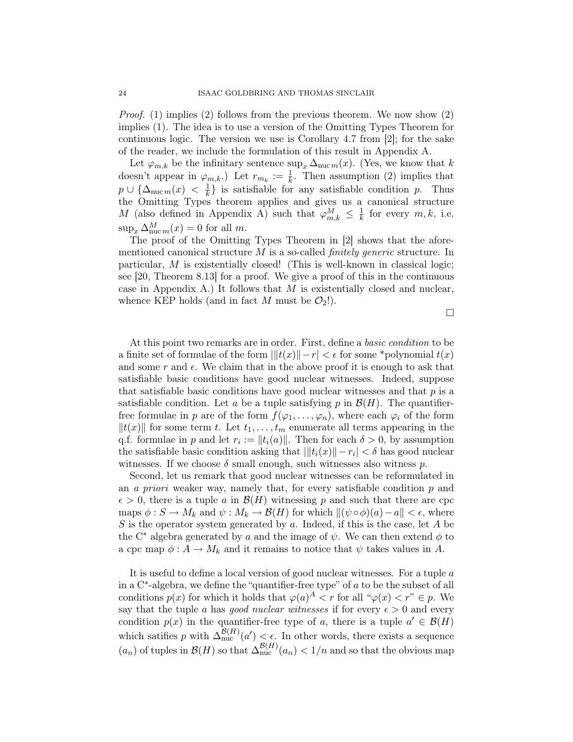*Proof.* (1) implies (2) follows from the previous theorem. We now show (2) implies (1). The idea is to use a version of the Omitting Types Theorem for continuous logic. The version we use is Corollary 4.7 from [2]; for the sake of the reader, we include the formulation of this result in Appendix A.

Let $\varphi_{m,k}$ be the infinitary sentence $\sup_x \Delta_{\mathrm{nuc}\, m}(x)$. (Yes, we know that $k$ doesn't appear in $\varphi_{m,k}$.) Let $r_{m_k} := \frac{1}{k}$. Then assumption (2) implies that $p \cup \{\Delta_{\mathrm{nuc}\, m}(x) < \frac{1}{k}\}$ is satisfiable for any satisfiable condition $p$. Thus the Omitting Types theorem applies and gives us a canonical structure $M$ (also defined in Appendix A) such that $\varphi_{m,k}^M \leq \frac{1}{k}$ for every $m, k$, i.e. $\sup_x \Delta_{\mathrm{nuc}\, m}^M(x) = 0$ for all $m$.

The proof of the Omitting Types Theorem in [2] shows that the aforementioned canonical structure $M$ is a so-called *finitely generic* structure. In particular, $M$ is existentially closed! (This is well-known in classical logic; see [20, Theorem 8.13] for a proof. We give a proof of this in the continuous case in Appendix A.) It follows that $M$ is existentially closed and nuclear, whence KEP holds (and in fact $M$ must be $\mathcal{O}_2$!).

□

At this point two remarks are in order. First, define a *basic condition* to be a finite set of formulae of the form $|\|t(x)\| - r| < \epsilon$ for some *polynomial $t(x)$ and some $r$ and $\epsilon$. We claim that in the above proof it is enough to ask that satisfiable basic conditions have good nuclear witnesses. Indeed, suppose that satisfiable basic conditions have good nuclear witnesses and that $p$ is a satisfiable condition. Let $a$ be a tuple satisfying $p$ in $\mathcal{B}(H)$. The quantifier-free formulae in $p$ are of the form $f(\varphi_1, \ldots, \varphi_n)$, where each $\varphi_i$ of the form $\|t(x)\|$ for some term $t$. Let $t_1, \ldots, t_m$ enumerate all terms appearing in the q.f. formulae in $p$ and let $r_i := \|t_i(a)\|$. Then for each $\delta > 0$, by assumption the satisfiable basic condition asking that $|\|t_i(x)\| - r_i| < \delta$ has good nuclear witnesses. If we choose $\delta$ small enough, such witnesses also witness $p$.

Second, let us remark that good nuclear witnesses can be reformulated in an *a priori* weaker way, namely that, for every satisfiable condition $p$ and $\epsilon > 0$, there is a tuple $a$ in $\mathcal{B}(H)$ witnessing $p$ and such that there are cpc maps $\phi : S \to M_k$ and $\psi : M_k \to \mathcal{B}(H)$ for which $\|(\psi \circ \phi)(a) - a\| < \epsilon$, where $S$ is the operator system generated by $a$. Indeed, if this is the case, let $A$ be the C$^*$ algebra generated by $a$ and the image of $\psi$. We can then extend $\phi$ to a cpc map $\phi : A \to M_k$ and it remains to notice that $\psi$ takes values in $A$.

It is useful to define a local version of good nuclear witnesses. For a tuple $a$ in a C$^*$-algebra, we define the "quantifier-free type" of $a$ to be the subset of all conditions $p(x)$ for which it holds that $\varphi(a)^A < r$ for all "$\varphi(x) < r$" $\in p$. We say that the tuple $a$ has *good nuclear witnesses* if for every $\epsilon > 0$ and every condition $p(x)$ in the quantifier-free type of $a$, there is a tuple $a' \in \mathcal{B}(H)$ which satifies $p$ with $\Delta_{\mathrm{nuc}}^{\mathcal{B}(H)}(a') < \epsilon$. In other words, there exists a sequence $(a_n)$ of tuples in $\mathcal{B}(H)$ so that $\Delta_{\mathrm{nuc}}^{\mathcal{B}(H)}(a_n) < 1/n$ and so that the obvious map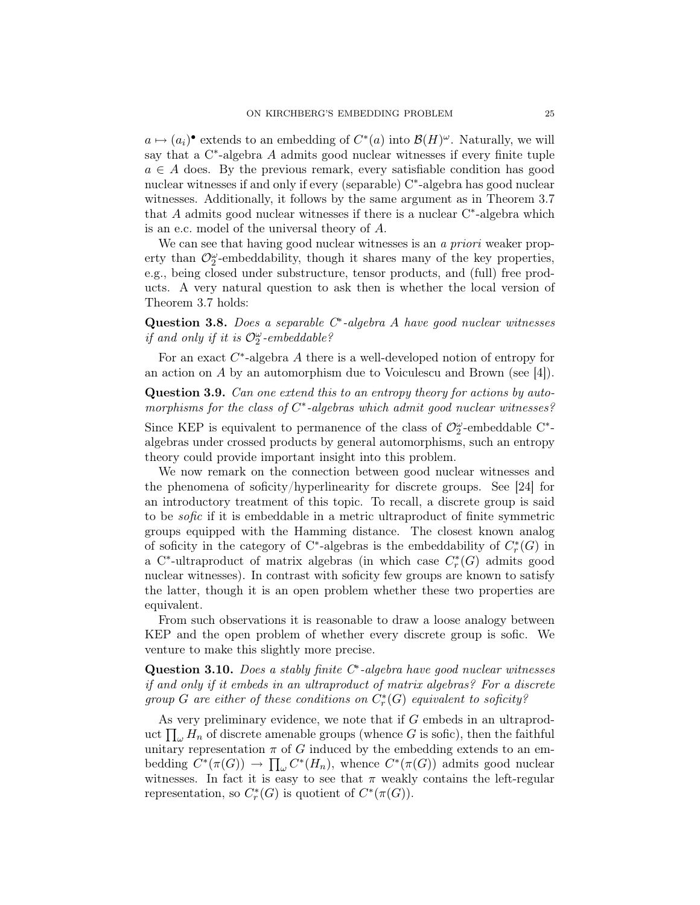$a \mapsto (a_i)^\bullet$ extends to an embedding of $C^*(a)$ into $\mathcal{B}(H)^\omega$. Naturally, we will say that a C*-algebra $A$ admits good nuclear witnesses if every finite tuple $a \in A$ does. By the previous remark, every satisfiable condition has good nuclear witnesses if and only if every (separable) C*-algebra has good nuclear witnesses. Additionally, it follows by the same argument as in Theorem 3.7 that $A$ admits good nuclear witnesses if there is a nuclear C*-algebra which is an e.c. model of the universal theory of $A$.

We can see that having good nuclear witnesses is an *a priori* weaker property than $\mathcal{O}_2^\omega$-embeddability, though it shares many of the key properties, e.g., being closed under substructure, tensor products, and (full) free products. A very natural question to ask then is whether the local version of Theorem 3.7 holds:

**Question 3.8.** *Does a separable C*-algebra $A$ have good nuclear witnesses if and only if it is $\mathcal{O}_2^\omega$-embeddable?*

For an exact $C^*$-algebra $A$ there is a well-developed notion of entropy for an action on $A$ by an automorphism due to Voiculescu and Brown (see [4]).

**Question 3.9.** *Can one extend this to an entropy theory for actions by automorphisms for the class of C*-algebras which admit good nuclear witnesses?*

Since KEP is equivalent to permanence of the class of $\mathcal{O}_2^\omega$-embeddable C*-algebras under crossed products by general automorphisms, such an entropy theory could provide important insight into this problem.

We now remark on the connection between good nuclear witnesses and the phenomena of soficity/hyperlinearity for discrete groups. See [24] for an introductory treatment of this topic. To recall, a discrete group is said to be *sofic* if it is embeddable in a metric ultraproduct of finite symmetric groups equipped with the Hamming distance. The closest known analog of soficity in the category of C*-algebras is the embeddability of $C_r^*(G)$ in a C*-ultraproduct of matrix algebras (in which case $C_r^*(G)$ admits good nuclear witnesses). In contrast with soficity few groups are known to satisfy the latter, though it is an open problem whether these two properties are equivalent.

From such observations it is reasonable to draw a loose analogy between KEP and the open problem of whether every discrete group is sofic. We venture to make this slightly more precise.

**Question 3.10.** *Does a stably finite C*-algebra have good nuclear witnesses if and only if it embeds in an ultraproduct of matrix algebras? For a discrete group $G$ are either of these conditions on $C_r^*(G)$ equivalent to soficity?*

As very preliminary evidence, we note that if $G$ embeds in an ultraproduct $\prod_\omega H_n$ of discrete amenable groups (whence $G$ is sofic), then the faithful unitary representation $\pi$ of $G$ induced by the embedding extends to an embedding $C^*(\pi(G)) \to \prod_\omega C^*(H_n)$, whence $C^*(\pi(G))$ admits good nuclear witnesses. In fact it is easy to see that $\pi$ weakly contains the left-regular representation, so $C_r^*(G)$ is quotient of $C^*(\pi(G))$.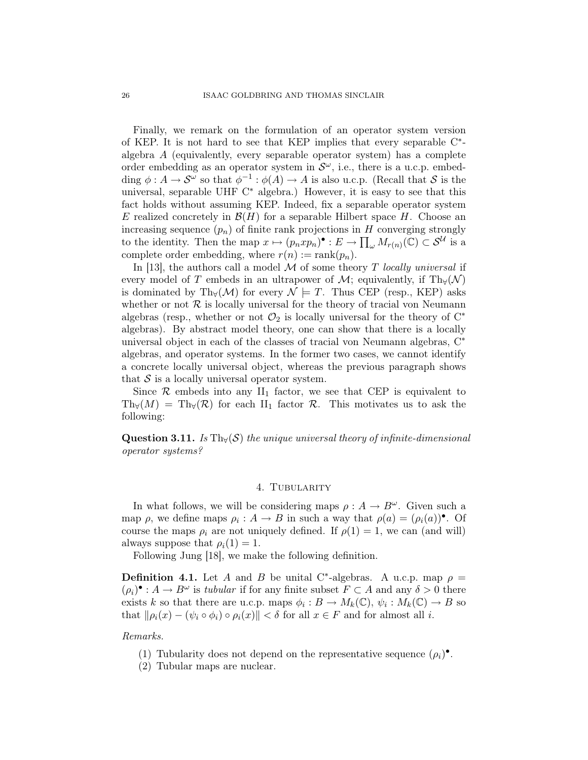Finally, we remark on the formulation of an operator system version of KEP. It is not hard to see that KEP implies that every separable C$^*$-algebra $A$ (equivalently, every separable operator system) has a complete order embedding as an operator system in $\mathcal{S}^\omega$, i.e., there is a u.c.p. embedding $\phi : A \to \mathcal{S}^\omega$ so that $\phi^{-1} : \phi(A) \to A$ is also u.c.p. (Recall that $\mathcal{S}$ is the universal, separable UHF C$^*$ algebra.) However, it is easy to see that this fact holds without assuming KEP. Indeed, fix a separable operator system $E$ realized concretely in $\mathcal{B}(H)$ for a separable Hilbert space $H$. Choose an increasing sequence $(p_n)$ of finite rank projections in $H$ converging strongly to the identity. Then the map $x \mapsto (p_n x p_n)^\bullet : E \to \prod_\omega M_{r(n)}(\mathbb{C}) \subset \mathcal{S}^\mathcal{U}$ is a complete order embedding, where $r(n) := \mathrm{rank}(p_n)$.

In [13], the authors call a model $\mathcal{M}$ of some theory $T$ *locally universal* if every model of $T$ embeds in an ultrapower of $\mathcal{M}$; equivalently, if $\mathrm{Th}_\forall(\mathcal{N})$ is dominated by $\mathrm{Th}_\forall(\mathcal{M})$ for every $\mathcal{N} \models T$. Thus CEP (resp., KEP) asks whether or not $\mathcal{R}$ is locally universal for the theory of tracial von Neumann algebras (resp., whether or not $\mathcal{O}_2$ is locally universal for the theory of C$^*$ algebras). By abstract model theory, one can show that there is a locally universal object in each of the classes of tracial von Neumann algebras, C$^*$ algebras, and operator systems. In the former two cases, we cannot identify a concrete locally universal object, whereas the previous paragraph shows that $\mathcal{S}$ is a locally universal operator system.

Since $\mathcal{R}$ embeds into any II$_1$ factor, we see that CEP is equivalent to $\mathrm{Th}_\forall(M) = \mathrm{Th}_\forall(\mathcal{R})$ for each II$_1$ factor $\mathcal{R}$. This motivates us to ask the following:

**Question 3.11.** *Is $\mathrm{Th}_\forall(\mathcal{S})$ the unique universal theory of infinite-dimensional operator systems?*

## 4. Tubularity

In what follows, we will be considering maps $\rho : A \to B^\omega$. Given such a map $\rho$, we define maps $\rho_i : A \to B$ in such a way that $\rho(a) = (\rho_i(a))^\bullet$. Of course the maps $\rho_i$ are not uniquely defined. If $\rho(1) = 1$, we can (and will) always suppose that $\rho_i(1) = 1$.

Following Jung [18], we make the following definition.

**Definition 4.1.** Let $A$ and $B$ be unital C$^*$-algebras. A u.c.p. map $\rho = (\rho_i)^\bullet : A \to B^\omega$ is *tubular* if for any finite subset $F \subset A$ and any $\delta > 0$ there exists $k$ so that there are u.c.p. maps $\phi_i : B \to M_k(\mathbb{C})$, $\psi_i : M_k(\mathbb{C}) \to B$ so that $\|\rho_i(x) - (\psi_i \circ \phi_i) \circ \rho_i(x)\| < \delta$ for all $x \in F$ and for almost all $i$.

*Remarks.*

1. Tubularity does not depend on the representative sequence $(\rho_i)^\bullet$.
2. Tubular maps are nuclear.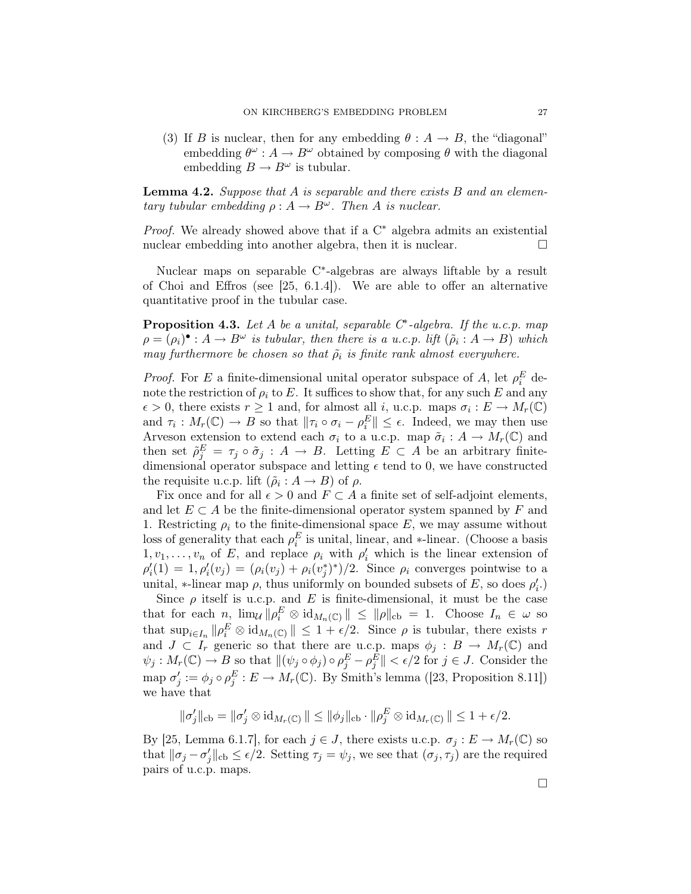(3) If $B$ is nuclear, then for any embedding $\theta : A \to B$, the "diagonal" embedding $\theta^\omega : A \to B^\omega$ obtained by composing $\theta$ with the diagonal embedding $B \to B^\omega$ is tubular.

**Lemma 4.2.** *Suppose that $A$ is separable and there exists $B$ and an elementary tubular embedding $\rho : A \to B^\omega$. Then $A$ is nuclear.*

*Proof.* We already showed above that if a C$^*$ algebra admits an existential nuclear embedding into another algebra, then it is nuclear. □

Nuclear maps on separable C$^*$-algebras are always liftable by a result of Choi and Effros (see [25, 6.1.4]). We are able to offer an alternative quantitative proof in the tubular case.

**Proposition 4.3.** *Let $A$ be a unital, separable C$^*$-algebra. If the u.c.p. map $\rho = (\rho_i)^\bullet : A \to B^\omega$ is tubular, then there is a u.c.p. lift $(\tilde{\rho}_i : A \to B)$ which may furthermore be chosen so that $\tilde{\rho}_i$ is finite rank almost everywhere.*

*Proof.* For $E$ a finite-dimensional unital operator subspace of $A$, let $\rho_i^E$ denote the restriction of $\rho_i$ to $E$. It suffices to show that, for any such $E$ and any $\epsilon > 0$, there exists $r \geq 1$ and, for almost all $i$, u.c.p. maps $\sigma_i : E \to M_r(\mathbb{C})$ and $\tau_i : M_r(\mathbb{C}) \to B$ so that $\|\tau_i \circ \sigma_i - \rho_i^E\| \leq \epsilon$. Indeed, we may then use Arveson extension to extend each $\sigma_i$ to a u.c.p. map $\tilde{\sigma}_i : A \to M_r(\mathbb{C})$ and then set $\tilde{\rho}_j^E = \tau_j \circ \tilde{\sigma}_j : A \to B$. Letting $E \subset A$ be an arbitrary finite-dimensional operator subspace and letting $\epsilon$ tend to 0, we have constructed the requisite u.c.p. lift $(\tilde{\rho}_i : A \to B)$ of $\rho$.

Fix once and for all $\epsilon > 0$ and $F \subset A$ a finite set of self-adjoint elements, and let $E \subset A$ be the finite-dimensional operator system spanned by $F$ and 1. Restricting $\rho_i$ to the finite-dimensional space $E$, we may assume without loss of generality that each $\rho_i^E$ is unital, linear, and $*$-linear. (Choose a basis $1, v_1, \ldots, v_n$ of $E$, and replace $\rho_i$ with $\rho_i'$ which is the linear extension of $\rho_i'(1) = 1, \rho_i'(v_j) = (\rho_i(v_j) + \rho_i(v_j^*)^*)/2$. Since $\rho_i$ converges pointwise to a unital, $*$-linear map $\rho$, thus uniformly on bounded subsets of $E$, so does $\rho_i'$.)

Since $\rho$ itself is u.c.p. and $E$ is finite-dimensional, it must be the case that for each $n$, $\lim_{\mathcal{U}} \|\rho_i^E \otimes \mathrm{id}_{M_n(\mathbb{C})}\| \leq \|\rho\|_{\mathrm{cb}} = 1$. Choose $I_n \in \omega$ so that $\sup_{i \in I_n} \|\rho_i^E \otimes \mathrm{id}_{M_n(\mathbb{C})}\| \leq 1 + \epsilon/2$. Since $\rho$ is tubular, there exists $r$ and $J \subset I_r$ generic so that there are u.c.p. maps $\phi_j : B \to M_r(\mathbb{C})$ and $\psi_j : M_r(\mathbb{C}) \to B$ so that $\|(\psi_j \circ \phi_j) \circ \rho_j^E - \rho_j^E\| < \epsilon/2$ for $j \in J$. Consider the map $\sigma_j' := \phi_j \circ \rho_j^E : E \to M_r(\mathbb{C})$. By Smith's lemma ([23, Proposition 8.11]) we have that

$$\|\sigma_j'\|_{\mathrm{cb}} = \|\sigma_j' \otimes \mathrm{id}_{M_r(\mathbb{C})}\| \leq \|\phi_j\|_{\mathrm{cb}} \cdot \|\rho_j^E \otimes \mathrm{id}_{M_r(\mathbb{C})}\| \leq 1 + \epsilon/2.$$

By [25, Lemma 6.1.7], for each $j \in J$, there exists u.c.p. $\sigma_j : E \to M_r(\mathbb{C})$ so that $\|\sigma_j - \sigma_j'\|_{\mathrm{cb}} \leq \epsilon/2$. Setting $\tau_j = \psi_j$, we see that $(\sigma_j, \tau_j)$ are the required pairs of u.c.p. maps.

□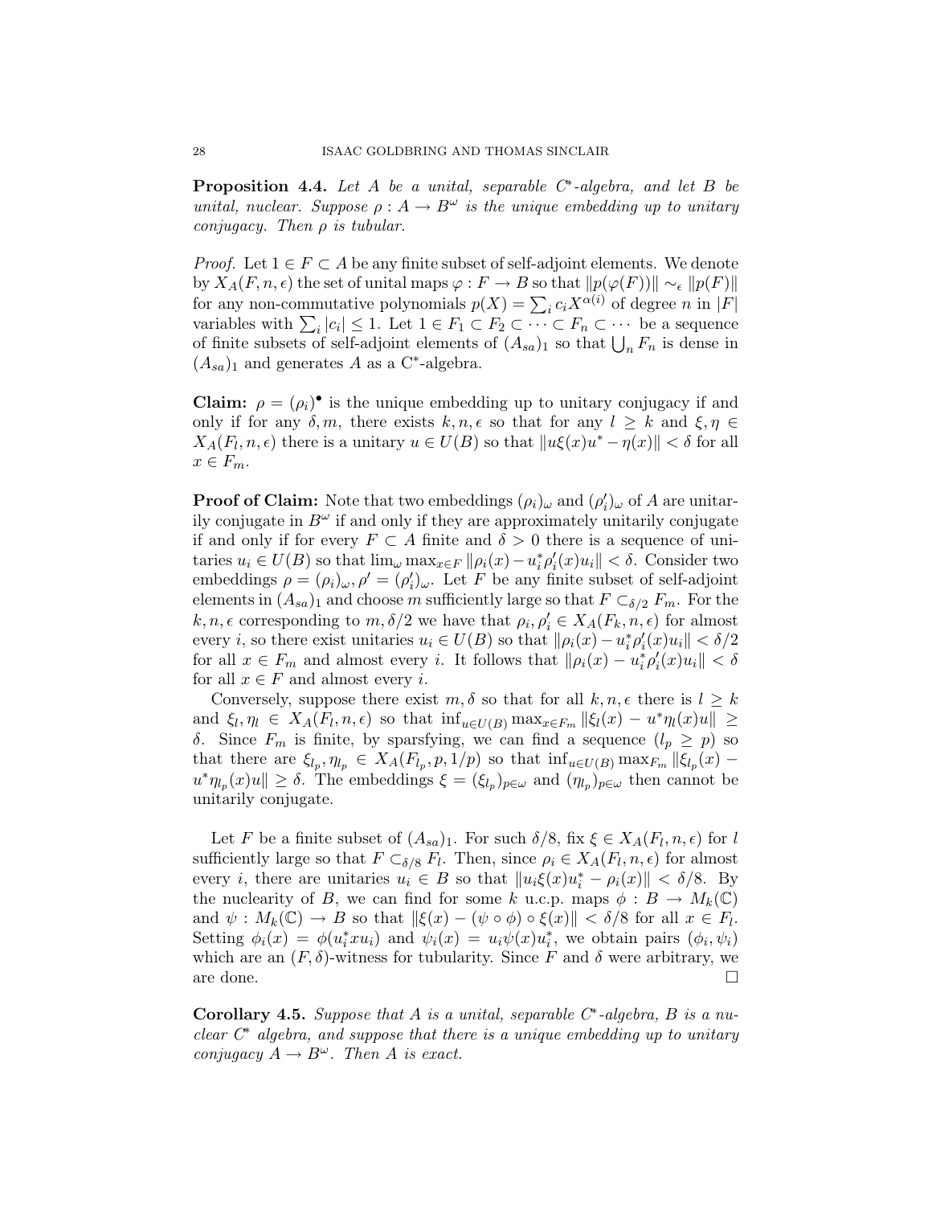**Proposition 4.4.** *Let $A$ be a unital, separable C\*-algebra, and let $B$ be unital, nuclear. Suppose $\rho : A \to B^\omega$ is the unique embedding up to unitary conjugacy. Then $\rho$ is tubular.*

*Proof.* Let $1 \in F \subset A$ be any finite subset of self-adjoint elements. We denote by $X_A(F, n, \epsilon)$ the set of unital maps $\varphi : F \to B$ so that $\|p(\varphi(F))\| \sim_\epsilon \|p(F)\|$ for any non-commutative polynomials $p(X) = \sum_i c_i X^{\alpha(i)}$ of degree $n$ in $|F|$ variables with $\sum_i |c_i| \leq 1$. Let $1 \in F_1 \subset F_2 \subset \cdots \subset F_n \subset \cdots$ be a sequence of finite subsets of self-adjoint elements of $(A_{sa})_1$ so that $\bigcup_n F_n$ is dense in $(A_{sa})_1$ and generates $A$ as a C\*-algebra.

**Claim:** $\rho = (\rho_i)^\bullet$ is the unique embedding up to unitary conjugacy if and only if for any $\delta, m$, there exists $k, n, \epsilon$ so that for any $l \geq k$ and $\xi, \eta \in X_A(F_l, n, \epsilon)$ there is a unitary $u \in U(B)$ so that $\|u\xi(x)u^* - \eta(x)\| < \delta$ for all $x \in F_m$.

**Proof of Claim:** Note that two embeddings $(\rho_i)_\omega$ and $(\rho_i')_\omega$ of $A$ are unitarily conjugate in $B^\omega$ if and only if they are approximately unitarily conjugate if and only if for every $F \subset A$ finite and $\delta > 0$ there is a sequence of unitaries $u_i \in U(B)$ so that $\lim_\omega \max_{x \in F} \|\rho_i(x) - u_i^* \rho_i'(x) u_i\| < \delta$. Consider two embeddings $\rho = (\rho_i)_\omega, \rho' = (\rho_i')_\omega$. Let $F$ be any finite subset of self-adjoint elements in $(A_{sa})_1$ and choose $m$ sufficiently large so that $F \subset_{\delta/2} F_m$. For the $k, n, \epsilon$ corresponding to $m, \delta/2$ we have that $\rho_i, \rho_i' \in X_A(F_k, n, \epsilon)$ for almost every $i$, so there exist unitaries $u_i \in U(B)$ so that $\|\rho_i(x) - u_i^* \rho_i'(x) u_i\| < \delta/2$ for all $x \in F_m$ and almost every $i$. It follows that $\|\rho_i(x) - u_i^* \rho_i'(x) u_i\| < \delta$ for all $x \in F$ and almost every $i$.

Conversely, suppose there exist $m, \delta$ so that for all $k, n, \epsilon$ there is $l \geq k$ and $\xi_l, \eta_l \in X_A(F_l, n, \epsilon)$ so that $\inf_{u \in U(B)} \max_{x \in F_m} \|\xi_l(x) - u^* \eta_l(x) u\| \geq \delta$. Since $F_m$ is finite, by sparsfying, we can find a sequence $(l_p \geq p)$ so that there are $\xi_{l_p}, \eta_{l_p} \in X_A(F_{l_p}, p, 1/p)$ so that $\inf_{u \in U(B)} \max_{F_m} \|\xi_{l_p}(x) - u^* \eta_{l_p}(x) u\| \geq \delta$. The embeddings $\xi = (\xi_{l_p})_{p \in \omega}$ and $(\eta_{l_p})_{p \in \omega}$ then cannot be unitarily conjugate.

Let $F$ be a finite subset of $(A_{sa})_1$. For such $\delta/8$, fix $\xi \in X_A(F_l, n, \epsilon)$ for $l$ sufficiently large so that $F \subset_{\delta/8} F_l$. Then, since $\rho_i \in X_A(F_l, n, \epsilon)$ for almost every $i$, there are unitaries $u_i \in B$ so that $\|u_i \xi(x) u_i^* - \rho_i(x)\| < \delta/8$. By the nuclearity of $B$, we can find for some $k$ u.c.p. maps $\phi : B \to M_k(\mathbb{C})$ and $\psi : M_k(\mathbb{C}) \to B$ so that $\|\xi(x) - (\psi \circ \phi) \circ \xi(x)\| < \delta/8$ for all $x \in F_l$. Setting $\phi_i(x) = \phi(u_i^* x u_i)$ and $\psi_i(x) = u_i \psi(x) u_i^*$, we obtain pairs $(\phi_i, \psi_i)$ which are an $(F, \delta)$-witness for tubularity. Since $F$ and $\delta$ were arbitrary, we are done. $\square$

**Corollary 4.5.** *Suppose that $A$ is a unital, separable C\*-algebra, $B$ is a nuclear C\* algebra, and suppose that there is a unique embedding up to unitary conjugacy $A \to B^\omega$. Then $A$ is exact.*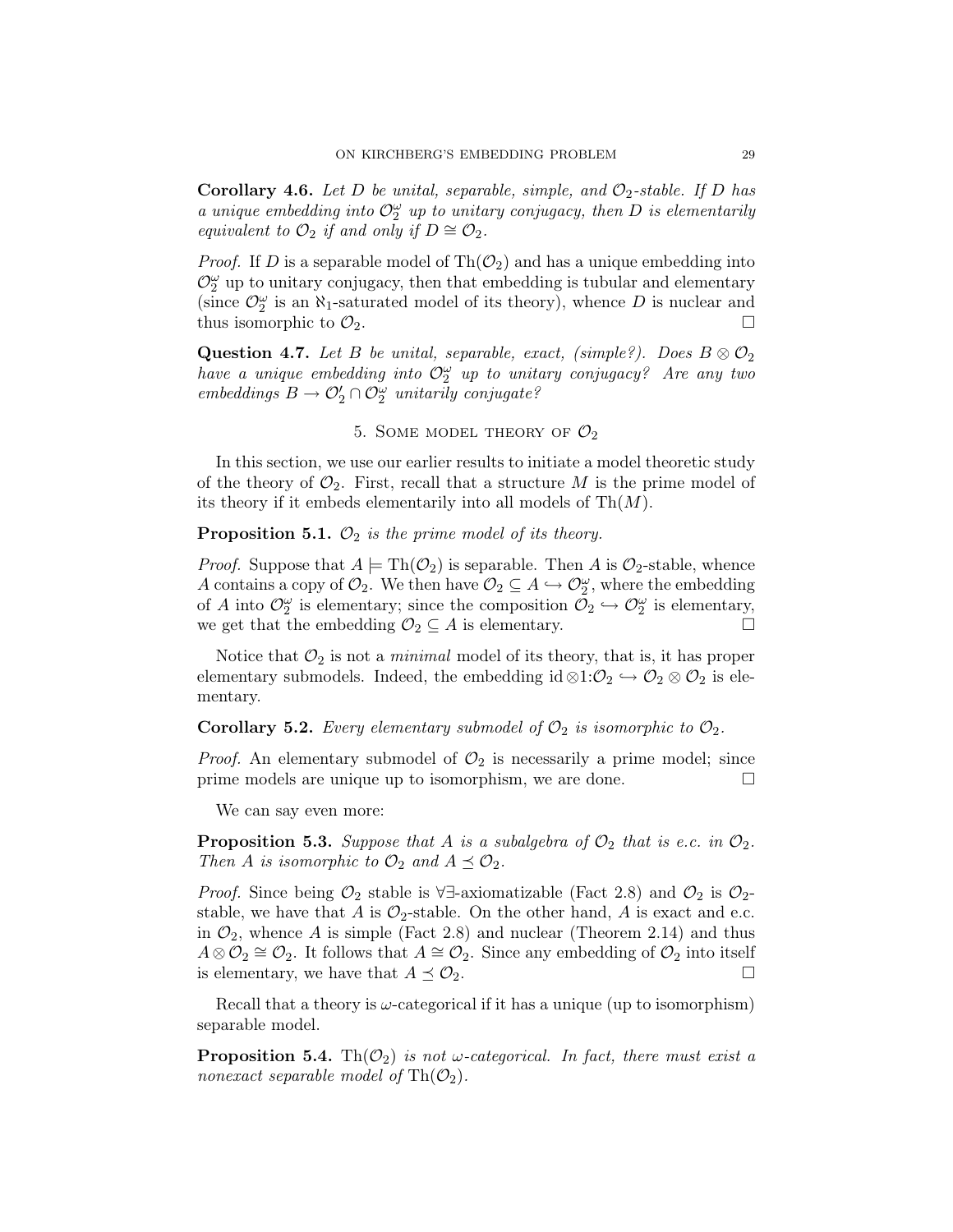**Corollary 4.6.** *Let $D$ be unital, separable, simple, and $\mathcal{O}_2$-stable. If $D$ has a unique embedding into $\mathcal{O}_2^\omega$ up to unitary conjugacy, then $D$ is elementarily equivalent to $\mathcal{O}_2$ if and only if $D \cong \mathcal{O}_2$.*

*Proof.* If $D$ is a separable model of $\mathrm{Th}(\mathcal{O}_2)$ and has a unique embedding into $\mathcal{O}_2^\omega$ up to unitary conjugacy, then that embedding is tubular and elementary (since $\mathcal{O}_2^\omega$ is an $\aleph_1$-saturated model of its theory), whence $D$ is nuclear and thus isomorphic to $\mathcal{O}_2$. $\square$

**Question 4.7.** *Let $B$ be unital, separable, exact, (simple?). Does $B \otimes \mathcal{O}_2$ have a unique embedding into $\mathcal{O}_2^\omega$ up to unitary conjugacy? Are any two embeddings $B \to \mathcal{O}_2' \cap \mathcal{O}_2^\omega$ unitarily conjugate?*

## 5. Some model theory of $\mathcal{O}_2$

In this section, we use our earlier results to initiate a model theoretic study of the theory of $\mathcal{O}_2$. First, recall that a structure $M$ is the prime model of its theory if it embeds elementarily into all models of $\mathrm{Th}(M)$.

**Proposition 5.1.** *$\mathcal{O}_2$ is the prime model of its theory.*

*Proof.* Suppose that $A \models \mathrm{Th}(\mathcal{O}_2)$ is separable. Then $A$ is $\mathcal{O}_2$-stable, whence $A$ contains a copy of $\mathcal{O}_2$. We then have $\mathcal{O}_2 \subseteq A \hookrightarrow \mathcal{O}_2^\omega$, where the embedding of $A$ into $\mathcal{O}_2^\omega$ is elementary; since the composition $\mathcal{O}_2 \hookrightarrow \mathcal{O}_2^\omega$ is elementary, we get that the embedding $\mathcal{O}_2 \subseteq A$ is elementary. $\square$

Notice that $\mathcal{O}_2$ is not a *minimal* model of its theory, that is, it has proper elementary submodels. Indeed, the embedding $\mathrm{id} \otimes 1 : \mathcal{O}_2 \hookrightarrow \mathcal{O}_2 \otimes \mathcal{O}_2$ is elementary.

**Corollary 5.2.** *Every elementary submodel of $\mathcal{O}_2$ is isomorphic to $\mathcal{O}_2$.*

*Proof.* An elementary submodel of $\mathcal{O}_2$ is necessarily a prime model; since prime models are unique up to isomorphism, we are done. $\square$

We can say even more:

**Proposition 5.3.** *Suppose that $A$ is a subalgebra of $\mathcal{O}_2$ that is e.c. in $\mathcal{O}_2$. Then $A$ is isomorphic to $\mathcal{O}_2$ and $A \preceq \mathcal{O}_2$.*

*Proof.* Since being $\mathcal{O}_2$ stable is $\forall\exists$-axiomatizable (Fact 2.8) and $\mathcal{O}_2$ is $\mathcal{O}_2$-stable, we have that $A$ is $\mathcal{O}_2$-stable. On the other hand, $A$ is exact and e.c. in $\mathcal{O}_2$, whence $A$ is simple (Fact 2.8) and nuclear (Theorem 2.14) and thus $A \otimes \mathcal{O}_2 \cong \mathcal{O}_2$. It follows that $A \cong \mathcal{O}_2$. Since any embedding of $\mathcal{O}_2$ into itself is elementary, we have that $A \preceq \mathcal{O}_2$. $\square$

Recall that a theory is $\omega$-categorical if it has a unique (up to isomorphism) separable model.

**Proposition 5.4.** *$\mathrm{Th}(\mathcal{O}_2)$ is not $\omega$-categorical. In fact, there must exist a nonexact separable model of $\mathrm{Th}(\mathcal{O}_2)$.*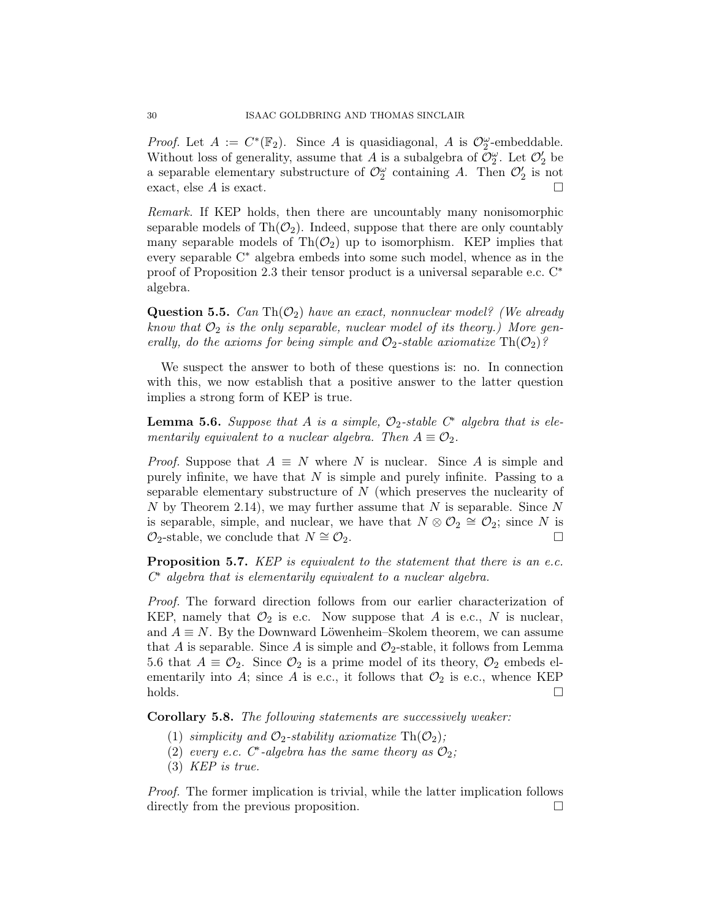*Proof.* Let $A := C^*(\mathbb{F}_2)$. Since $A$ is quasidiagonal, $A$ is $\mathcal{O}_2^\omega$-embeddable. Without loss of generality, assume that $A$ is a subalgebra of $\mathcal{O}_2^\omega$. Let $\mathcal{O}_2'$ be a separable elementary substructure of $\mathcal{O}_2^\omega$ containing $A$. Then $\mathcal{O}_2'$ is not exact, else $A$ is exact. □

*Remark.* If KEP holds, then there are uncountably many nonisomorphic separable models of $\mathrm{Th}(\mathcal{O}_2)$. Indeed, suppose that there are only countably many separable models of $\mathrm{Th}(\mathcal{O}_2)$ up to isomorphism. KEP implies that every separable C* algebra embeds into some such model, whence as in the proof of Proposition 2.3 their tensor product is a universal separable e.c. C* algebra.

**Question 5.5.** *Can $\mathrm{Th}(\mathcal{O}_2)$ have an exact, nonnuclear model? (We already know that $\mathcal{O}_2$ is the only separable, nuclear model of its theory.) More generally, do the axioms for being simple and $\mathcal{O}_2$-stable axiomatize $\mathrm{Th}(\mathcal{O}_2)$?*

We suspect the answer to both of these questions is: no. In connection with this, we now establish that a positive answer to the latter question implies a strong form of KEP is true.

**Lemma 5.6.** *Suppose that $A$ is a simple, $\mathcal{O}_2$-stable C* algebra that is elementarily equivalent to a nuclear algebra. Then $A \equiv \mathcal{O}_2$.*

*Proof.* Suppose that $A \equiv N$ where $N$ is nuclear. Since $A$ is simple and purely infinite, we have that $N$ is simple and purely infinite. Passing to a separable elementary substructure of $N$ (which preserves the nuclearity of $N$ by Theorem 2.14), we may further assume that $N$ is separable. Since $N$ is separable, simple, and nuclear, we have that $N \otimes \mathcal{O}_2 \cong \mathcal{O}_2$; since $N$ is $\mathcal{O}_2$-stable, we conclude that $N \cong \mathcal{O}_2$. □

**Proposition 5.7.** *KEP is equivalent to the statement that there is an e.c. C* algebra that is elementarily equivalent to a nuclear algebra.*

*Proof.* The forward direction follows from our earlier characterization of KEP, namely that $\mathcal{O}_2$ is e.c. Now suppose that $A$ is e.c., $N$ is nuclear, and $A \equiv N$. By the Downward Löwenheim–Skolem theorem, we can assume that $A$ is separable. Since $A$ is simple and $\mathcal{O}_2$-stable, it follows from Lemma 5.6 that $A \equiv \mathcal{O}_2$. Since $\mathcal{O}_2$ is a prime model of its theory, $\mathcal{O}_2$ embeds elementarily into $A$; since $A$ is e.c., it follows that $\mathcal{O}_2$ is e.c., whence KEP holds. □

**Corollary 5.8.** *The following statements are successively weaker:*

1. *simplicity and $\mathcal{O}_2$-stability axiomatize $\mathrm{Th}(\mathcal{O}_2)$;*
2. *every e.c. C*-algebra has the same theory as $\mathcal{O}_2$;*
3. *KEP is true.*

*Proof.* The former implication is trivial, while the latter implication follows directly from the previous proposition. □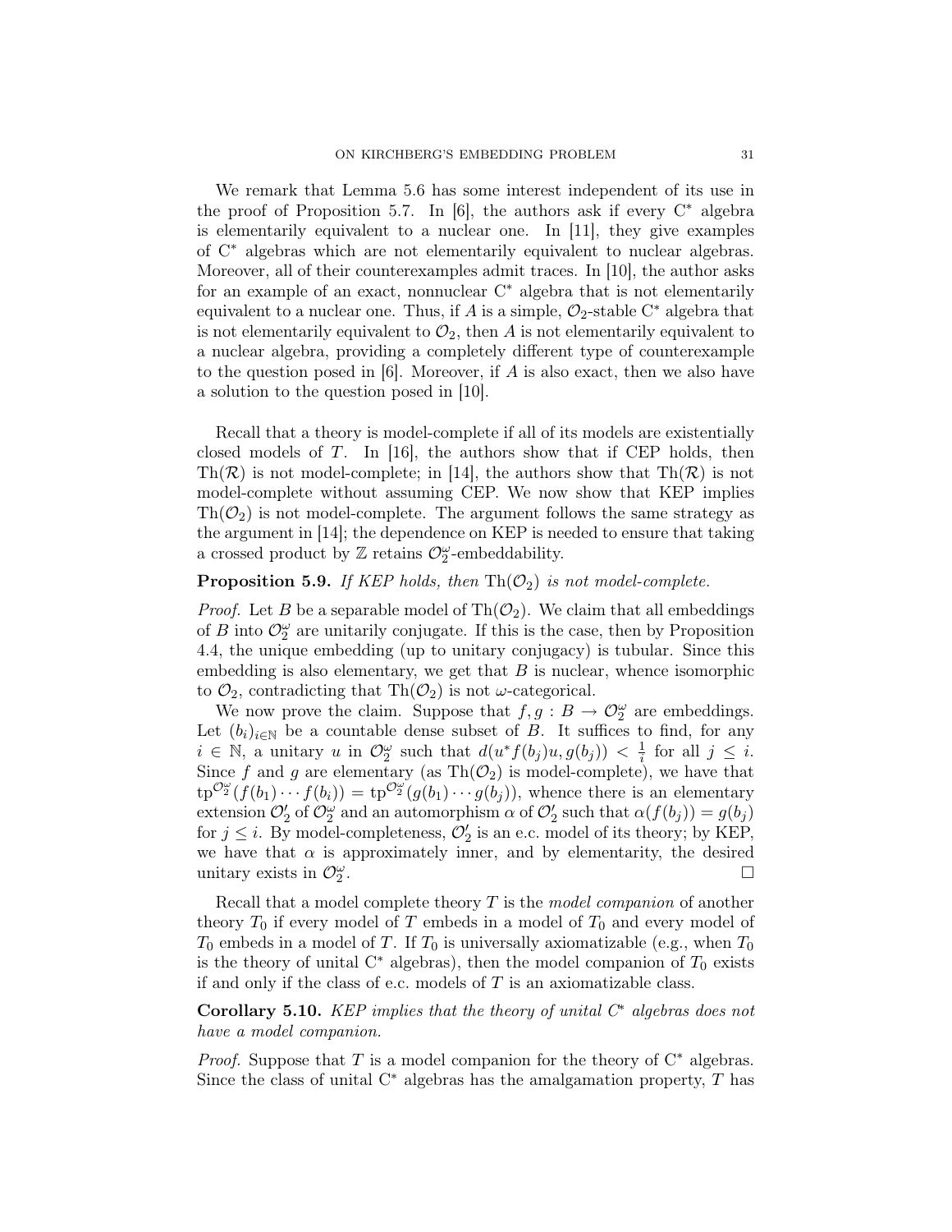We remark that Lemma 5.6 has some interest independent of its use in the proof of Proposition 5.7. In [6], the authors ask if every C* algebra is elementarily equivalent to a nuclear one. In [11], they give examples of C* algebras which are not elementarily equivalent to nuclear algebras. Moreover, all of their counterexamples admit traces. In [10], the author asks for an example of an exact, nonnuclear C* algebra that is not elementarily equivalent to a nuclear one. Thus, if $A$ is a simple, $\mathcal{O}_2$-stable C* algebra that is not elementarily equivalent to $\mathcal{O}_2$, then $A$ is not elementarily equivalent to a nuclear algebra, providing a completely different type of counterexample to the question posed in [6]. Moreover, if $A$ is also exact, then we also have a solution to the question posed in [10].

Recall that a theory is model-complete if all of its models are existentially closed models of $T$. In [16], the authors show that if CEP holds, then $\mathrm{Th}(\mathcal{R})$ is not model-complete; in [14], the authors show that $\mathrm{Th}(\mathcal{R})$ is not model-complete without assuming CEP. We now show that KEP implies $\mathrm{Th}(\mathcal{O}_2)$ is not model-complete. The argument follows the same strategy as the argument in [14]; the dependence on KEP is needed to ensure that taking a crossed product by $\mathbb{Z}$ retains $\mathcal{O}_2^\omega$-embeddability.

**Proposition 5.9.** *If KEP holds, then $\mathrm{Th}(\mathcal{O}_2)$ is not model-complete.*

*Proof.* Let $B$ be a separable model of $\mathrm{Th}(\mathcal{O}_2)$. We claim that all embeddings of $B$ into $\mathcal{O}_2^\omega$ are unitarily conjugate. If this is the case, then by Proposition 4.4, the unique embedding (up to unitary conjugacy) is tubular. Since this embedding is also elementary, we get that $B$ is nuclear, whence isomorphic to $\mathcal{O}_2$, contradicting that $\mathrm{Th}(\mathcal{O}_2)$ is not $\omega$-categorical.

We now prove the claim. Suppose that $f, g : B \to \mathcal{O}_2^\omega$ are embeddings. Let $(b_i)_{i\in\mathbb{N}}$ be a countable dense subset of $B$. It suffices to find, for any $i \in \mathbb{N}$, a unitary $u$ in $\mathcal{O}_2^\omega$ such that $d(u^* f(b_j)u, g(b_j)) < \frac{1}{i}$ for all $j \le i$. Since $f$ and $g$ are elementary (as $\mathrm{Th}(\mathcal{O}_2)$ is model-complete), we have that $\mathrm{tp}^{\mathcal{O}_2^\omega}(f(b_1)\cdots f(b_i)) = \mathrm{tp}^{\mathcal{O}_2^\omega}(g(b_1)\cdots g(b_j))$, whence there is an elementary extension $\mathcal{O}_2'$ of $\mathcal{O}_2^\omega$ and an automorphism $\alpha$ of $\mathcal{O}_2'$ such that $\alpha(f(b_j)) = g(b_j)$ for $j \le i$. By model-completeness, $\mathcal{O}_2'$ is an e.c. model of its theory; by KEP, we have that $\alpha$ is approximately inner, and by elementarity, the desired unitary exists in $\mathcal{O}_2^\omega$. □

Recall that a model complete theory $T$ is the *model companion* of another theory $T_0$ if every model of $T$ embeds in a model of $T_0$ and every model of $T_0$ embeds in a model of $T$. If $T_0$ is universally axiomatizable (e.g., when $T_0$ is the theory of unital C* algebras), then the model companion of $T_0$ exists if and only if the class of e.c. models of $T$ is an axiomatizable class.

**Corollary 5.10.** *KEP implies that the theory of unital C\* algebras does not have a model companion.*

*Proof.* Suppose that $T$ is a model companion for the theory of C* algebras. Since the class of unital C* algebras has the amalgamation property, $T$ has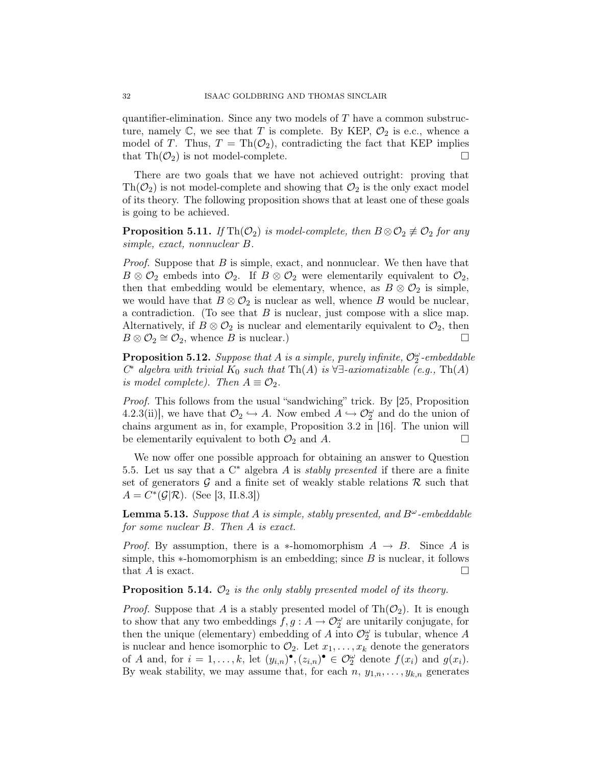quantifier-elimination. Since any two models of $T$ have a common substructure, namely $\mathbb{C}$, we see that $T$ is complete. By KEP, $\mathcal{O}_2$ is e.c., whence a model of $T$. Thus, $T = \mathrm{Th}(\mathcal{O}_2)$, contradicting the fact that KEP implies that $\mathrm{Th}(\mathcal{O}_2)$ is not model-complete. $\square$

There are two goals that we have not achieved outright: proving that $\mathrm{Th}(\mathcal{O}_2)$ is not model-complete and showing that $\mathcal{O}_2$ is the only exact model of its theory. The following proposition shows that at least one of these goals is going to be achieved.

**Proposition 5.11.** *If $\mathrm{Th}(\mathcal{O}_2)$ is model-complete, then $B \otimes \mathcal{O}_2 \not\equiv \mathcal{O}_2$ for any simple, exact, nonnuclear $B$.*

*Proof.* Suppose that $B$ is simple, exact, and nonnuclear. We then have that $B \otimes \mathcal{O}_2$ embeds into $\mathcal{O}_2$. If $B \otimes \mathcal{O}_2$ were elementarily equivalent to $\mathcal{O}_2$, then that embedding would be elementary, whence, as $B \otimes \mathcal{O}_2$ is simple, we would have that $B \otimes \mathcal{O}_2$ is nuclear as well, whence $B$ would be nuclear, a contradiction. (To see that $B$ is nuclear, just compose with a slice map. Alternatively, if $B \otimes \mathcal{O}_2$ is nuclear and elementarily equivalent to $\mathcal{O}_2$, then $B \otimes \mathcal{O}_2 \cong \mathcal{O}_2$, whence $B$ is nuclear.) $\square$

**Proposition 5.12.** *Suppose that $A$ is a simple, purely infinite, $\mathcal{O}_2^\omega$-embeddable C\* algebra with trivial $K_0$ such that $\mathrm{Th}(A)$ is $\forall\exists$-axiomatizable (e.g., $\mathrm{Th}(A)$ is model complete). Then $A \equiv \mathcal{O}_2$.*

*Proof.* This follows from the usual "sandwiching" trick. By [25, Proposition 4.2.3(ii)], we have that $\mathcal{O}_2 \hookrightarrow A$. Now embed $A \hookrightarrow \mathcal{O}_2^\omega$ and do the union of chains argument as in, for example, Proposition 3.2 in [16]. The union will be elementarily equivalent to both $\mathcal{O}_2$ and $A$. $\square$

We now offer one possible approach for obtaining an answer to Question 5.5. Let us say that a C\* algebra $A$ is *stably presented* if there are a finite set of generators $\mathcal{G}$ and a finite set of weakly stable relations $\mathcal{R}$ such that $A = C^*(\mathcal{G}|\mathcal{R})$. (See [3, II.8.3])

**Lemma 5.13.** *Suppose that $A$ is simple, stably presented, and $B^\omega$-embeddable for some nuclear $B$. Then $A$ is exact.*

*Proof.* By assumption, there is a $*$-homomorphism $A \to B$. Since $A$ is simple, this $*$-homomorphism is an embedding; since $B$ is nuclear, it follows that $A$ is exact. $\square$

**Proposition 5.14.** *$\mathcal{O}_2$ is the only stably presented model of its theory.*

*Proof.* Suppose that $A$ is a stably presented model of $\mathrm{Th}(\mathcal{O}_2)$. It is enough to show that any two embeddings $f, g : A \to \mathcal{O}_2^\omega$ are unitarily conjugate, for then the unique (elementary) embedding of $A$ into $\mathcal{O}_2^\omega$ is tubular, whence $A$ is nuclear and hence isomorphic to $\mathcal{O}_2$. Let $x_1, \ldots, x_k$ denote the generators of $A$ and, for $i = 1, \ldots, k$, let $(y_{i,n})^\bullet, (z_{i,n})^\bullet \in \mathcal{O}_2^\omega$ denote $f(x_i)$ and $g(x_i)$. By weak stability, we may assume that, for each $n$, $y_{1,n}, \ldots, y_{k,n}$ generates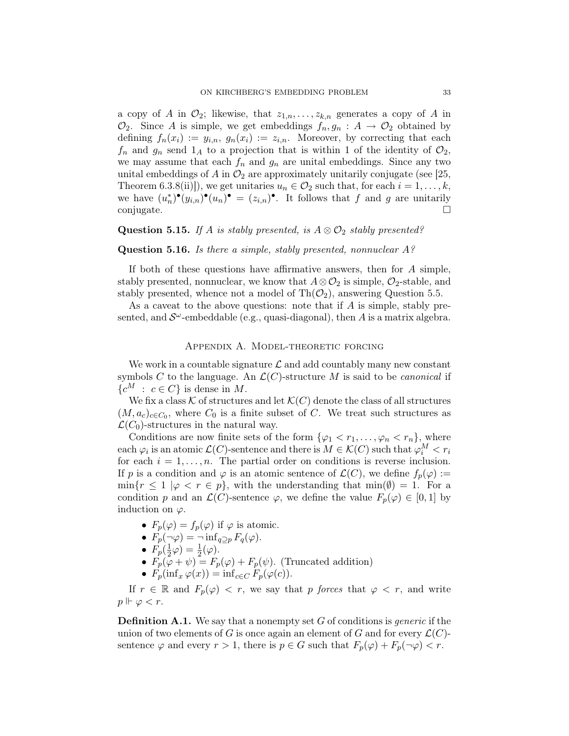a copy of $A$ in $\mathcal{O}_2$; likewise, that $z_{1,n}, \ldots, z_{k,n}$ generates a copy of $A$ in $\mathcal{O}_2$. Since $A$ is simple, we get embeddings $f_n, g_n : A \to \mathcal{O}_2$ obtained by defining $f_n(x_i) := y_{i,n}$, $g_n(x_i) := z_{i,n}$. Moreover, by correcting that each $f_n$ and $g_n$ send $1_A$ to a projection that is within 1 of the identity of $\mathcal{O}_2$, we may assume that each $f_n$ and $g_n$ are unital embeddings. Since any two unital embeddings of $A$ in $\mathcal{O}_2$ are approximately unitarily conjugate (see [25, Theorem 6.3.8(ii)]), we get unitaries $u_n \in \mathcal{O}_2$ such that, for each $i = 1, \ldots, k$, we have $(u_n^*)^\bullet (y_{i,n})^\bullet (u_n)^\bullet = (z_{i,n})^\bullet$. It follows that $f$ and $g$ are unitarily conjugate. □

**Question 5.15.** *If $A$ is stably presented, is $A \otimes \mathcal{O}_2$ stably presented?*

**Question 5.16.** *Is there a simple, stably presented, nonnuclear $A$?*

If both of these questions have affirmative answers, then for $A$ simple, stably presented, nonnuclear, we know that $A \otimes \mathcal{O}_2$ is simple, $\mathcal{O}_2$-stable, and stably presented, whence not a model of $\mathrm{Th}(\mathcal{O}_2)$, answering Question 5.5.

As a caveat to the above questions: note that if $A$ is simple, stably presented, and $\mathcal{S}^\omega$-embeddable (e.g., quasi-diagonal), then $A$ is a matrix algebra.

## Appendix A. Model-theoretic forcing

We work in a countable signature $\mathcal{L}$ and add countably many new constant symbols $C$ to the language. An $\mathcal{L}(C)$-structure $M$ is said to be *canonical* if $\{c^M \ : \ c \in C\}$ is dense in $M$.

We fix a class $\mathcal{K}$ of structures and let $\mathcal{K}(C)$ denote the class of all structures $(M, a_c)_{c \in C_0}$, where $C_0$ is a finite subset of $C$. We treat such structures as $\mathcal{L}(C_0)$-structures in the natural way.

Conditions are now finite sets of the form $\{\varphi_1 < r_1, \ldots, \varphi_n < r_n\}$, where each $\varphi_i$ is an atomic $\mathcal{L}(C)$-sentence and there is $M \in \mathcal{K}(C)$ such that $\varphi_i^M < r_i$ for each $i = 1, \ldots, n$. The partial order on conditions is reverse inclusion. If $p$ is a condition and $\varphi$ is an atomic sentence of $\mathcal{L}(C)$, we define $f_p(\varphi) := \min\{r \leq 1 \mid \varphi < r \in p\}$, with the understanding that $\min(\emptyset) = 1$. For a condition $p$ and an $\mathcal{L}(C)$-sentence $\varphi$, we define the value $F_p(\varphi) \in [0,1]$ by induction on $\varphi$.

- $F_p(\varphi) = f_p(\varphi)$ if $\varphi$ is atomic.
- $F_p(\neg\varphi) = \neg \inf_{q \supseteq p} F_q(\varphi)$.
- $F_p(\frac{1}{2}\varphi) = \frac{1}{2}(\varphi)$.
- $F_p(\varphi + \psi) = F_p(\varphi) + F_p(\psi)$. (Truncated addition)
- $F_p(\inf_x \varphi(x)) = \inf_{c \in C} F_p(\varphi(c))$.

If $r \in \mathbb{R}$ and $F_p(\varphi) < r$, we say that $p$ *forces* that $\varphi < r$, and write $p \Vdash \varphi < r$.

**Definition A.1.** We say that a nonempty set $G$ of conditions is *generic* if the union of two elements of $G$ is once again an element of $G$ and for every $\mathcal{L}(C)$-sentence $\varphi$ and every $r > 1$, there is $p \in G$ such that $F_p(\varphi) + F_p(\neg\varphi) < r$.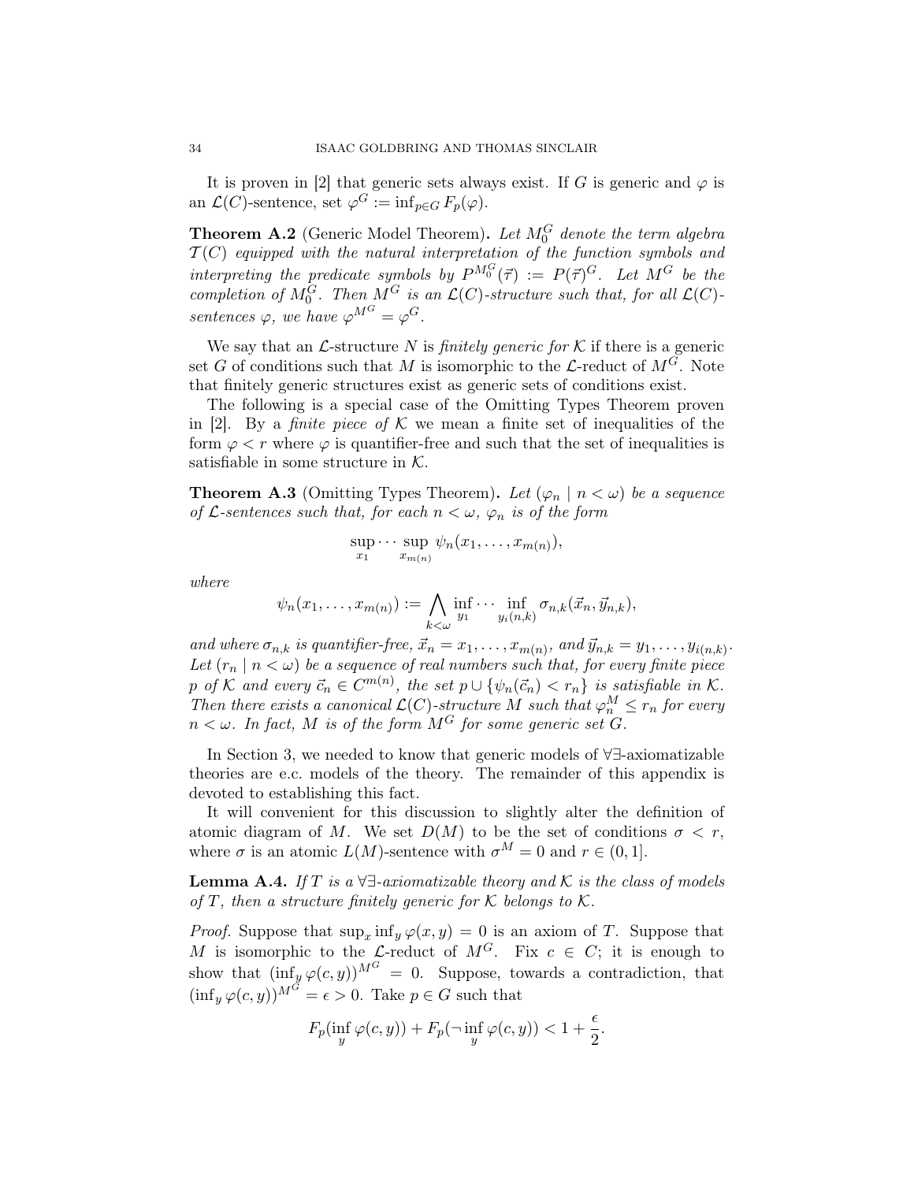It is proven in [2] that generic sets always exist. If $G$ is generic and $\varphi$ is an $\mathcal{L}(C)$-sentence, set $\varphi^G := \inf_{p\in G} F_p(\varphi)$.

**Theorem A.2** (Generic Model Theorem)**.** *Let $M_0^G$ denote the term algebra $\mathcal{T}(C)$ equipped with the natural interpretation of the function symbols and interpreting the predicate symbols by $P^{M_0^G}(\vec{\tau}) := P(\vec{\tau})^G$. Let $M^G$ be the completion of $M_0^G$. Then $M^G$ is an $\mathcal{L}(C)$-structure such that, for all $\mathcal{L}(C)$-sentences $\varphi$, we have $\varphi^{M^G} = \varphi^G$.*

We say that an $\mathcal{L}$-structure $N$ is *finitely generic for $\mathcal{K}$* if there is a generic set $G$ of conditions such that $M$ is isomorphic to the $\mathcal{L}$-reduct of $M^G$. Note that finitely generic structures exist as generic sets of conditions exist.

The following is a special case of the Omitting Types Theorem proven in [2]. By a *finite piece of $\mathcal{K}$* we mean a finite set of inequalities of the form $\varphi < r$ where $\varphi$ is quantifier-free and such that the set of inequalities is satisfiable in some structure in $\mathcal{K}$.

**Theorem A.3** (Omitting Types Theorem)**.** *Let $(\varphi_n \mid n < \omega)$ be a sequence of $\mathcal{L}$-sentences such that, for each $n < \omega$, $\varphi_n$ is of the form*

$$\sup_{x_1} \cdots \sup_{x_{m(n)}} \psi_n(x_1, \ldots, x_{m(n)}),$$

*where*

$$\psi_n(x_1, \ldots, x_{m(n)}) := \bigwedge_{k<\omega} \inf_{y_1} \cdots \inf_{y_{i(n,k)}} \sigma_{n,k}(\vec{x}_n, \vec{y}_{n,k}),$$

*and where $\sigma_{n,k}$ is quantifier-free, $\vec{x}_n = x_1, \ldots, x_{m(n)}$, and $\vec{y}_{n,k} = y_1, \ldots, y_{i(n,k)}$. Let $(r_n \mid n < \omega)$ be a sequence of real numbers such that, for every finite piece $p$ of $\mathcal{K}$ and every $\vec{c}_n \in C^{m(n)}$, the set $p \cup \{\psi_n(\vec{c}_n) < r_n\}$ is satisfiable in $\mathcal{K}$. Then there exists a canonical $\mathcal{L}(C)$-structure $M$ such that $\varphi_n^M \le r_n$ for every $n < \omega$. In fact, $M$ is of the form $M^G$ for some generic set $G$.*

In Section 3, we needed to know that generic models of $\forall\exists$-axiomatizable theories are e.c. models of the theory. The remainder of this appendix is devoted to establishing this fact.

It will convenient for this discussion to slightly alter the definition of atomic diagram of $M$. We set $D(M)$ to be the set of conditions $\sigma < r$, where $\sigma$ is an atomic $L(M)$-sentence with $\sigma^M = 0$ and $r \in (0, 1]$.

**Lemma A.4.** *If $T$ is a $\forall\exists$-axiomatizable theory and $\mathcal{K}$ is the class of models of $T$, then a structure finitely generic for $\mathcal{K}$ belongs to $\mathcal{K}$.*

*Proof.* Suppose that $\sup_x \inf_y \varphi(x, y) = 0$ is an axiom of $T$. Suppose that $M$ is isomorphic to the $\mathcal{L}$-reduct of $M^G$. Fix $c \in C$; it is enough to show that $(\inf_y \varphi(c, y))^{M^G} = 0$. Suppose, towards a contradiction, that $(\inf_y \varphi(c, y))^{M^G} = \epsilon > 0$. Take $p \in G$ such that

$$F_p(\inf_y \varphi(c, y)) + F_p(\neg \inf_y \varphi(c, y)) < 1 + \frac{\epsilon}{2}.$$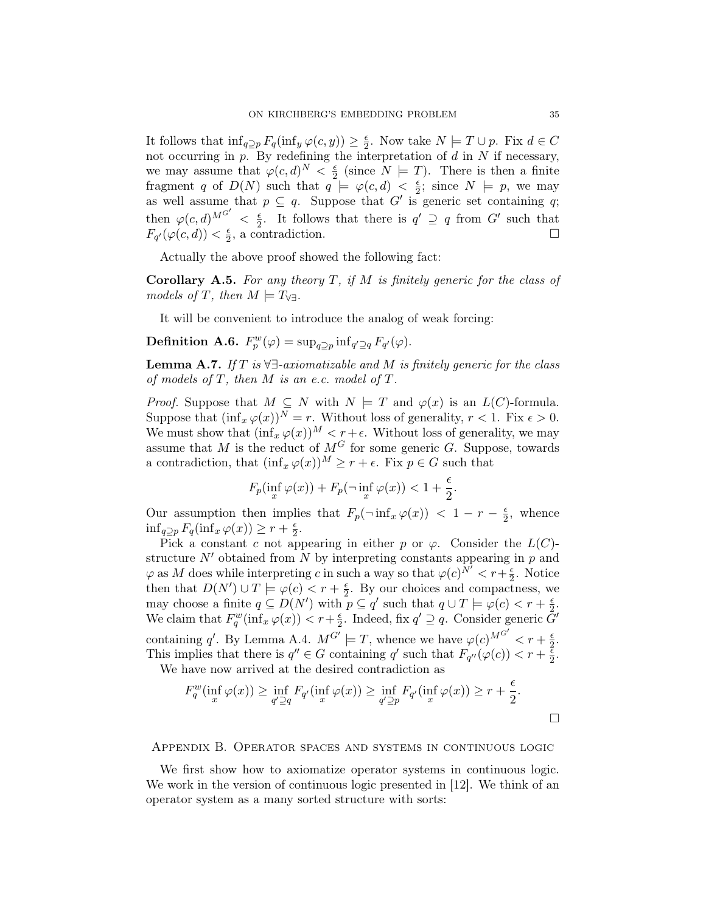It follows that $\inf_{q\supseteq p} F_q(\inf_y \varphi(c,y)) \geq \frac{\epsilon}{2}$. Now take $N \models T \cup p$. Fix $d \in C$ not occurring in $p$. By redefining the interpretation of $d$ in $N$ if necessary, we may assume that $\varphi(c,d)^N < \frac{\epsilon}{2}$ (since $N \models T$). There is then a finite fragment $q$ of $D(N)$ such that $q \models \varphi(c,d) < \frac{\epsilon}{2}$; since $N \models p$, we may as well assume that $p \subseteq q$. Suppose that $G'$ is generic set containing $q$; then $\varphi(c,d)^{M^{G'}} < \frac{\epsilon}{2}$. It follows that there is $q' \supseteq q$ from $G'$ such that $F_{q'}(\varphi(c,d)) < \frac{\epsilon}{2}$, a contradiction. □

Actually the above proof showed the following fact:

**Corollary A.5.** *For any theory $T$, if $M$ is finitely generic for the class of models of $T$, then $M \models T_{\forall\exists}$.*

It will be convenient to introduce the analog of weak forcing:

**Definition A.6.** $F_p^w(\varphi) = \sup_{q\supseteq p} \inf_{q'\supseteq q} F_{q'}(\varphi)$.

**Lemma A.7.** *If $T$ is $\forall\exists$-axiomatizable and $M$ is finitely generic for the class of models of $T$, then $M$ is an e.c. model of $T$.*

*Proof.* Suppose that $M \subseteq N$ with $N \models T$ and $\varphi(x)$ is an $L(C)$-formula. Suppose that $(\inf_x \varphi(x))^N = r$. Without loss of generality, $r < 1$. Fix $\epsilon > 0$. We must show that $(\inf_x \varphi(x))^M < r+\epsilon$. Without loss of generality, we may assume that $M$ is the reduct of $M^G$ for some generic $G$. Suppose, towards a contradiction, that $(\inf_x \varphi(x))^M \geq r+\epsilon$. Fix $p \in G$ such that

$$F_p(\inf_x \varphi(x)) + F_p(\neg \inf_x \varphi(x)) < 1 + \frac{\epsilon}{2}.$$

Our assumption then implies that $F_p(\neg \inf_x \varphi(x)) < 1 - r - \frac{\epsilon}{2}$, whence $\inf_{q\supseteq p} F_q(\inf_x \varphi(x)) \geq r + \frac{\epsilon}{2}$.

Pick a constant $c$ not appearing in either $p$ or $\varphi$. Consider the $L(C)$-structure $N'$ obtained from $N$ by interpreting constants appearing in $p$ and $\varphi$ as $M$ does while interpreting $c$ in such a way so that $\varphi(c)^{N'} < r+\frac{\epsilon}{2}$. Notice then that $D(N') \cup T \models \varphi(c) < r + \frac{\epsilon}{2}$. By our choices and compactness, we may choose a finite $q \subseteq D(N')$ with $p \subseteq q'$ such that $q \cup T \models \varphi(c) < r + \frac{\epsilon}{2}$. We claim that $F_q^w(\inf_x \varphi(x)) < r+\frac{\epsilon}{2}$. Indeed, fix $q' \supseteq q$. Consider generic $G'$ containing $q'$. By Lemma A.4. $M^{G'} \models T$, whence we have $\varphi(c)^{M^{G'}} < r + \frac{\epsilon}{2}$. This implies that there is $q'' \in G$ containing $q'$ such that $F_{q''}(\varphi(c)) < r + \frac{\epsilon}{2}$.

We have now arrived at the desired contradiction as

$$F_q^w(\inf_x \varphi(x)) \geq \inf_{q'\supseteq q} F_{q'}(\inf_x \varphi(x)) \geq \inf_{q'\supseteq p} F_{q'}(\inf_x \varphi(x)) \geq r + \frac{\epsilon}{2}.$$

□

## Appendix B. Operator spaces and systems in continuous logic

We first show how to axiomatize operator systems in continuous logic. We work in the version of continuous logic presented in [12]. We think of an operator system as a many sorted structure with sorts: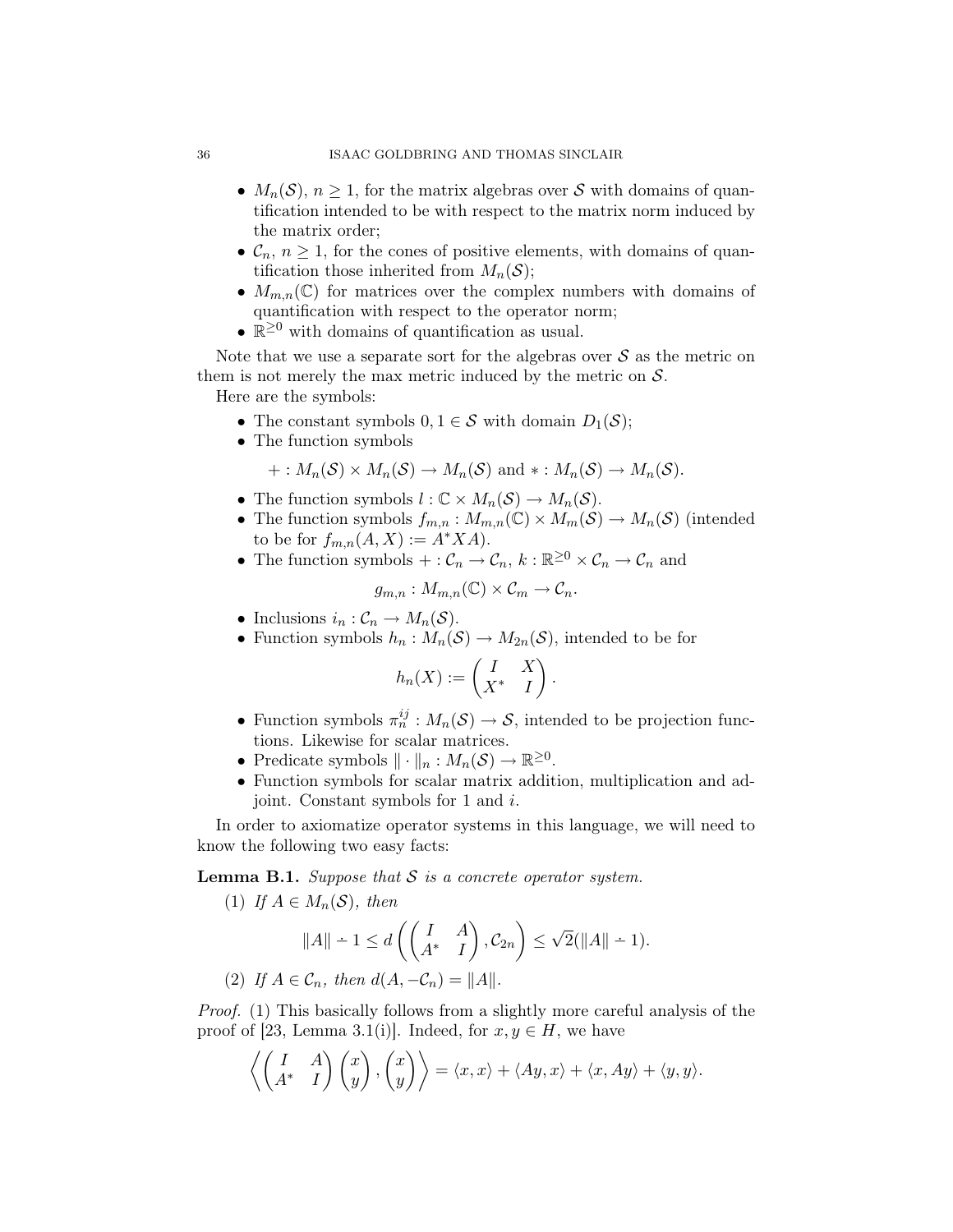- $M_n(\mathcal{S})$, $n \geq 1$, for the matrix algebras over $\mathcal{S}$ with domains of quantification intended to be with respect to the matrix norm induced by the matrix order;
- $\mathcal{C}_n$, $n \geq 1$, for the cones of positive elements, with domains of quantification those inherited from $M_n(\mathcal{S})$;
- $M_{m,n}(\mathbb{C})$ for matrices over the complex numbers with domains of quantification with respect to the operator norm;
- $\mathbb{R}^{\geq 0}$ with domains of quantification as usual.

Note that we use a separate sort for the algebras over $\mathcal{S}$ as the metric on them is not merely the max metric induced by the metric on $\mathcal{S}$.

Here are the symbols:

- The constant symbols $0, 1 \in \mathcal{S}$ with domain $D_1(\mathcal{S})$;
- The function symbols

$$+ : M_n(\mathcal{S}) \times M_n(\mathcal{S}) \to M_n(\mathcal{S}) \text{ and } * : M_n(\mathcal{S}) \to M_n(\mathcal{S}).$$

- The function symbols $l : \mathbb{C} \times M_n(\mathcal{S}) \to M_n(\mathcal{S})$.
- The function symbols $f_{m,n} : M_{m,n}(\mathbb{C}) \times M_m(\mathcal{S}) \to M_n(\mathcal{S})$ (intended to be for $f_{m,n}(A, X) := A^*XA$).
- The function symbols $+ : \mathcal{C}_n \to \mathcal{C}_n$, $k : \mathbb{R}^{\geq 0} \times \mathcal{C}_n \to \mathcal{C}_n$ and

$$g_{m,n} : M_{m,n}(\mathbb{C}) \times \mathcal{C}_m \to \mathcal{C}_n.$$

- Inclusions $i_n : \mathcal{C}_n \to M_n(\mathcal{S})$.
- Function symbols $h_n : M_n(\mathcal{S}) \to M_{2n}(\mathcal{S})$, intended to be for

$$h_n(X) := \begin{pmatrix} I & X \\ X^* & I \end{pmatrix}.$$

- Function symbols $\pi_n^{ij} : M_n(\mathcal{S}) \to \mathcal{S}$, intended to be projection functions. Likewise for scalar matrices.
- Predicate symbols $\|\cdot\|_n : M_n(\mathcal{S}) \to \mathbb{R}^{\geq 0}$.
- Function symbols for scalar matrix addition, multiplication and adjoint. Constant symbols for 1 and $i$.

In order to axiomatize operator systems in this language, we will need to know the following two easy facts:

**Lemma B.1.** *Suppose that $\mathcal{S}$ is a concrete operator system.*

(1) *If $A \in M_n(\mathcal{S})$, then*

$$\|A\| \dot{-} 1 \leq d\left(\begin{pmatrix} I & A \\ A^* & I \end{pmatrix}, \mathcal{C}_{2n}\right) \leq \sqrt{2}(\|A\| \dot{-} 1).$$

(2) *If $A \in \mathcal{C}_n$, then $d(A, -\mathcal{C}_n) = \|A\|$.*

*Proof.* (1) This basically follows from a slightly more careful analysis of the proof of [23, Lemma 3.1(i)]. Indeed, for $x, y \in H$, we have

$$\left\langle \begin{pmatrix} I & A \\ A^* & I \end{pmatrix} \begin{pmatrix} x \\ y \end{pmatrix}, \begin{pmatrix} x \\ y \end{pmatrix} \right\rangle = \langle x, x \rangle + \langle Ay, x \rangle + \langle x, Ay \rangle + \langle y, y \rangle.$$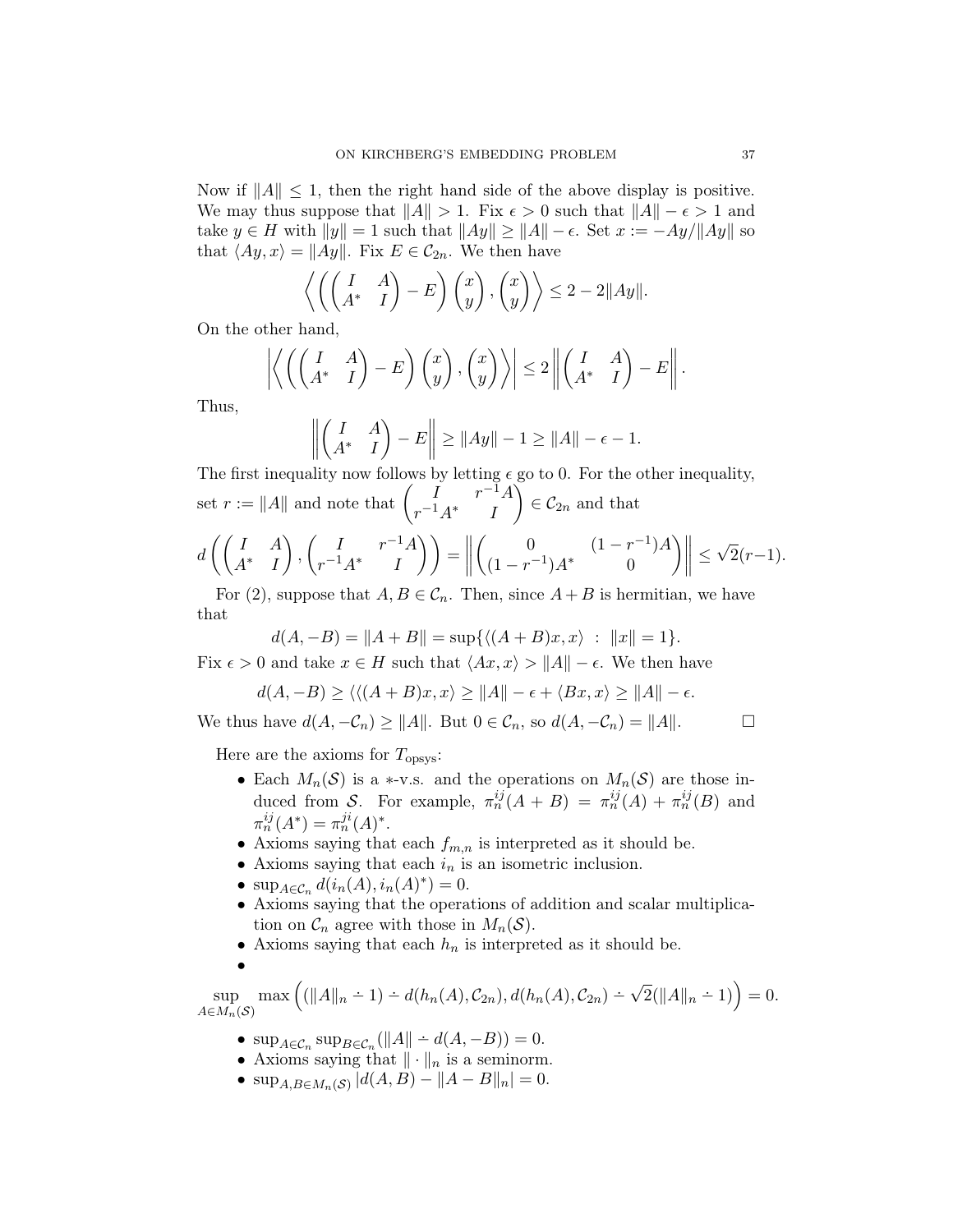Now if $\|A\| \leq 1$, then the right hand side of the above display is positive. We may thus suppose that $\|A\| > 1$. Fix $\epsilon > 0$ such that $\|A\| - \epsilon > 1$ and take $y \in H$ with $\|y\| = 1$ such that $\|Ay\| \geq \|A\| - \epsilon$. Set $x := -Ay/\|Ay\|$ so that $\langle Ay, x \rangle = \|Ay\|$. Fix $E \in \mathcal{C}_{2n}$. We then have

$$\left\langle \left( \begin{pmatrix} I & A \\ A^* & I \end{pmatrix} - E \right) \begin{pmatrix} x \\ y \end{pmatrix}, \begin{pmatrix} x \\ y \end{pmatrix} \right\rangle \leq 2 - 2\|Ay\|.$$

On the other hand,

$$\left| \left\langle \left( \begin{pmatrix} I & A \\ A^* & I \end{pmatrix} - E \right) \begin{pmatrix} x \\ y \end{pmatrix}, \begin{pmatrix} x \\ y \end{pmatrix} \right\rangle \right| \leq 2 \left\| \begin{pmatrix} I & A \\ A^* & I \end{pmatrix} - E \right\|.$$

Thus,

$$\left\| \begin{pmatrix} I & A \\ A^* & I \end{pmatrix} - E \right\| \geq \|Ay\| - 1 \geq \|A\| - \epsilon - 1.$$

The first inequality now follows by letting $\epsilon$ go to 0. For the other inequality, set $r := \|A\|$ and note that $\begin{pmatrix} I & r^{-1}A \\ r^{-1}A^* & I \end{pmatrix} \in \mathcal{C}_{2n}$ and that

$$d\left( \begin{pmatrix} I & A \\ A^* & I \end{pmatrix}, \begin{pmatrix} I & r^{-1}A \\ r^{-1}A^* & I \end{pmatrix} \right) = \left\| \begin{pmatrix} 0 & (1-r^{-1})A \\ (1-r^{-1})A^* & 0 \end{pmatrix} \right\| \leq \sqrt{2}(r-1).$$

For (2), suppose that $A, B \in \mathcal{C}_n$. Then, since $A + B$ is hermitian, we have that

$$d(A, -B) = \|A + B\| = \sup\{\langle (A+B)x, x \rangle \ : \ \|x\| = 1\}.$$

Fix $\epsilon > 0$ and take $x \in H$ such that $\langle Ax, x \rangle > \|A\| - \epsilon$. We then have

$$d(A, -B) \geq \langle (A+B)x, x \rangle \geq \|A\| - \epsilon + \langle Bx, x \rangle \geq \|A\| - \epsilon.$$

We thus have $d(A, -\mathcal{C}_n) \geq \|A\|$. But $0 \in \mathcal{C}_n$, so $d(A, -\mathcal{C}_n) = \|A\|$. □

Here are the axioms for $T_{\text{opsys}}$:

- Each $M_n(\mathcal{S})$ is a $*$-v.s. and the operations on $M_n(\mathcal{S})$ are those induced from $\mathcal{S}$. For example, $\pi_n^{ij}(A + B) = \pi_n^{ij}(A) + \pi_n^{ij}(B)$ and $\pi_n^{ij}(A^*) = \pi_n^{ji}(A)^*$.
- Axioms saying that each $f_{m,n}$ is interpreted as it should be.
- Axioms saying that each $i_n$ is an isometric inclusion.
- $\sup_{A \in \mathcal{C}_n} d(i_n(A), i_n(A)^*) = 0$.
- Axioms saying that the operations of addition and scalar multiplication on $\mathcal{C}_n$ agree with those in $M_n(\mathcal{S})$.
- Axioms saying that each $h_n$ is interpreted as it should be.
-

$$\sup_{A \in M_n(\mathcal{S})} \max\left( (\|A\|_n \dot{-} 1) \dot{-} d(h_n(A), \mathcal{C}_{2n}), d(h_n(A), \mathcal{C}_{2n}) \dot{-} \sqrt{2}(\|A\|_n \dot{-} 1) \right) = 0.$$

- $\sup_{A \in \mathcal{C}_n} \sup_{B \in \mathcal{C}_n} (\|A\| \dot{-} d(A, -B)) = 0$.
- Axioms saying that $\|\cdot\|_n$ is a seminorm.
- $\sup_{A, B \in M_n(\mathcal{S})} |d(A, B) - \|A - B\|_n| = 0$.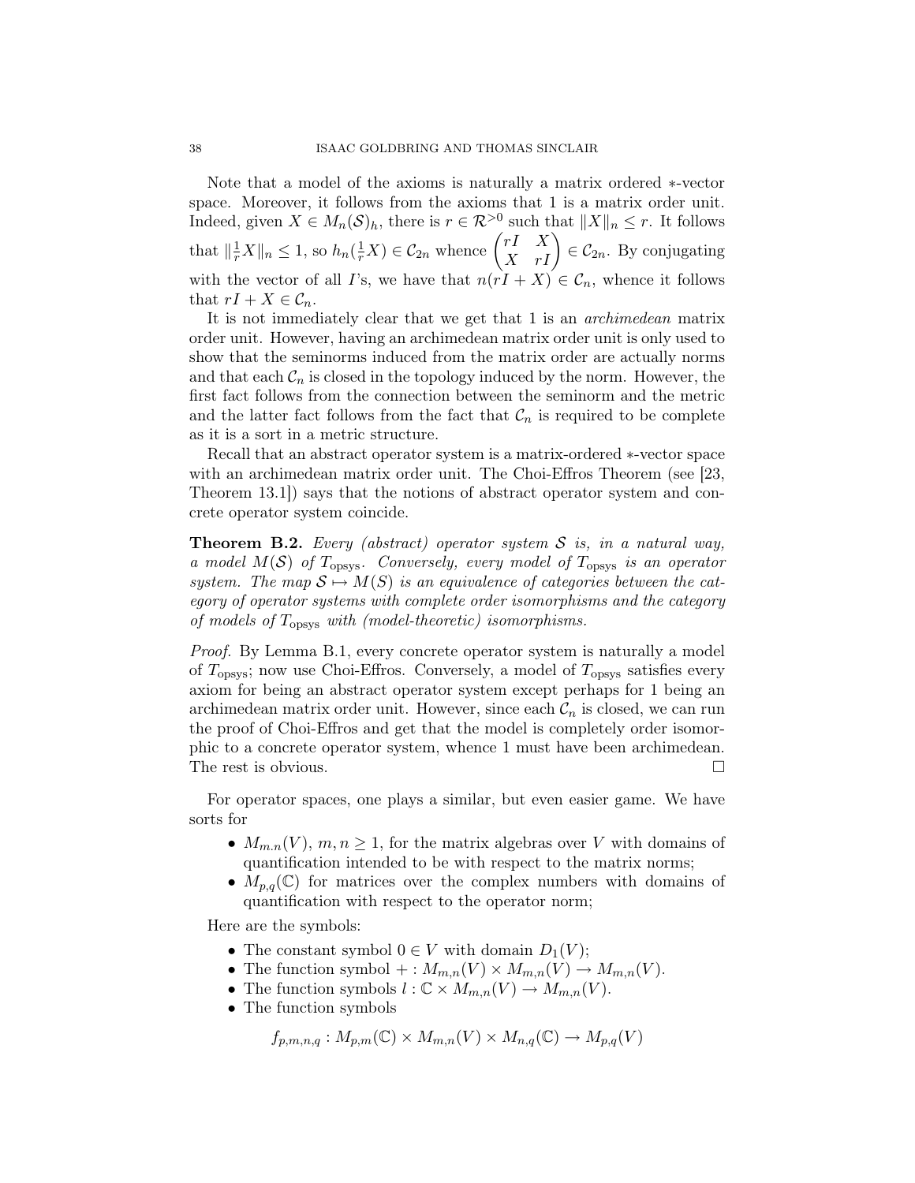Note that a model of the axioms is naturally a matrix ordered $*$-vector space. Moreover, it follows from the axioms that 1 is a matrix order unit. Indeed, given $X \in M_n(\mathcal{S})_h$, there is $r \in \mathcal{R}^{>0}$ such that $\|X\|_n \leq r$. It follows that $\|\frac{1}{r}X\|_n \leq 1$, so $h_n(\frac{1}{r}X) \in \mathcal{C}_{2n}$ whence $\begin{pmatrix} rI & X \\ X & rI \end{pmatrix} \in \mathcal{C}_{2n}$. By conjugating with the vector of all $I$'s, we have that $n(rI + X) \in \mathcal{C}_n$, whence it follows that $rI + X \in \mathcal{C}_n$.

It is not immediately clear that we get that 1 is an *archimedean* matrix order unit. However, having an archimedean matrix order unit is only used to show that the seminorms induced from the matrix order are actually norms and that each $\mathcal{C}_n$ is closed in the topology induced by the norm. However, the first fact follows from the connection between the seminorm and the metric and the latter fact follows from the fact that $\mathcal{C}_n$ is required to be complete as it is a sort in a metric structure.

Recall that an abstract operator system is a matrix-ordered $*$-vector space with an archimedean matrix order unit. The Choi-Effros Theorem (see [23, Theorem 13.1]) says that the notions of abstract operator system and concrete operator system coincide.

**Theorem B.2.** *Every (abstract) operator system $\mathcal{S}$ is, in a natural way, a model $M(\mathcal{S})$ of $T_{\text{opsys}}$. Conversely, every model of $T_{\text{opsys}}$ is an operator system. The map $\mathcal{S} \mapsto M(S)$ is an equivalence of categories between the category of operator systems with complete order isomorphisms and the category of models of $T_{\text{opsys}}$ with (model-theoretic) isomorphisms.*

*Proof.* By Lemma B.1, every concrete operator system is naturally a model of $T_{\text{opsys}}$; now use Choi-Effros. Conversely, a model of $T_{\text{opsys}}$ satisfies every axiom for being an abstract operator system except perhaps for 1 being an archimedean matrix order unit. However, since each $\mathcal{C}_n$ is closed, we can run the proof of Choi-Effros and get that the model is completely order isomorphic to a concrete operator system, whence 1 must have been archimedean. The rest is obvious. $\square$

For operator spaces, one plays a similar, but even easier game. We have sorts for

- $M_{m.n}(V)$, $m, n \geq 1$, for the matrix algebras over $V$ with domains of quantification intended to be with respect to the matrix norms;
- $M_{p,q}(\mathbb{C})$ for matrices over the complex numbers with domains of quantification with respect to the operator norm;

Here are the symbols:

- The constant symbol $0 \in V$ with domain $D_1(V)$;
- The function symbol $+ : M_{m,n}(V) \times M_{m,n}(V) \to M_{m,n}(V)$.
- The function symbols $l : \mathbb{C} \times M_{m,n}(V) \to M_{m,n}(V)$.
- The function symbols

$$f_{p,m,n,q} : M_{p,m}(\mathbb{C}) \times M_{m,n}(V) \times M_{n,q}(\mathbb{C}) \to M_{p,q}(V)$$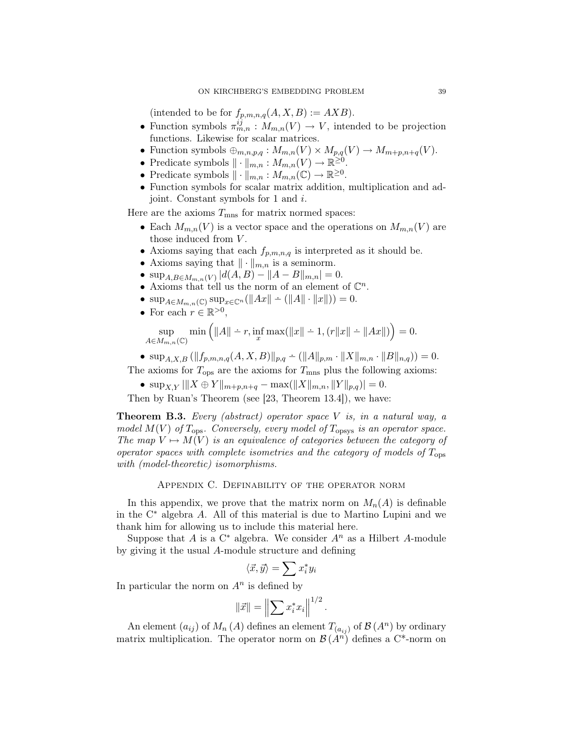(intended to be for $f_{p,m,n,q}(A, X, B) := AXB$).

- Function symbols $\pi^{ij}_{m,n} : M_{m,n}(V) \to V$, intended to be projection functions. Likewise for scalar matrices.
- Function symbols $\oplus_{m,n,p,q} : M_{m,n}(V) \times M_{p,q}(V) \to M_{m+p,n+q}(V)$.
- Predicate symbols $\| \cdot \|_{m,n} : M_{m,n}(V) \to \mathbb{R}^{\geq 0}$.
- Predicate symbols $\| \cdot \|_{m,n} : M_{m,n}(\mathbb{C}) \to \mathbb{R}^{\geq 0}$.
- Function symbols for scalar matrix addition, multiplication and adjoint. Constant symbols for 1 and $i$.

Here are the axioms $T_{\mathrm{mns}}$ for matrix normed spaces:

- Each $M_{m,n}(V)$ is a vector space and the operations on $M_{m,n}(V)$ are those induced from $V$.
- Axioms saying that each $f_{p,m,n,q}$ is interpreted as it should be.
- Axioms saying that $\| \cdot \|_{m,n}$ is a seminorm.
- $\sup_{A,B \in M_{m,n}(V)} |d(A, B) - \|A - B\|_{m,n}| = 0$.
- Axioms that tell us the norm of an element of $\mathbb{C}^n$.
- $\sup_{A \in M_{m,n}(\mathbb{C})} \sup_{x \in \mathbb{C}^n} (\|Ax\| \dot{-} (\|A\| \cdot \|x\|)) = 0$.
- For each $r \in \mathbb{R}^{>0}$,

$$\sup_{A \in M_{m,n}(\mathbb{C})} \min\Big(\|A\| \dot{-} r, \inf_x \max(\|x\| \dot{-} 1, (r\|x\| \dot{-} \|Ax\|)\Big) = 0.$$

- $\sup_{A,X,B} (\|f_{p,m,n,q}(A, X, B)\|_{p,q} \dot{-} (\|A\|_{p,m} \cdot \|X\|_{m,n} \cdot \|B\|_{n,q})) = 0$.

The axioms for $T_{\mathrm{ops}}$ are the axioms for $T_{\mathrm{mns}}$ plus the following axioms:

- $\sup_{X,Y} |\|X \oplus Y\|_{m+p,n+q} - \max(\|X\|_{m,n}, \|Y\|_{p,q})| = 0$.

Then by Ruan's Theorem (see [23, Theorem 13.4]), we have:

**Theorem B.3.** *Every (abstract) operator space $V$ is, in a natural way, a model $M(V)$ of $T_{\mathrm{ops}}$. Conversely, every model of $T_{\mathrm{opsys}}$ is an operator space. The map $V \mapsto M(V)$ is an equivalence of categories between the category of operator spaces with complete isometries and the category of models of $T_{\mathrm{ops}}$ with (model-theoretic) isomorphisms.*

## Appendix C. Definability of the operator norm

In this appendix, we prove that the matrix norm on $M_n(A)$ is definable in the C$^*$ algebra $A$. All of this material is due to Martino Lupini and we thank him for allowing us to include this material here.

Suppose that $A$ is a C$^*$ algebra. We consider $A^n$ as a Hilbert $A$-module by giving it the usual $A$-module structure and defining

$$\langle \vec{x}, \vec{y} \rangle = \sum x_i^* y_i$$

In particular the norm on $A^n$ is defined by

$$\|\vec{x}\| = \Big\| \sum x_i^* x_i \Big\|^{1/2}.$$

An element $(a_{ij})$ of $M_n(A)$ defines an element $T_{(a_{ij})}$ of $\mathcal{B}(A^n)$ by ordinary matrix multiplication. The operator norm on $\mathcal{B}(A^n)$ defines a C$^*$-norm on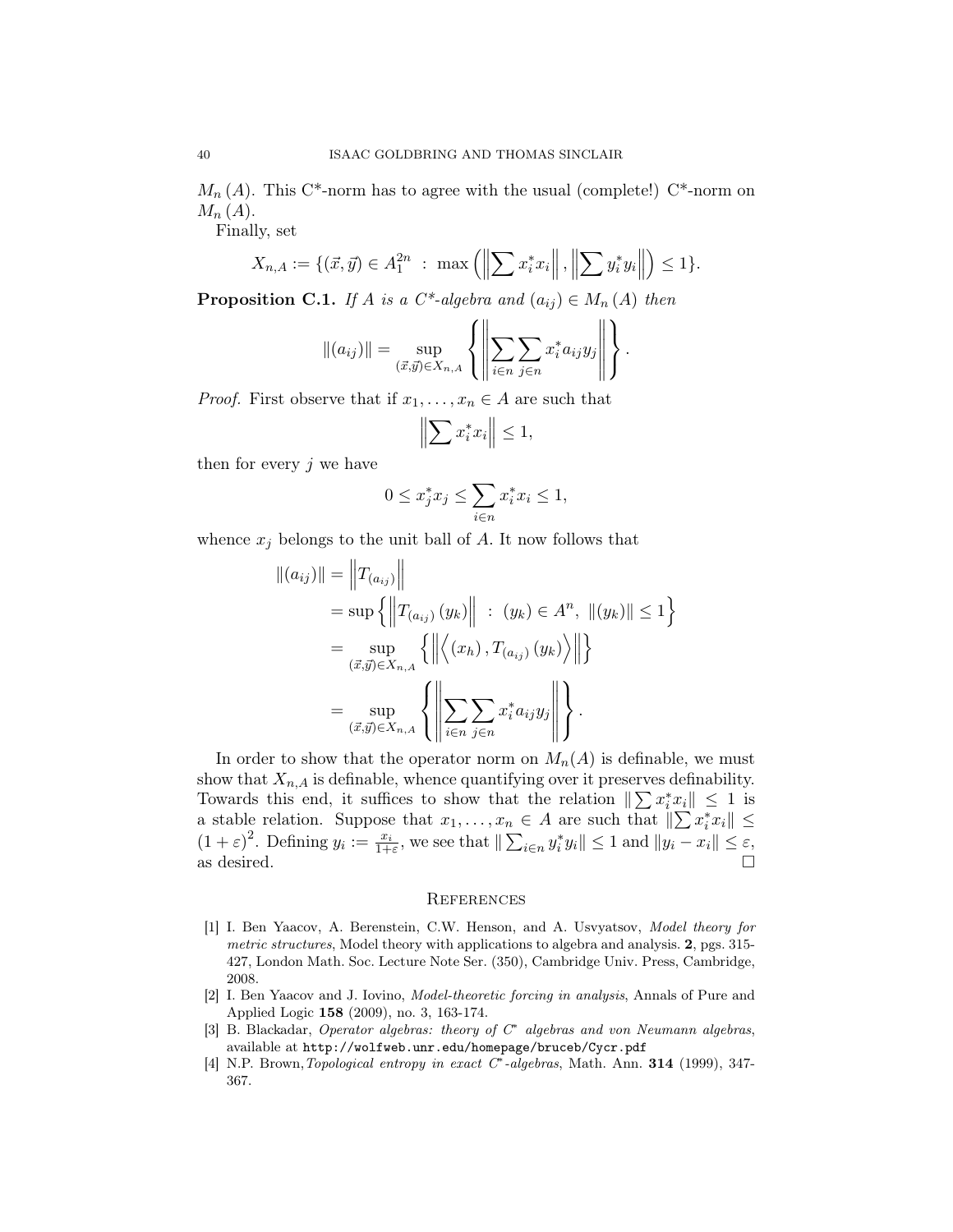$M_n(A)$. This C*-norm has to agree with the usual (complete!) C*-norm on $M_n(A)$.

Finally, set

$$X_{n,A} := \{(\vec{x}, \vec{y}) \in A_1^{2n} \ : \ \max\left(\left\|\sum x_i^* x_i\right\|, \left\|\sum y_i^* y_i\right\|\right) \leq 1\}.$$

**Proposition C.1.** *If $A$ is a C\*-algebra and $(a_{ij}) \in M_n(A)$ then*

$$\|(a_{ij})\| = \sup_{(\vec{x},\vec{y}) \in X_{n,A}} \left\{ \left\| \sum_{i \in n} \sum_{j \in n} x_i^* a_{ij} y_j \right\| \right\}.$$

*Proof.* First observe that if $x_1, \ldots, x_n \in A$ are such that

$$\left\|\sum x_i^* x_i\right\| \leq 1,$$

then for every $j$ we have

$$0 \leq x_j^* x_j \leq \sum_{i \in n} x_i^* x_i \leq 1,$$

whence $x_j$ belongs to the unit ball of $A$. It now follows that

$$\begin{aligned}
\|(a_{ij})\| &= \left\|T_{(a_{ij})}\right\| \\
&= \sup\left\{\left\|T_{(a_{ij})}(y_k)\right\| \ : \ (y_k) \in A^n, \ \|(y_k)\| \leq 1\right\} \\
&= \sup_{(\vec{x},\vec{y}) \in X_{n,A}} \left\{\left\|\left\langle (x_h), T_{(a_{ij})}(y_k)\right\rangle\right\|\right\} \\
&= \sup_{(\vec{x},\vec{y}) \in X_{n,A}} \left\{ \left\| \sum_{i \in n} \sum_{j \in n} x_i^* a_{ij} y_j \right\| \right\}.
\end{aligned}$$

In order to show that the operator norm on $M_n(A)$ is definable, we must show that $X_{n,A}$ is definable, whence quantifying over it preserves definability. Towards this end, it suffices to show that the relation $\|\sum x_i^* x_i\| \leq 1$ is a stable relation. Suppose that $x_1, \ldots, x_n \in A$ are such that $\|\sum x_i^* x_i\| \leq (1+\varepsilon)^2$. Defining $y_i := \frac{x_i}{1+\varepsilon}$, we see that $\|\sum_{i \in n} y_i^* y_i\| \leq 1$ and $\|y_i - x_i\| \leq \varepsilon$, as desired. $\square$

## References

[1] I. Ben Yaacov, A. Berenstein, C.W. Henson, and A. Usvyatsov, *Model theory for metric structures*, Model theory with applications to algebra and analysis. **2**, pgs. 315-427, London Math. Soc. Lecture Note Ser. (350), Cambridge Univ. Press, Cambridge, 2008.

[2] I. Ben Yaacov and J. Iovino, *Model-theoretic forcing in analysis*, Annals of Pure and Applied Logic **158** (2009), no. 3, 163-174.

[3] B. Blackadar, *Operator algebras: theory of C\* algebras and von Neumann algebras*, available at `http://wolfweb.unr.edu/homepage/bruceb/Cycr.pdf`

[4] N.P. Brown, *Topological entropy in exact C\*-algebras*, Math. Ann. **314** (1999), 347-367.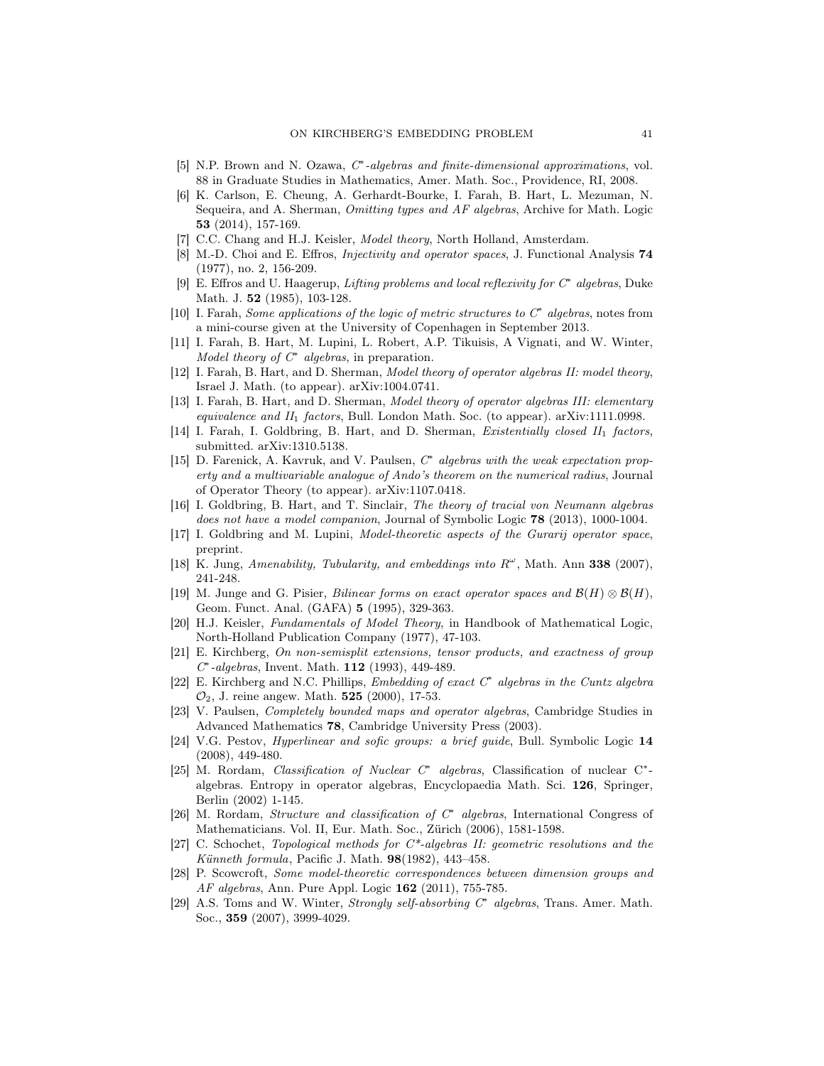[5] N.P. Brown and N. Ozawa, *$C^*$-algebras and finite-dimensional approximations*, vol. 88 in Graduate Studies in Mathematics, Amer. Math. Soc., Providence, RI, 2008.

[6] K. Carlson, E. Cheung, A. Gerhardt-Bourke, I. Farah, B. Hart, L. Mezuman, N. Sequeira, and A. Sherman, *Omitting types and AF algebras*, Archive for Math. Logic **53** (2014), 157-169.

[7] C.C. Chang and H.J. Keisler, *Model theory*, North Holland, Amsterdam.

[8] M.-D. Choi and E. Effros, *Injectivity and operator spaces*, J. Functional Analysis **74** (1977), no. 2, 156-209.

[9] E. Effros and U. Haagerup, *Lifting problems and local reflexivity for $C^*$ algebras*, Duke Math. J. **52** (1985), 103-128.

[10] I. Farah, *Some applications of the logic of metric structures to $C^*$ algebras*, notes from a mini-course given at the University of Copenhagen in September 2013.

[11] I. Farah, B. Hart, M. Lupini, L. Robert, A.P. Tikuisis, A Vignati, and W. Winter, *Model theory of $C^*$ algebras*, in preparation.

[12] I. Farah, B. Hart, and D. Sherman, *Model theory of operator algebras II: model theory*, Israel J. Math. (to appear). arXiv:1004.0741.

[13] I. Farah, B. Hart, and D. Sherman, *Model theory of operator algebras III: elementary equivalence and $II_1$ factors*, Bull. London Math. Soc. (to appear). arXiv:1111.0998.

[14] I. Farah, I. Goldbring, B. Hart, and D. Sherman, *Existentially closed $II_1$ factors*, submitted. arXiv:1310.5138.

[15] D. Farenick, A. Kavruk, and V. Paulsen, *$C^*$ algebras with the weak expectation property and a multivariable analogue of Ando's theorem on the numerical radius*, Journal of Operator Theory (to appear). arXiv:1107.0418.

[16] I. Goldbring, B. Hart, and T. Sinclair, *The theory of tracial von Neumann algebras does not have a model companion*, Journal of Symbolic Logic **78** (2013), 1000-1004.

[17] I. Goldbring and M. Lupini, *Model-theoretic aspects of the Gurarij operator space*, preprint.

[18] K. Jung, *Amenability, Tubularity, and embeddings into $R^\omega$*, Math. Ann **338** (2007), 241-248.

[19] M. Junge and G. Pisier, *Bilinear forms on exact operator spaces and $\mathcal{B}(H)\otimes\mathcal{B}(H)$*, Geom. Funct. Anal. (GAFA) **5** (1995), 329-363.

[20] H.J. Keisler, *Fundamentals of Model Theory*, in Handbook of Mathematical Logic, North-Holland Publication Company (1977), 47-103.

[21] E. Kirchberg, *On non-semisplit extensions, tensor products, and exactness of group $C^*$-algebras*, Invent. Math. **112** (1993), 449-489.

[22] E. Kirchberg and N.C. Phillips, *Embedding of exact $C^*$ algebras in the Cuntz algebra $\mathcal{O}_2$*, J. reine angew. Math. **525** (2000), 17-53.

[23] V. Paulsen, *Completely bounded maps and operator algebras*, Cambridge Studies in Advanced Mathematics **78**, Cambridge University Press (2003).

[24] V.G. Pestov, *Hyperlinear and sofic groups: a brief guide*, Bull. Symbolic Logic **14** (2008), 449-480.

[25] M. Rordam, *Classification of Nuclear $C^*$ algebras*, Classification of nuclear C$^*$-algebras. Entropy in operator algebras, Encyclopaedia Math. Sci. **126**, Springer, Berlin (2002) 1-145.

[26] M. Rordam, *Structure and classification of $C^*$ algebras*, International Congress of Mathematicians. Vol. II, Eur. Math. Soc., Zürich (2006), 1581-1598.

[27] C. Schochet, *Topological methods for C\*-algebras II: geometric resolutions and the Künneth formula*, Pacific J. Math. **98**(1982), 443–458.

[28] P. Scowcroft, *Some model-theoretic correspondences between dimension groups and AF algebras*, Ann. Pure Appl. Logic **162** (2011), 755-785.

[29] A.S. Toms and W. Winter, *Strongly self-absorbing $C^*$ algebras*, Trans. Amer. Math. Soc., **359** (2007), 3999-4029.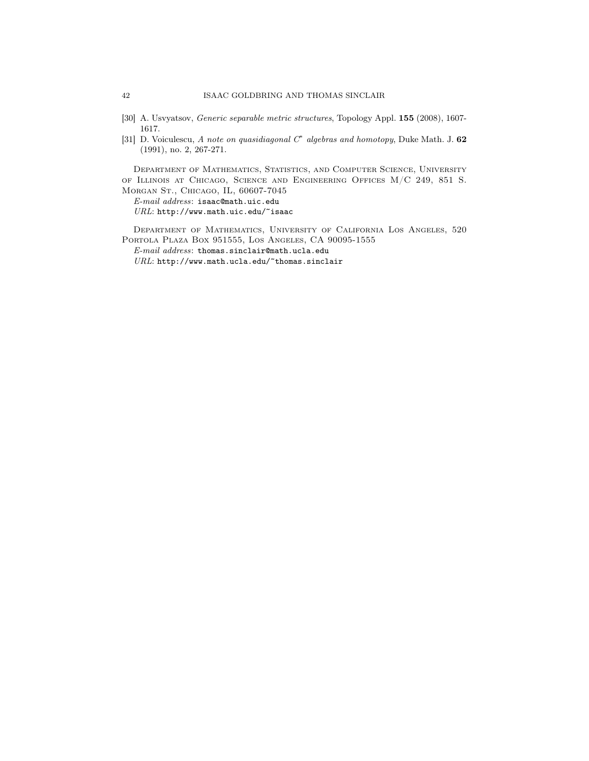[30] A. Usvyatsov, *Generic separable metric structures*, Topology Appl. **155** (2008), 1607-1617.

[31] D. Voiculescu, *A note on quasidiagonal $C^*$ algebras and homotopy*, Duke Math. J. **62** (1991), no. 2, 267-271.

Department of Mathematics, Statistics, and Computer Science, University of Illinois at Chicago, Science and Engineering Offices M/C 249, 851 S. Morgan St., Chicago, IL, 60607-7045

*E-mail address*: `isaac@math.uic.edu`
*URL*: `http://www.math.uic.edu/~isaac`

Department of Mathematics, University of California Los Angeles, 520 Portola Plaza Box 951555, Los Angeles, CA 90095-1555

*E-mail address*: `thomas.sinclair@math.ucla.edu`
*URL*: `http://www.math.ucla.edu/~thomas.sinclair`